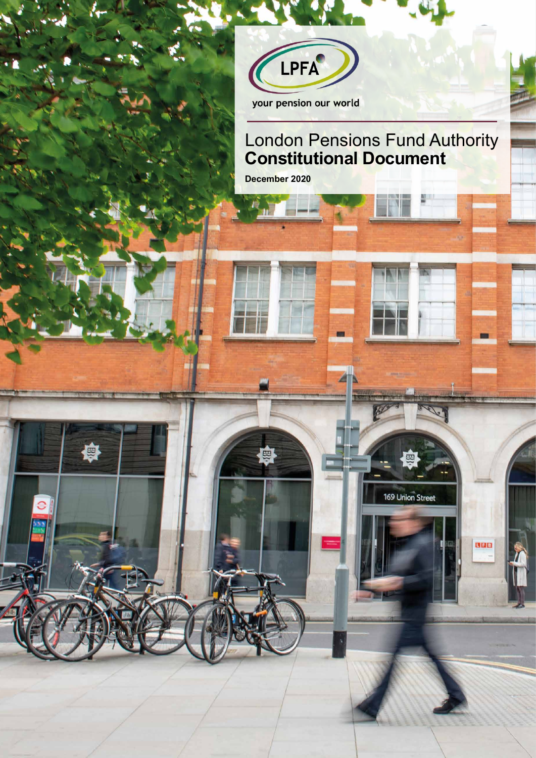LPFA

your pension our world

# London Pensions Fund Authority **Constitutional Document**

**December 2020**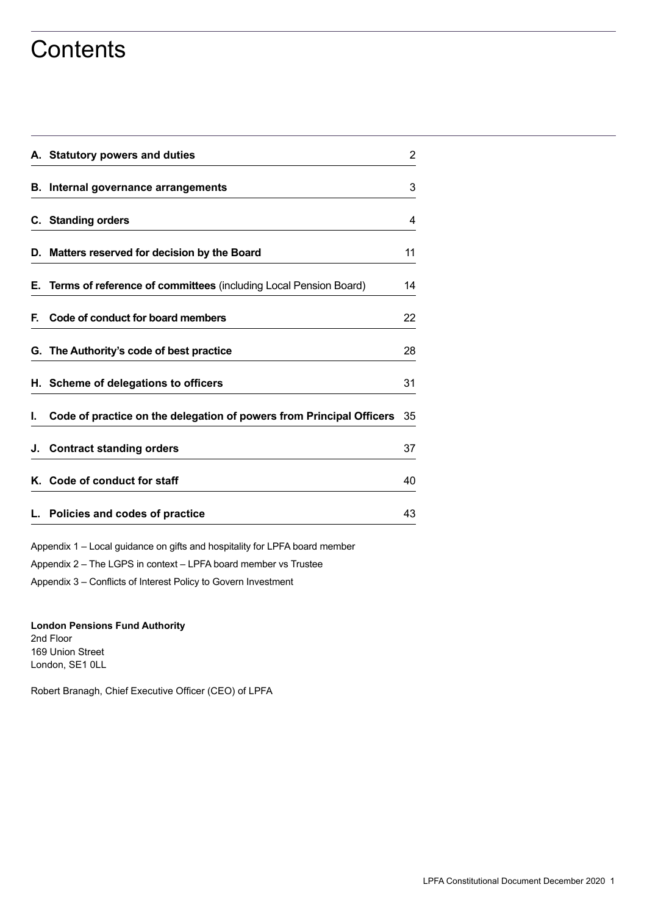# Contents

| | |
|---|---|
| **A. Statutory powers and duties** | 2 |
| **B. Internal governance arrangements** | 3 |
| **C. Standing orders** | 4 |
| **D. Matters reserved for decision by the Board** | 11 |
| **E. Terms of reference of committees** (including Local Pension Board) | 14 |
| **F. Code of conduct for board members** | 22 |
| **G. The Authority's code of best practice** | 28 |
| **H. Scheme of delegations to officers** | 31 |
| **I. Code of practice on the delegation of powers from Principal Officers** | 35 |
| **J. Contract standing orders** | 37 |
| **K. Code of conduct for staff** | 40 |
| **L. Policies and codes of practice** | 43 |

Appendix 1 – Local guidance on gifts and hospitality for LPFA board member

Appendix 2 – The LGPS in context – LPFA board member vs Trustee

Appendix 3 – Conflicts of Interest Policy to Govern Investment

**London Pensions Fund Authority**
2nd Floor
169 Union Street
London, SE1 0LL

Robert Branagh, Chief Executive Officer (CEO) of LPFA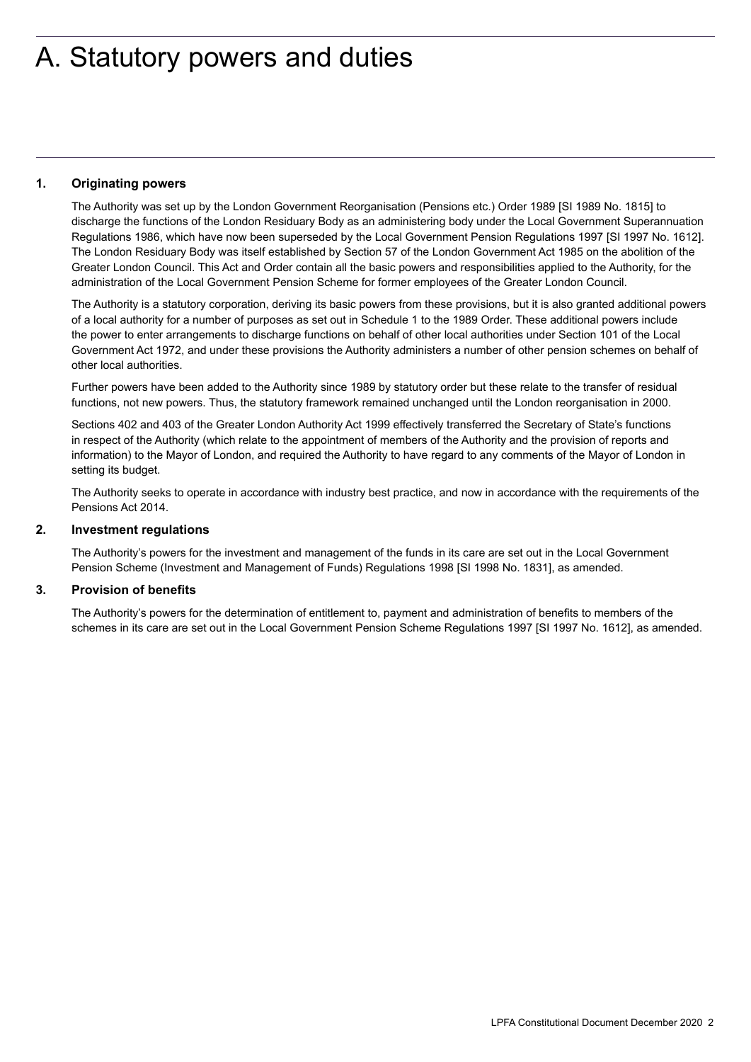# A. Statutory powers and duties

## 1. Originating powers

The Authority was set up by the London Government Reorganisation (Pensions etc.) Order 1989 [SI 1989 No. 1815] to discharge the functions of the London Residuary Body as an administering body under the Local Government Superannuation Regulations 1986, which have now been superseded by the Local Government Pension Regulations 1997 [SI 1997 No. 1612]. The London Residuary Body was itself established by Section 57 of the London Government Act 1985 on the abolition of the Greater London Council. This Act and Order contain all the basic powers and responsibilities applied to the Authority, for the administration of the Local Government Pension Scheme for former employees of the Greater London Council.

The Authority is a statutory corporation, deriving its basic powers from these provisions, but it is also granted additional powers of a local authority for a number of purposes as set out in Schedule 1 to the 1989 Order. These additional powers include the power to enter arrangements to discharge functions on behalf of other local authorities under Section 101 of the Local Government Act 1972, and under these provisions the Authority administers a number of other pension schemes on behalf of other local authorities.

Further powers have been added to the Authority since 1989 by statutory order but these relate to the transfer of residual functions, not new powers. Thus, the statutory framework remained unchanged until the London reorganisation in 2000.

Sections 402 and 403 of the Greater London Authority Act 1999 effectively transferred the Secretary of State's functions in respect of the Authority (which relate to the appointment of members of the Authority and the provision of reports and information) to the Mayor of London, and required the Authority to have regard to any comments of the Mayor of London in setting its budget.

The Authority seeks to operate in accordance with industry best practice, and now in accordance with the requirements of the Pensions Act 2014.

## 2. Investment regulations

The Authority's powers for the investment and management of the funds in its care are set out in the Local Government Pension Scheme (Investment and Management of Funds) Regulations 1998 [SI 1998 No. 1831], as amended.

## 3. Provision of benefits

The Authority's powers for the determination of entitlement to, payment and administration of benefits to members of the schemes in its care are set out in the Local Government Pension Scheme Regulations 1997 [SI 1997 No. 1612], as amended.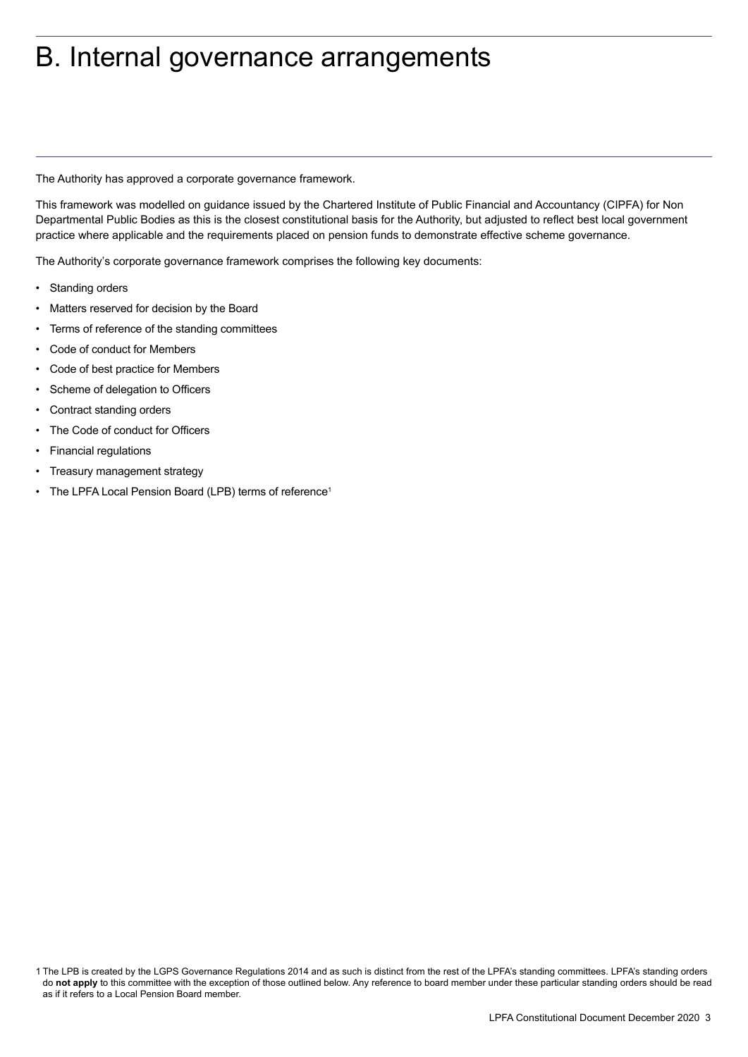# B. Internal governance arrangements

The Authority has approved a corporate governance framework.

This framework was modelled on guidance issued by the Chartered Institute of Public Financial and Accountancy (CIPFA) for Non Departmental Public Bodies as this is the closest constitutional basis for the Authority, but adjusted to reflect best local government practice where applicable and the requirements placed on pension funds to demonstrate effective scheme governance.

The Authority's corporate governance framework comprises the following key documents:

- Standing orders
- Matters reserved for decision by the Board
- Terms of reference of the standing committees
- Code of conduct for Members
- Code of best practice for Members
- Scheme of delegation to Officers
- Contract standing orders
- The Code of conduct for Officers
- Financial regulations
- Treasury management strategy
- The LPFA Local Pension Board (LPB) terms of reference[1]

1 The LPB is created by the LGPS Governance Regulations 2014 and as such is distinct from the rest of the LPFA's standing committees. LPFA's standing orders do **not apply** to this committee with the exception of those outlined below. Any reference to board member under these particular standing orders should be read as if it refers to a Local Pension Board member.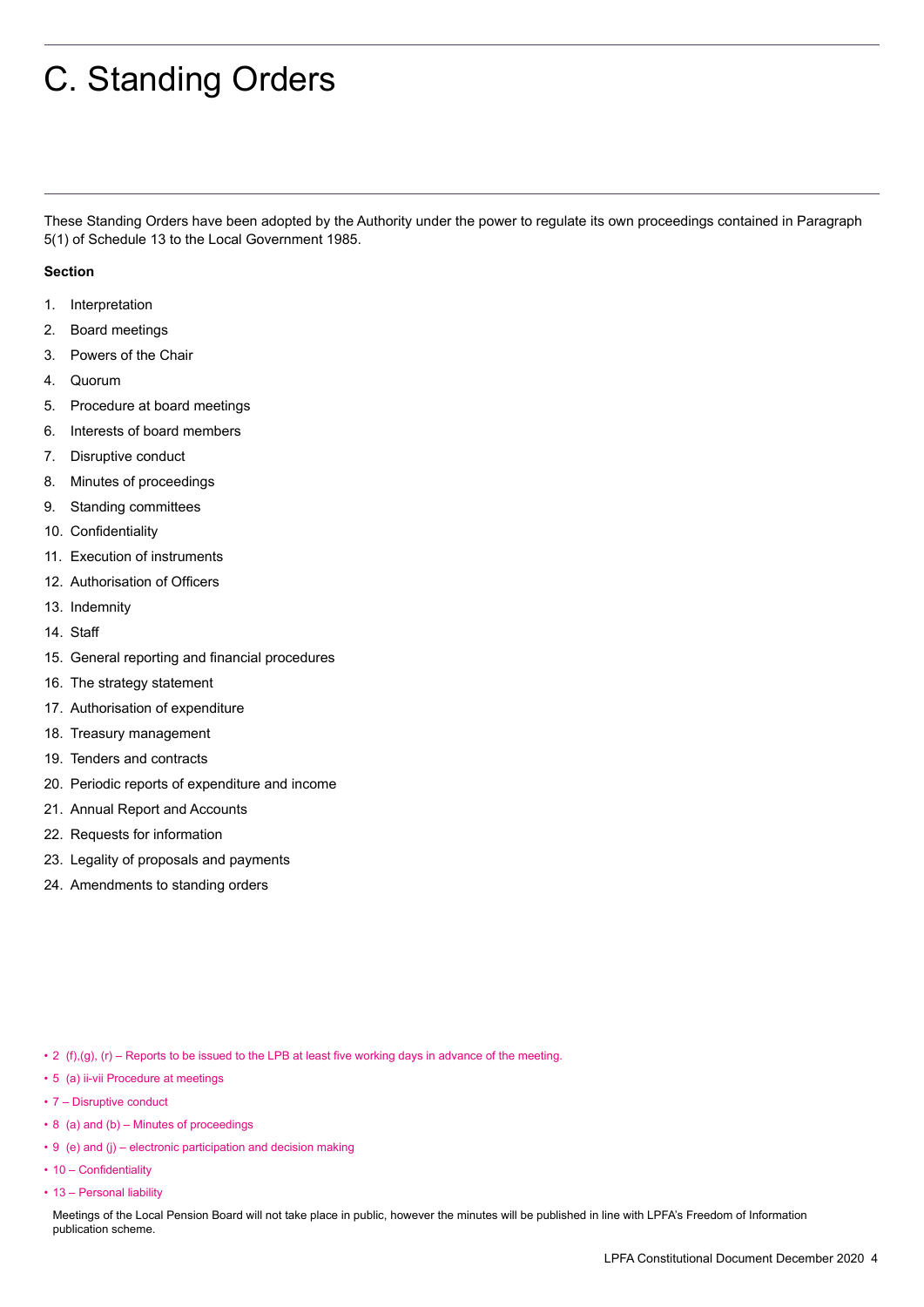# C. Standing Orders

These Standing Orders have been adopted by the Authority under the power to regulate its own proceedings contained in Paragraph 5(1) of Schedule 13 to the Local Government 1985.

**Section**

1. Interpretation
2. Board meetings
3. Powers of the Chair
4. Quorum
5. Procedure at board meetings
6. Interests of board members
7. Disruptive conduct
8. Minutes of proceedings
9. Standing committees
10. Confidentiality
11. Execution of instruments
12. Authorisation of Officers
13. Indemnity
14. Staff
15. General reporting and financial procedures
16. The strategy statement
17. Authorisation of expenditure
18. Treasury management
19. Tenders and contracts
20. Periodic reports of expenditure and income
21. Annual Report and Accounts
22. Requests for information
23. Legality of proposals and payments
24. Amendments to standing orders

- 2 (f),(g), (r) – Reports to be issued to the LPB at least five working days in advance of the meeting.
- 5 (a) ii-vii Procedure at meetings
- 7 – Disruptive conduct
- 8 (a) and (b) – Minutes of proceedings
- 9 (e) and (j) – electronic participation and decision making
- 10 – Confidentiality
- 13 – Personal liability

Meetings of the Local Pension Board will not take place in public, however the minutes will be published in line with LPFA's Freedom of Information publication scheme.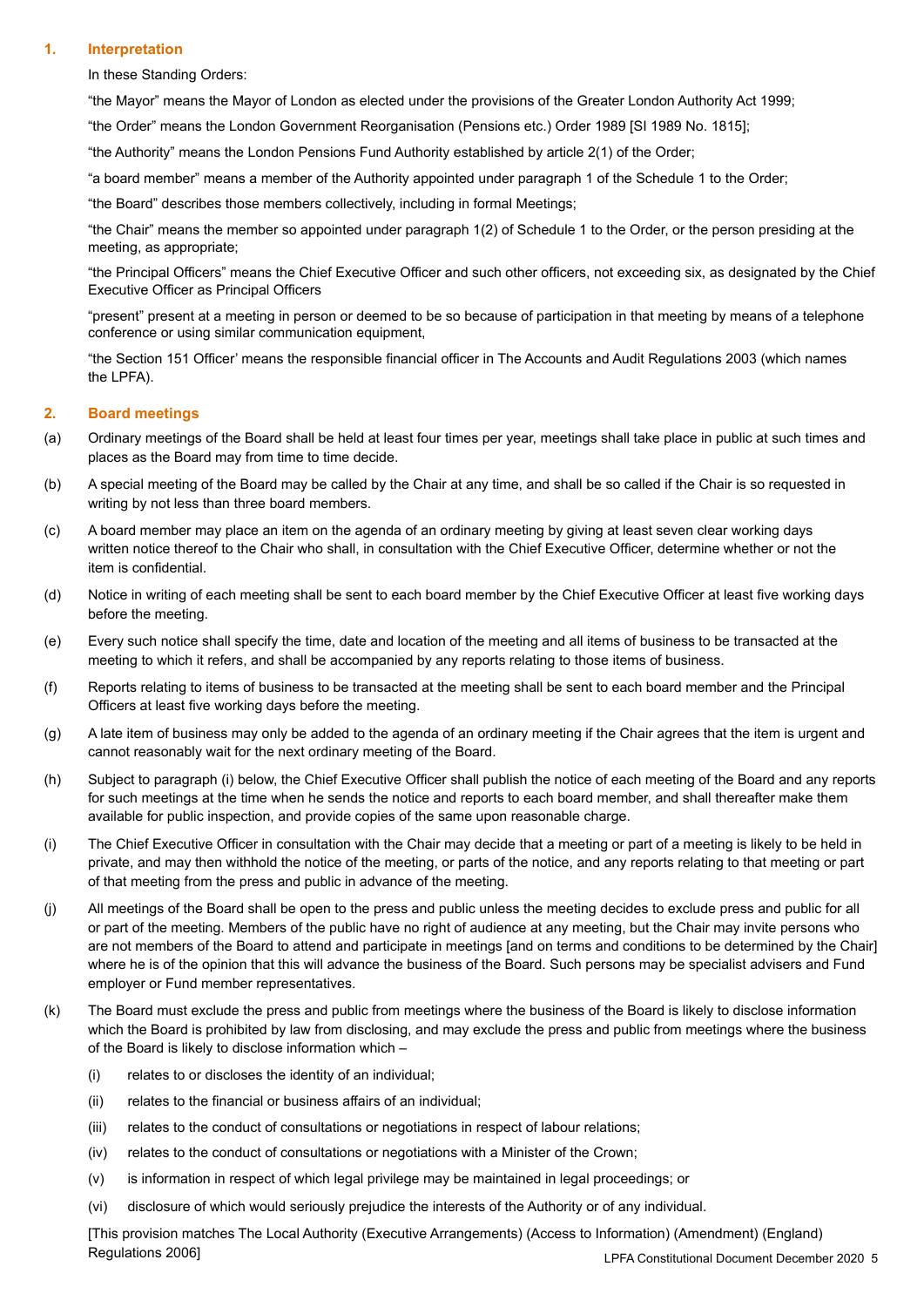## 1. Interpretation

In these Standing Orders:

"the Mayor" means the Mayor of London as elected under the provisions of the Greater London Authority Act 1999;

"the Order" means the London Government Reorganisation (Pensions etc.) Order 1989 [SI 1989 No. 1815];

"the Authority" means the London Pensions Fund Authority established by article 2(1) of the Order;

"a board member" means a member of the Authority appointed under paragraph 1 of the Schedule 1 to the Order;

"the Board" describes those members collectively, including in formal Meetings;

"the Chair" means the member so appointed under paragraph 1(2) of Schedule 1 to the Order, or the person presiding at the meeting, as appropriate;

"the Principal Officers" means the Chief Executive Officer and such other officers, not exceeding six, as designated by the Chief Executive Officer as Principal Officers

"present" present at a meeting in person or deemed to be so because of participation in that meeting by means of a telephone conference or using similar communication equipment,

"the Section 151 Officer' means the responsible financial officer in The Accounts and Audit Regulations 2003 (which names the LPFA).

## 2. Board meetings

(a) Ordinary meetings of the Board shall be held at least four times per year, meetings shall take place in public at such times and places as the Board may from time to time decide.

(b) A special meeting of the Board may be called by the Chair at any time, and shall be so called if the Chair is so requested in writing by not less than three board members.

(c) A board member may place an item on the agenda of an ordinary meeting by giving at least seven clear working days written notice thereof to the Chair who shall, in consultation with the Chief Executive Officer, determine whether or not the item is confidential.

(d) Notice in writing of each meeting shall be sent to each board member by the Chief Executive Officer at least five working days before the meeting.

(e) Every such notice shall specify the time, date and location of the meeting and all items of business to be transacted at the meeting to which it refers, and shall be accompanied by any reports relating to those items of business.

(f) Reports relating to items of business to be transacted at the meeting shall be sent to each board member and the Principal Officers at least five working days before the meeting.

(g) A late item of business may only be added to the agenda of an ordinary meeting if the Chair agrees that the item is urgent and cannot reasonably wait for the next ordinary meeting of the Board.

(h) Subject to paragraph (i) below, the Chief Executive Officer shall publish the notice of each meeting of the Board and any reports for such meetings at the time when he sends the notice and reports to each board member, and shall thereafter make them available for public inspection, and provide copies of the same upon reasonable charge.

(i) The Chief Executive Officer in consultation with the Chair may decide that a meeting or part of a meeting is likely to be held in private, and may then withhold the notice of the meeting, or parts of the notice, and any reports relating to that meeting or part of that meeting from the press and public in advance of the meeting.

(j) All meetings of the Board shall be open to the press and public unless the meeting decides to exclude press and public for all or part of the meeting. Members of the public have no right of audience at any meeting, but the Chair may invite persons who are not members of the Board to attend and participate in meetings [and on terms and conditions to be determined by the Chair] where he is of the opinion that this will advance the business of the Board. Such persons may be specialist advisers and Fund employer or Fund member representatives.

(k) The Board must exclude the press and public from meetings where the business of the Board is likely to disclose information which the Board is prohibited by law from disclosing, and may exclude the press and public from meetings where the business of the Board is likely to disclose information which –

   (i) relates to or discloses the identity of an individual;

   (ii) relates to the financial or business affairs of an individual;

   (iii) relates to the conduct of consultations or negotiations in respect of labour relations;

   (iv) relates to the conduct of consultations or negotiations with a Minister of the Crown;

   (v) is information in respect of which legal privilege may be maintained in legal proceedings; or

   (vi) disclosure of which would seriously prejudice the interests of the Authority or of any individual.

[This provision matches The Local Authority (Executive Arrangements) (Access to Information) (Amendment) (England) Regulations 2006]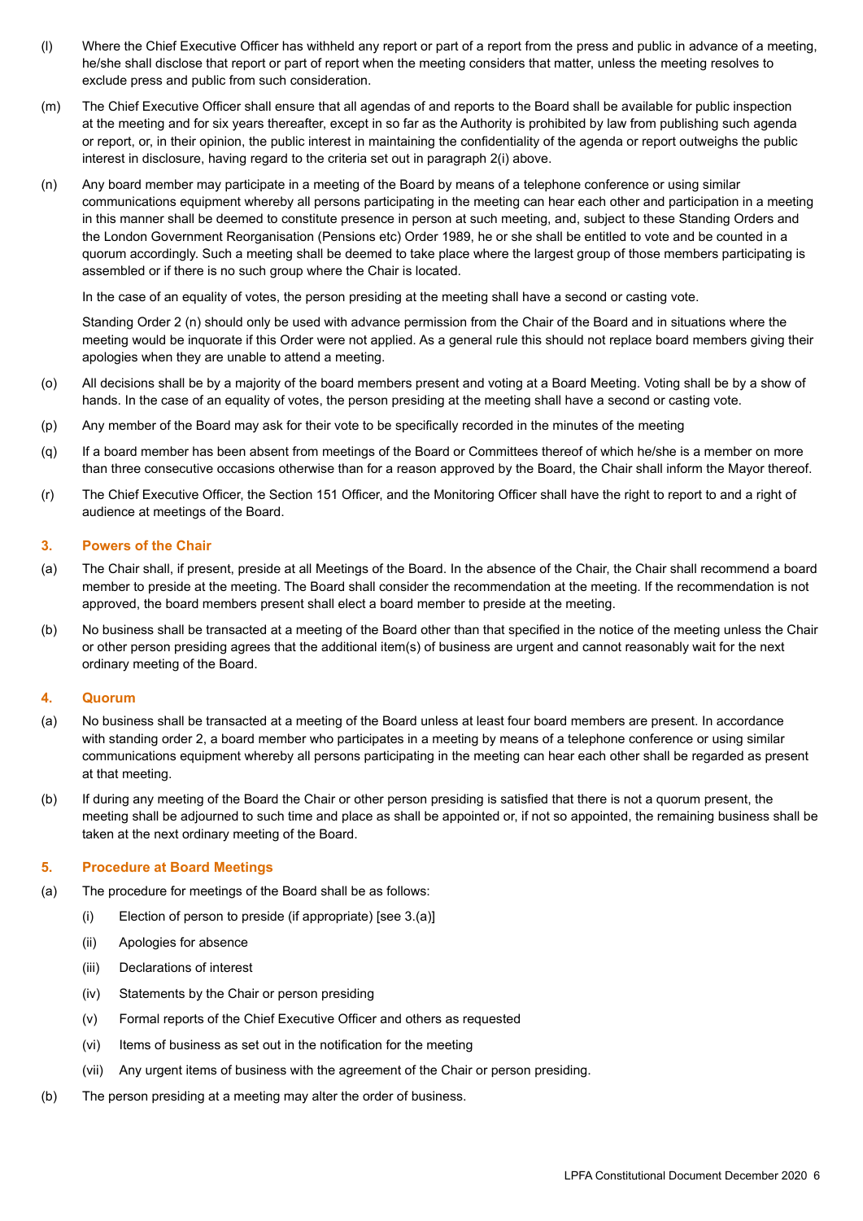(l) Where the Chief Executive Officer has withheld any report or part of a report from the press and public in advance of a meeting, he/she shall disclose that report or part of report when the meeting considers that matter, unless the meeting resolves to exclude press and public from such consideration.

(m) The Chief Executive Officer shall ensure that all agendas of and reports to the Board shall be available for public inspection at the meeting and for six years thereafter, except in so far as the Authority is prohibited by law from publishing such agenda or report, or, in their opinion, the public interest in maintaining the confidentiality of the agenda or report outweighs the public interest in disclosure, having regard to the criteria set out in paragraph 2(i) above.

(n) Any board member may participate in a meeting of the Board by means of a telephone conference or using similar communications equipment whereby all persons participating in the meeting can hear each other and participation in a meeting in this manner shall be deemed to constitute presence in person at such meeting, and, subject to these Standing Orders and the London Government Reorganisation (Pensions etc) Order 1989, he or she shall be entitled to vote and be counted in a quorum accordingly. Such a meeting shall be deemed to take place where the largest group of those members participating is assembled or if there is no such group where the Chair is located.

In the case of an equality of votes, the person presiding at the meeting shall have a second or casting vote.

Standing Order 2 (n) should only be used with advance permission from the Chair of the Board and in situations where the meeting would be inquorate if this Order were not applied. As a general rule this should not replace board members giving their apologies when they are unable to attend a meeting.

(o) All decisions shall be by a majority of the board members present and voting at a Board Meeting. Voting shall be by a show of hands. In the case of an equality of votes, the person presiding at the meeting shall have a second or casting vote.

(p) Any member of the Board may ask for their vote to be specifically recorded in the minutes of the meeting

(q) If a board member has been absent from meetings of the Board or Committees thereof of which he/she is a member on more than three consecutive occasions otherwise than for a reason approved by the Board, the Chair shall inform the Mayor thereof.

(r) The Chief Executive Officer, the Section 151 Officer, and the Monitoring Officer shall have the right to report to and a right of audience at meetings of the Board.

## 3. Powers of the Chair

(a) The Chair shall, if present, preside at all Meetings of the Board. In the absence of the Chair, the Chair shall recommend a board member to preside at the meeting. The Board shall consider the recommendation at the meeting. If the recommendation is not approved, the board members present shall elect a board member to preside at the meeting.

(b) No business shall be transacted at a meeting of the Board other than that specified in the notice of the meeting unless the Chair or other person presiding agrees that the additional item(s) of business are urgent and cannot reasonably wait for the next ordinary meeting of the Board.

## 4. Quorum

(a) No business shall be transacted at a meeting of the Board unless at least four board members are present. In accordance with standing order 2, a board member who participates in a meeting by means of a telephone conference or using similar communications equipment whereby all persons participating in the meeting can hear each other shall be regarded as present at that meeting.

(b) If during any meeting of the Board the Chair or other person presiding is satisfied that there is not a quorum present, the meeting shall be adjourned to such time and place as shall be appointed or, if not so appointed, the remaining business shall be taken at the next ordinary meeting of the Board.

## 5. Procedure at Board Meetings

(a) The procedure for meetings of the Board shall be as follows:

  (i) Election of person to preside (if appropriate) [see 3.(a)]

  (ii) Apologies for absence

  (iii) Declarations of interest

  (iv) Statements by the Chair or person presiding

  (v) Formal reports of the Chief Executive Officer and others as requested

  (vi) Items of business as set out in the notification for the meeting

  (vii) Any urgent items of business with the agreement of the Chair or person presiding.

(b) The person presiding at a meeting may alter the order of business.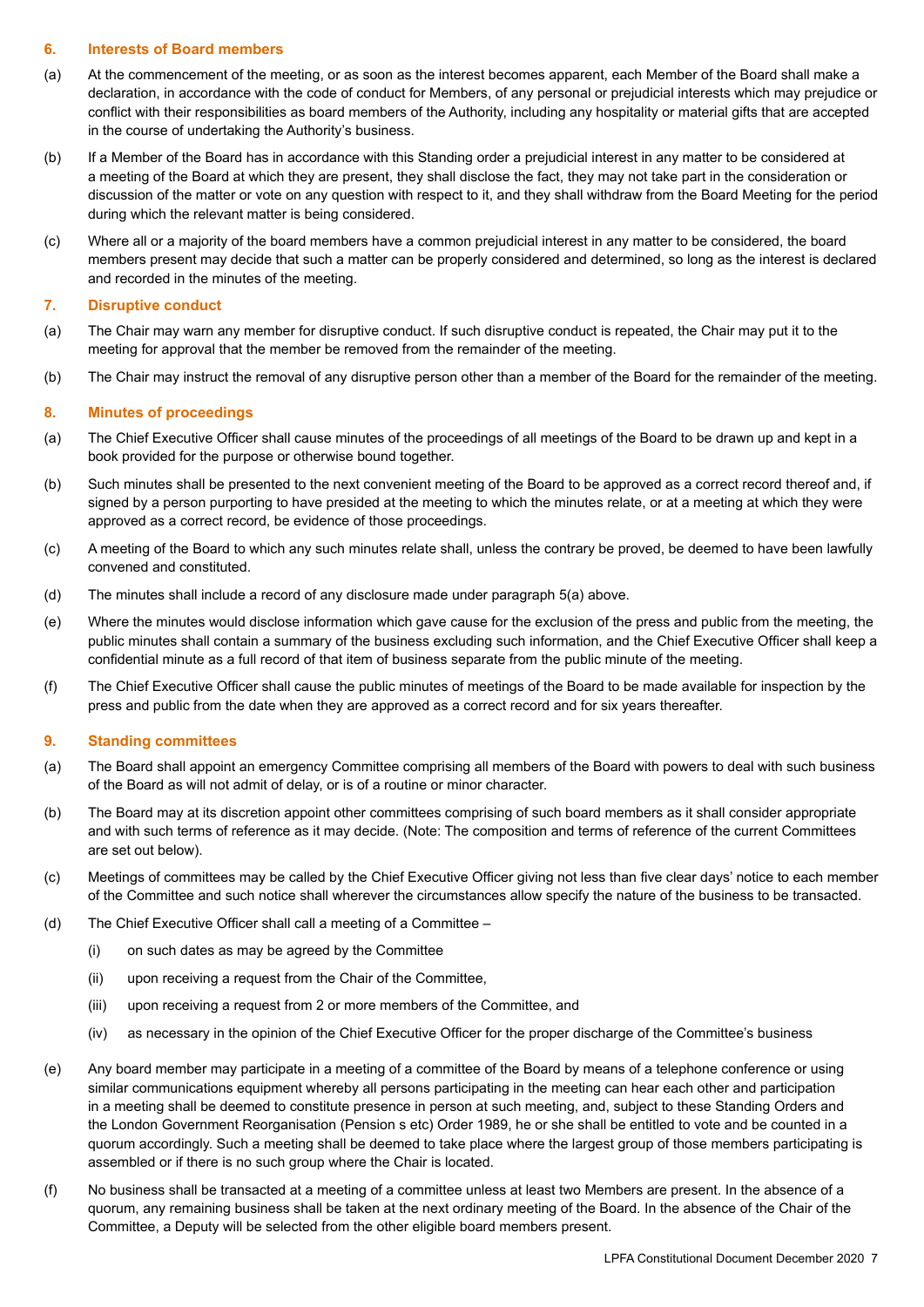## 6. Interests of Board members

(a) At the commencement of the meeting, or as soon as the interest becomes apparent, each Member of the Board shall make a declaration, in accordance with the code of conduct for Members, of any personal or prejudicial interests which may prejudice or conflict with their responsibilities as board members of the Authority, including any hospitality or material gifts that are accepted in the course of undertaking the Authority's business.

(b) If a Member of the Board has in accordance with this Standing order a prejudicial interest in any matter to be considered at a meeting of the Board at which they are present, they shall disclose the fact, they may not take part in the consideration or discussion of the matter or vote on any question with respect to it, and they shall withdraw from the Board Meeting for the period during which the relevant matter is being considered.

(c) Where all or a majority of the board members have a common prejudicial interest in any matter to be considered, the board members present may decide that such a matter can be properly considered and determined, so long as the interest is declared and recorded in the minutes of the meeting.

## 7. Disruptive conduct

(a) The Chair may warn any member for disruptive conduct. If such disruptive conduct is repeated, the Chair may put it to the meeting for approval that the member be removed from the remainder of the meeting.

(b) The Chair may instruct the removal of any disruptive person other than a member of the Board for the remainder of the meeting.

## 8. Minutes of proceedings

(a) The Chief Executive Officer shall cause minutes of the proceedings of all meetings of the Board to be drawn up and kept in a book provided for the purpose or otherwise bound together.

(b) Such minutes shall be presented to the next convenient meeting of the Board to be approved as a correct record thereof and, if signed by a person purporting to have presided at the meeting to which the minutes relate, or at a meeting at which they were approved as a correct record, be evidence of those proceedings.

(c) A meeting of the Board to which any such minutes relate shall, unless the contrary be proved, be deemed to have been lawfully convened and constituted.

(d) The minutes shall include a record of any disclosure made under paragraph 5(a) above.

(e) Where the minutes would disclose information which gave cause for the exclusion of the press and public from the meeting, the public minutes shall contain a summary of the business excluding such information, and the Chief Executive Officer shall keep a confidential minute as a full record of that item of business separate from the public minute of the meeting.

(f) The Chief Executive Officer shall cause the public minutes of meetings of the Board to be made available for inspection by the press and public from the date when they are approved as a correct record and for six years thereafter.

## 9. Standing committees

(a) The Board shall appoint an emergency Committee comprising all members of the Board with powers to deal with such business of the Board as will not admit of delay, or is of a routine or minor character.

(b) The Board may at its discretion appoint other committees comprising of such board members as it shall consider appropriate and with such terms of reference as it may decide. (Note: The composition and terms of reference of the current Committees are set out below).

(c) Meetings of committees may be called by the Chief Executive Officer giving not less than five clear days' notice to each member of the Committee and such notice shall wherever the circumstances allow specify the nature of the business to be transacted.

(d) The Chief Executive Officer shall call a meeting of a Committee –

   (i) on such dates as may be agreed by the Committee

   (ii) upon receiving a request from the Chair of the Committee,

   (iii) upon receiving a request from 2 or more members of the Committee, and

   (iv) as necessary in the opinion of the Chief Executive Officer for the proper discharge of the Committee's business

(e) Any board member may participate in a meeting of a committee of the Board by means of a telephone conference or using similar communications equipment whereby all persons participating in the meeting can hear each other and participation in a meeting shall be deemed to constitute presence in person at such meeting, and, subject to these Standing Orders and the London Government Reorganisation (Pension s etc) Order 1989, he or she shall be entitled to vote and be counted in a quorum accordingly. Such a meeting shall be deemed to take place where the largest group of those members participating is assembled or if there is no such group where the Chair is located.

(f) No business shall be transacted at a meeting of a committee unless at least two Members are present. In the absence of a quorum, any remaining business shall be taken at the next ordinary meeting of the Board. In the absence of the Chair of the Committee, a Deputy will be selected from the other eligible board members present.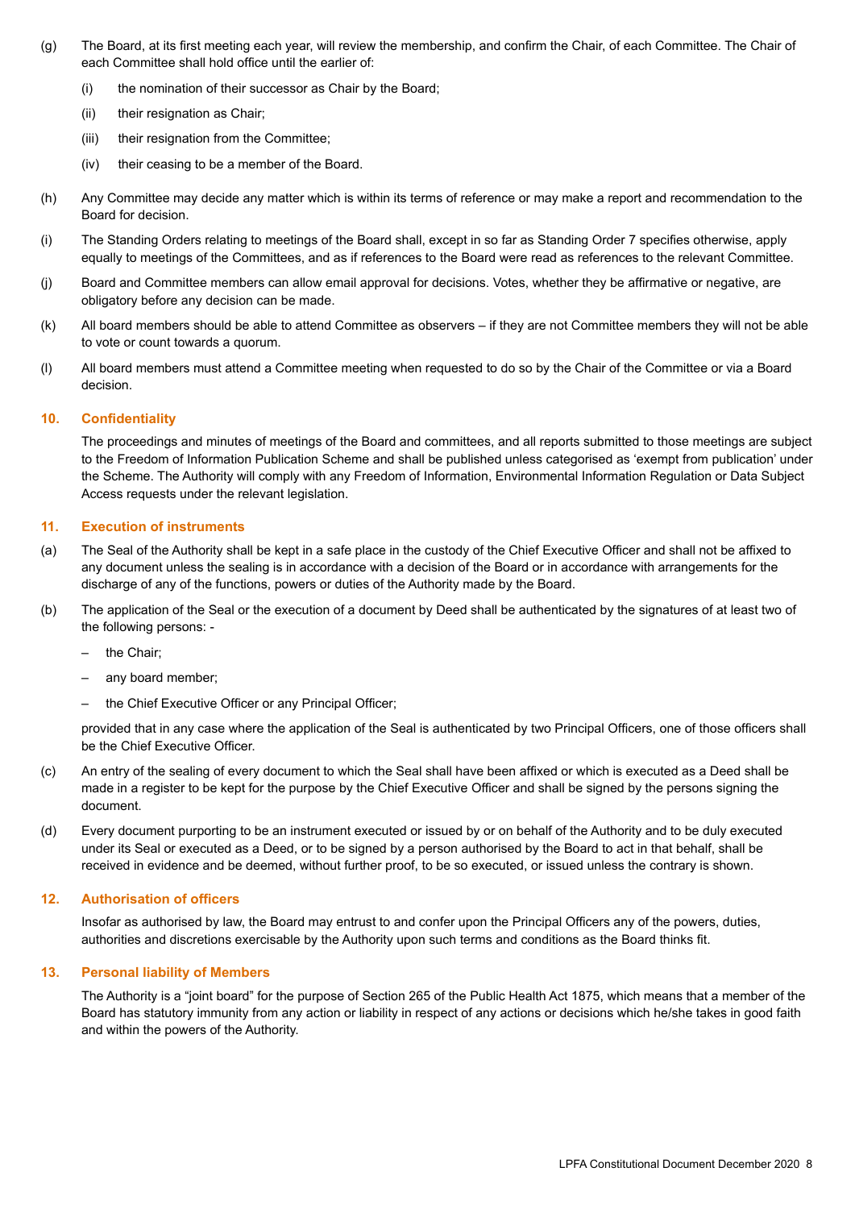(g) The Board, at its first meeting each year, will review the membership, and confirm the Chair, of each Committee. The Chair of each Committee shall hold office until the earlier of:

(i) the nomination of their successor as Chair by the Board;

(ii) their resignation as Chair;

(iii) their resignation from the Committee;

(iv) their ceasing to be a member of the Board.

(h) Any Committee may decide any matter which is within its terms of reference or may make a report and recommendation to the Board for decision.

(i) The Standing Orders relating to meetings of the Board shall, except in so far as Standing Order 7 specifies otherwise, apply equally to meetings of the Committees, and as if references to the Board were read as references to the relevant Committee.

(j) Board and Committee members can allow email approval for decisions. Votes, whether they be affirmative or negative, are obligatory before any decision can be made.

(k) All board members should be able to attend Committee as observers – if they are not Committee members they will not be able to vote or count towards a quorum.

(l) All board members must attend a Committee meeting when requested to do so by the Chair of the Committee or via a Board decision.

## 10. Confidentiality

The proceedings and minutes of meetings of the Board and committees, and all reports submitted to those meetings are subject to the Freedom of Information Publication Scheme and shall be published unless categorised as 'exempt from publication' under the Scheme. The Authority will comply with any Freedom of Information, Environmental Information Regulation or Data Subject Access requests under the relevant legislation.

## 11. Execution of instruments

(a) The Seal of the Authority shall be kept in a safe place in the custody of the Chief Executive Officer and shall not be affixed to any document unless the sealing is in accordance with a decision of the Board or in accordance with arrangements for the discharge of any of the functions, powers or duties of the Authority made by the Board.

(b) The application of the Seal or the execution of a document by Deed shall be authenticated by the signatures of at least two of the following persons: -

– the Chair;

– any board member;

– the Chief Executive Officer or any Principal Officer;

provided that in any case where the application of the Seal is authenticated by two Principal Officers, one of those officers shall be the Chief Executive Officer.

(c) An entry of the sealing of every document to which the Seal shall have been affixed or which is executed as a Deed shall be made in a register to be kept for the purpose by the Chief Executive Officer and shall be signed by the persons signing the document.

(d) Every document purporting to be an instrument executed or issued by or on behalf of the Authority and to be duly executed under its Seal or executed as a Deed, or to be signed by a person authorised by the Board to act in that behalf, shall be received in evidence and be deemed, without further proof, to be so executed, or issued unless the contrary is shown.

## 12. Authorisation of officers

Insofar as authorised by law, the Board may entrust to and confer upon the Principal Officers any of the powers, duties, authorities and discretions exercisable by the Authority upon such terms and conditions as the Board thinks fit.

## 13. Personal liability of Members

The Authority is a "joint board" for the purpose of Section 265 of the Public Health Act 1875, which means that a member of the Board has statutory immunity from any action or liability in respect of any actions or decisions which he/she takes in good faith and within the powers of the Authority.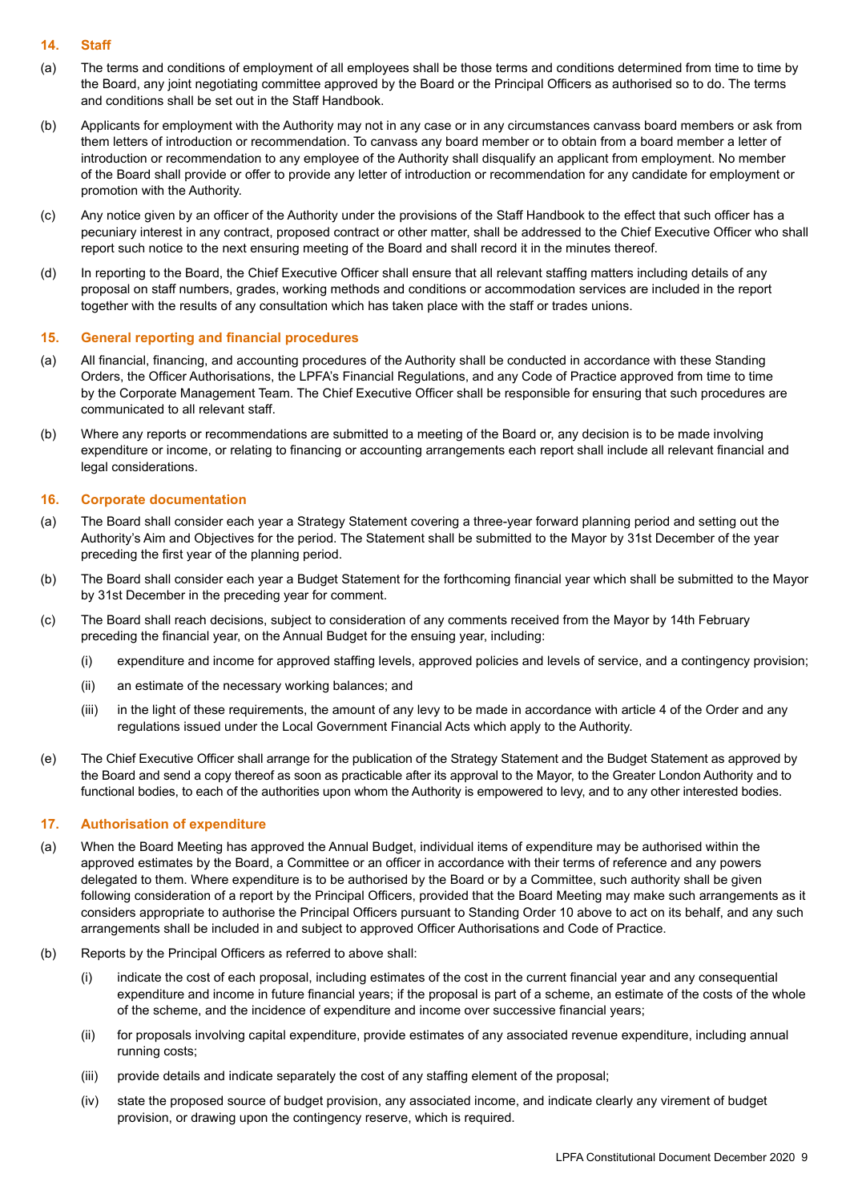## 14. Staff

(a) The terms and conditions of employment of all employees shall be those terms and conditions determined from time to time by the Board, any joint negotiating committee approved by the Board or the Principal Officers as authorised so to do. The terms and conditions shall be set out in the Staff Handbook.

(b) Applicants for employment with the Authority may not in any case or in any circumstances canvass board members or ask from them letters of introduction or recommendation. To canvass any board member or to obtain from a board member a letter of introduction or recommendation to any employee of the Authority shall disqualify an applicant from employment. No member of the Board shall provide or offer to provide any letter of introduction or recommendation for any candidate for employment or promotion with the Authority.

(c) Any notice given by an officer of the Authority under the provisions of the Staff Handbook to the effect that such officer has a pecuniary interest in any contract, proposed contract or other matter, shall be addressed to the Chief Executive Officer who shall report such notice to the next ensuring meeting of the Board and shall record it in the minutes thereof.

(d) In reporting to the Board, the Chief Executive Officer shall ensure that all relevant staffing matters including details of any proposal on staff numbers, grades, working methods and conditions or accommodation services are included in the report together with the results of any consultation which has taken place with the staff or trades unions.

## 15. General reporting and financial procedures

(a) All financial, financing, and accounting procedures of the Authority shall be conducted in accordance with these Standing Orders, the Officer Authorisations, the LPFA's Financial Regulations, and any Code of Practice approved from time to time by the Corporate Management Team. The Chief Executive Officer shall be responsible for ensuring that such procedures are communicated to all relevant staff.

(b) Where any reports or recommendations are submitted to a meeting of the Board or, any decision is to be made involving expenditure or income, or relating to financing or accounting arrangements each report shall include all relevant financial and legal considerations.

## 16. Corporate documentation

(a) The Board shall consider each year a Strategy Statement covering a three-year forward planning period and setting out the Authority's Aim and Objectives for the period. The Statement shall be submitted to the Mayor by 31st December of the year preceding the first year of the planning period.

(b) The Board shall consider each year a Budget Statement for the forthcoming financial year which shall be submitted to the Mayor by 31st December in the preceding year for comment.

(c) The Board shall reach decisions, subject to consideration of any comments received from the Mayor by 14th February preceding the financial year, on the Annual Budget for the ensuing year, including:

   (i) expenditure and income for approved staffing levels, approved policies and levels of service, and a contingency provision;

   (ii) an estimate of the necessary working balances; and

   (iii) in the light of these requirements, the amount of any levy to be made in accordance with article 4 of the Order and any regulations issued under the Local Government Financial Acts which apply to the Authority.

(e) The Chief Executive Officer shall arrange for the publication of the Strategy Statement and the Budget Statement as approved by the Board and send a copy thereof as soon as practicable after its approval to the Mayor, to the Greater London Authority and to functional bodies, to each of the authorities upon whom the Authority is empowered to levy, and to any other interested bodies.

## 17. Authorisation of expenditure

(a) When the Board Meeting has approved the Annual Budget, individual items of expenditure may be authorised within the approved estimates by the Board, a Committee or an officer in accordance with their terms of reference and any powers delegated to them. Where expenditure is to be authorised by the Board or by a Committee, such authority shall be given following consideration of a report by the Principal Officers, provided that the Board Meeting may make such arrangements as it considers appropriate to authorise the Principal Officers pursuant to Standing Order 10 above to act on its behalf, and any such arrangements shall be included in and subject to approved Officer Authorisations and Code of Practice.

(b) Reports by the Principal Officers as referred to above shall:

   (i) indicate the cost of each proposal, including estimates of the cost in the current financial year and any consequential expenditure and income in future financial years; if the proposal is part of a scheme, an estimate of the costs of the whole of the scheme, and the incidence of expenditure and income over successive financial years;

   (ii) for proposals involving capital expenditure, provide estimates of any associated revenue expenditure, including annual running costs;

   (iii) provide details and indicate separately the cost of any staffing element of the proposal;

   (iv) state the proposed source of budget provision, any associated income, and indicate clearly any virement of budget provision, or drawing upon the contingency reserve, which is required.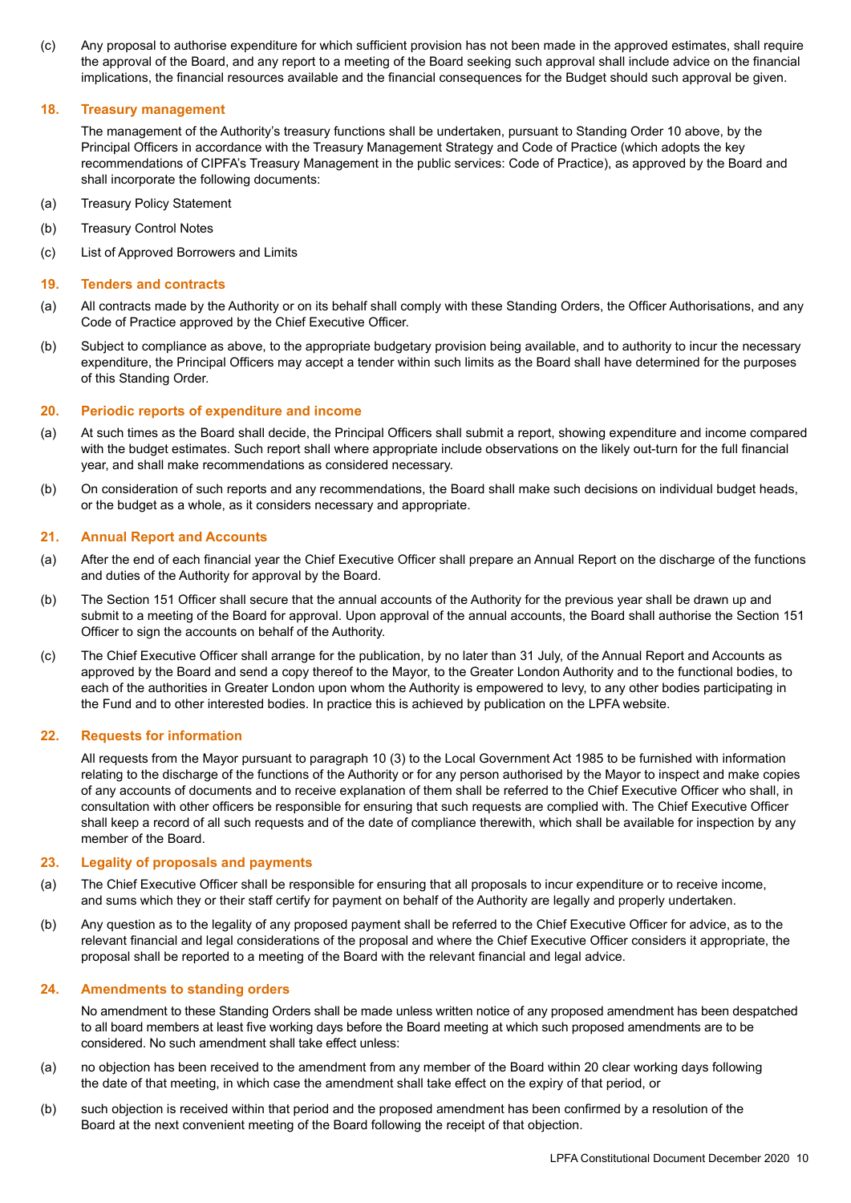(c) Any proposal to authorise expenditure for which sufficient provision has not been made in the approved estimates, shall require the approval of the Board, and any report to a meeting of the Board seeking such approval shall include advice on the financial implications, the financial resources available and the financial consequences for the Budget should such approval be given.

## 18. Treasury management

The management of the Authority's treasury functions shall be undertaken, pursuant to Standing Order 10 above, by the Principal Officers in accordance with the Treasury Management Strategy and Code of Practice (which adopts the key recommendations of CIPFA's Treasury Management in the public services: Code of Practice), as approved by the Board and shall incorporate the following documents:

(a) Treasury Policy Statement

(b) Treasury Control Notes

(c) List of Approved Borrowers and Limits

## 19. Tenders and contracts

(a) All contracts made by the Authority or on its behalf shall comply with these Standing Orders, the Officer Authorisations, and any Code of Practice approved by the Chief Executive Officer.

(b) Subject to compliance as above, to the appropriate budgetary provision being available, and to authority to incur the necessary expenditure, the Principal Officers may accept a tender within such limits as the Board shall have determined for the purposes of this Standing Order.

## 20. Periodic reports of expenditure and income

(a) At such times as the Board shall decide, the Principal Officers shall submit a report, showing expenditure and income compared with the budget estimates. Such report shall where appropriate include observations on the likely out-turn for the full financial year, and shall make recommendations as considered necessary.

(b) On consideration of such reports and any recommendations, the Board shall make such decisions on individual budget heads, or the budget as a whole, as it considers necessary and appropriate.

## 21. Annual Report and Accounts

(a) After the end of each financial year the Chief Executive Officer shall prepare an Annual Report on the discharge of the functions and duties of the Authority for approval by the Board.

(b) The Section 151 Officer shall secure that the annual accounts of the Authority for the previous year shall be drawn up and submit to a meeting of the Board for approval. Upon approval of the annual accounts, the Board shall authorise the Section 151 Officer to sign the accounts on behalf of the Authority.

(c) The Chief Executive Officer shall arrange for the publication, by no later than 31 July, of the Annual Report and Accounts as approved by the Board and send a copy thereof to the Mayor, to the Greater London Authority and to the functional bodies, to each of the authorities in Greater London upon whom the Authority is empowered to levy, to any other bodies participating in the Fund and to other interested bodies. In practice this is achieved by publication on the LPFA website.

## 22. Requests for information

All requests from the Mayor pursuant to paragraph 10 (3) to the Local Government Act 1985 to be furnished with information relating to the discharge of the functions of the Authority or for any person authorised by the Mayor to inspect and make copies of any accounts of documents and to receive explanation of them shall be referred to the Chief Executive Officer who shall, in consultation with other officers be responsible for ensuring that such requests are complied with. The Chief Executive Officer shall keep a record of all such requests and of the date of compliance therewith, which shall be available for inspection by any member of the Board.

## 23. Legality of proposals and payments

(a) The Chief Executive Officer shall be responsible for ensuring that all proposals to incur expenditure or to receive income, and sums which they or their staff certify for payment on behalf of the Authority are legally and properly undertaken.

(b) Any question as to the legality of any proposed payment shall be referred to the Chief Executive Officer for advice, as to the relevant financial and legal considerations of the proposal and where the Chief Executive Officer considers it appropriate, the proposal shall be reported to a meeting of the Board with the relevant financial and legal advice.

## 24. Amendments to standing orders

No amendment to these Standing Orders shall be made unless written notice of any proposed amendment has been despatched to all board members at least five working days before the Board meeting at which such proposed amendments are to be considered. No such amendment shall take effect unless:

(a) no objection has been received to the amendment from any member of the Board within 20 clear working days following the date of that meeting, in which case the amendment shall take effect on the expiry of that period, or

(b) such objection is received within that period and the proposed amendment has been confirmed by a resolution of the Board at the next convenient meeting of the Board following the receipt of that objection.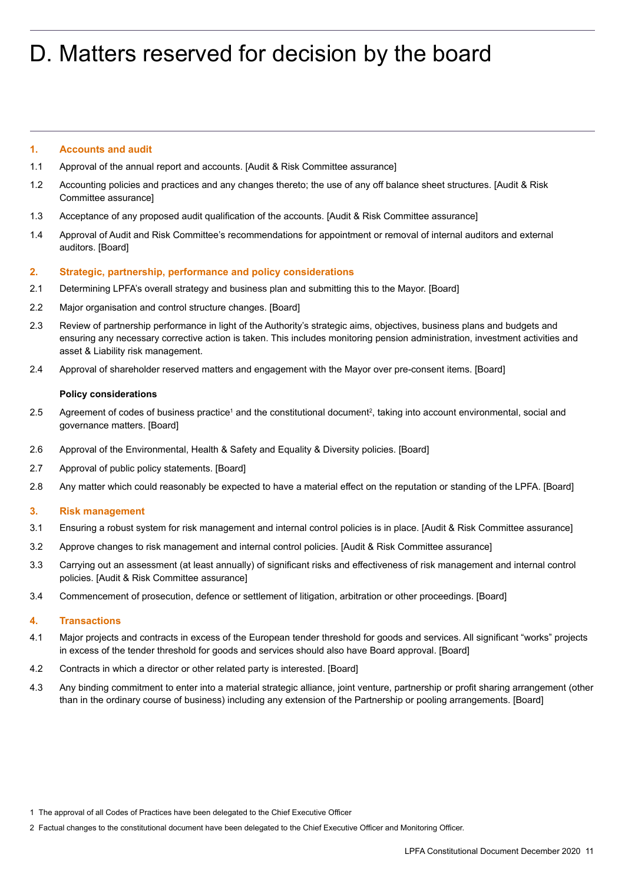# D. Matters reserved for decision by the board

## 1. Accounts and audit

1.1 Approval of the annual report and accounts. [Audit & Risk Committee assurance]

1.2 Accounting policies and practices and any changes thereto; the use of any off balance sheet structures. [Audit & Risk Committee assurance]

1.3 Acceptance of any proposed audit qualification of the accounts. [Audit & Risk Committee assurance]

1.4 Approval of Audit and Risk Committee's recommendations for appointment or removal of internal auditors and external auditors. [Board]

## 2. Strategic, partnership, performance and policy considerations

2.1 Determining LPFA's overall strategy and business plan and submitting this to the Mayor. [Board]

2.2 Major organisation and control structure changes. [Board]

2.3 Review of partnership performance in light of the Authority's strategic aims, objectives, business plans and budgets and ensuring any necessary corrective action is taken. This includes monitoring pension administration, investment activities and asset & Liability risk management.

2.4 Approval of shareholder reserved matters and engagement with the Mayor over pre-consent items. [Board]

**Policy considerations**

2.5 Agreement of codes of business practice[1] and the constitutional document[2], taking into account environmental, social and governance matters. [Board]

2.6 Approval of the Environmental, Health & Safety and Equality & Diversity policies. [Board]

2.7 Approval of public policy statements. [Board]

2.8 Any matter which could reasonably be expected to have a material effect on the reputation or standing of the LPFA. [Board]

## 3. Risk management

3.1 Ensuring a robust system for risk management and internal control policies is in place. [Audit & Risk Committee assurance]

3.2 Approve changes to risk management and internal control policies. [Audit & Risk Committee assurance]

3.3 Carrying out an assessment (at least annually) of significant risks and effectiveness of risk management and internal control policies. [Audit & Risk Committee assurance]

3.4 Commencement of prosecution, defence or settlement of litigation, arbitration or other proceedings. [Board]

## 4. Transactions

4.1 Major projects and contracts in excess of the European tender threshold for goods and services. All significant "works" projects in excess of the tender threshold for goods and services should also have Board approval. [Board]

4.2 Contracts in which a director or other related party is interested. [Board]

4.3 Any binding commitment to enter into a material strategic alliance, joint venture, partnership or profit sharing arrangement (other than in the ordinary course of business) including any extension of the Partnership or pooling arrangements. [Board]

1 The approval of all Codes of Practices have been delegated to the Chief Executive Officer

2 Factual changes to the constitutional document have been delegated to the Chief Executive Officer and Monitoring Officer.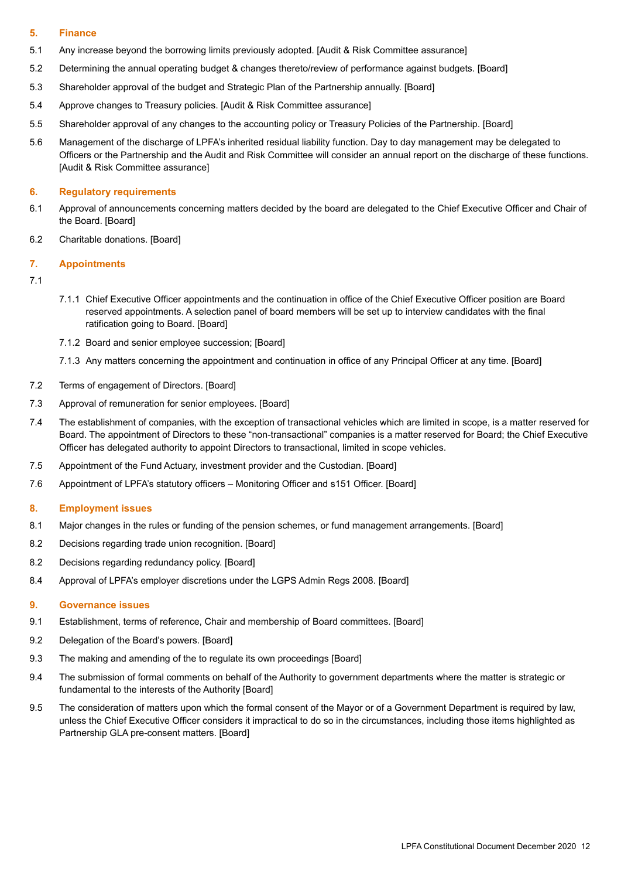## 5. Finance

5.1 Any increase beyond the borrowing limits previously adopted. [Audit & Risk Committee assurance]

5.2 Determining the annual operating budget & changes thereto/review of performance against budgets. [Board]

5.3 Shareholder approval of the budget and Strategic Plan of the Partnership annually. [Board]

5.4 Approve changes to Treasury policies. [Audit & Risk Committee assurance]

5.5 Shareholder approval of any changes to the accounting policy or Treasury Policies of the Partnership. [Board]

5.6 Management of the discharge of LPFA's inherited residual liability function. Day to day management may be delegated to Officers or the Partnership and the Audit and Risk Committee will consider an annual report on the discharge of these functions. [Audit & Risk Committee assurance]

## 6. Regulatory requirements

6.1 Approval of announcements concerning matters decided by the board are delegated to the Chief Executive Officer and Chair of the Board. [Board]

6.2 Charitable donations. [Board]

## 7. Appointments

7.1

7.1.1 Chief Executive Officer appointments and the continuation in office of the Chief Executive Officer position are Board reserved appointments. A selection panel of board members will be set up to interview candidates with the final ratification going to Board. [Board]

7.1.2 Board and senior employee succession; [Board]

7.1.3 Any matters concerning the appointment and continuation in office of any Principal Officer at any time. [Board]

7.2 Terms of engagement of Directors. [Board]

7.3 Approval of remuneration for senior employees. [Board]

7.4 The establishment of companies, with the exception of transactional vehicles which are limited in scope, is a matter reserved for Board. The appointment of Directors to these "non-transactional" companies is a matter reserved for Board; the Chief Executive Officer has delegated authority to appoint Directors to transactional, limited in scope vehicles.

7.5 Appointment of the Fund Actuary, investment provider and the Custodian. [Board]

7.6 Appointment of LPFA's statutory officers – Monitoring Officer and s151 Officer. [Board]

## 8. Employment issues

8.1 Major changes in the rules or funding of the pension schemes, or fund management arrangements. [Board]

8.2 Decisions regarding trade union recognition. [Board]

8.2 Decisions regarding redundancy policy. [Board]

8.4 Approval of LPFA's employer discretions under the LGPS Admin Regs 2008. [Board]

## 9. Governance issues

9.1 Establishment, terms of reference, Chair and membership of Board committees. [Board]

9.2 Delegation of the Board's powers. [Board]

9.3 The making and amending of the to regulate its own proceedings [Board]

9.4 The submission of formal comments on behalf of the Authority to government departments where the matter is strategic or fundamental to the interests of the Authority [Board]

9.5 The consideration of matters upon which the formal consent of the Mayor or of a Government Department is required by law, unless the Chief Executive Officer considers it impractical to do so in the circumstances, including those items highlighted as Partnership GLA pre-consent matters. [Board]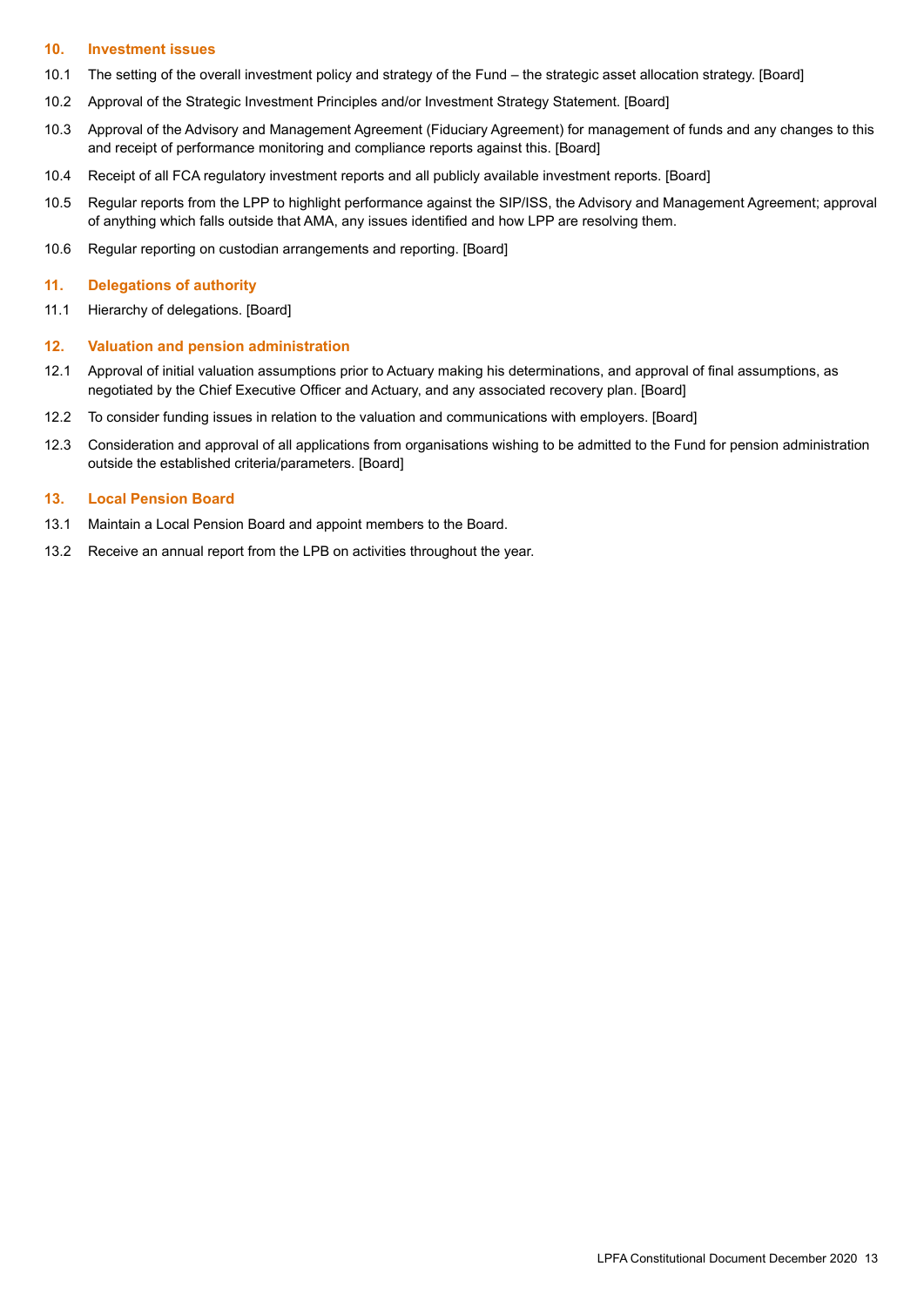## 10. Investment issues

10.1 The setting of the overall investment policy and strategy of the Fund – the strategic asset allocation strategy. [Board]

10.2 Approval of the Strategic Investment Principles and/or Investment Strategy Statement. [Board]

10.3 Approval of the Advisory and Management Agreement (Fiduciary Agreement) for management of funds and any changes to this and receipt of performance monitoring and compliance reports against this. [Board]

10.4 Receipt of all FCA regulatory investment reports and all publicly available investment reports. [Board]

10.5 Regular reports from the LPP to highlight performance against the SIP/ISS, the Advisory and Management Agreement; approval of anything which falls outside that AMA, any issues identified and how LPP are resolving them.

10.6 Regular reporting on custodian arrangements and reporting. [Board]

## 11. Delegations of authority

11.1 Hierarchy of delegations. [Board]

## 12. Valuation and pension administration

12.1 Approval of initial valuation assumptions prior to Actuary making his determinations, and approval of final assumptions, as negotiated by the Chief Executive Officer and Actuary, and any associated recovery plan. [Board]

12.2 To consider funding issues in relation to the valuation and communications with employers. [Board]

12.3 Consideration and approval of all applications from organisations wishing to be admitted to the Fund for pension administration outside the established criteria/parameters. [Board]

## 13. Local Pension Board

13.1 Maintain a Local Pension Board and appoint members to the Board.

13.2 Receive an annual report from the LPB on activities throughout the year.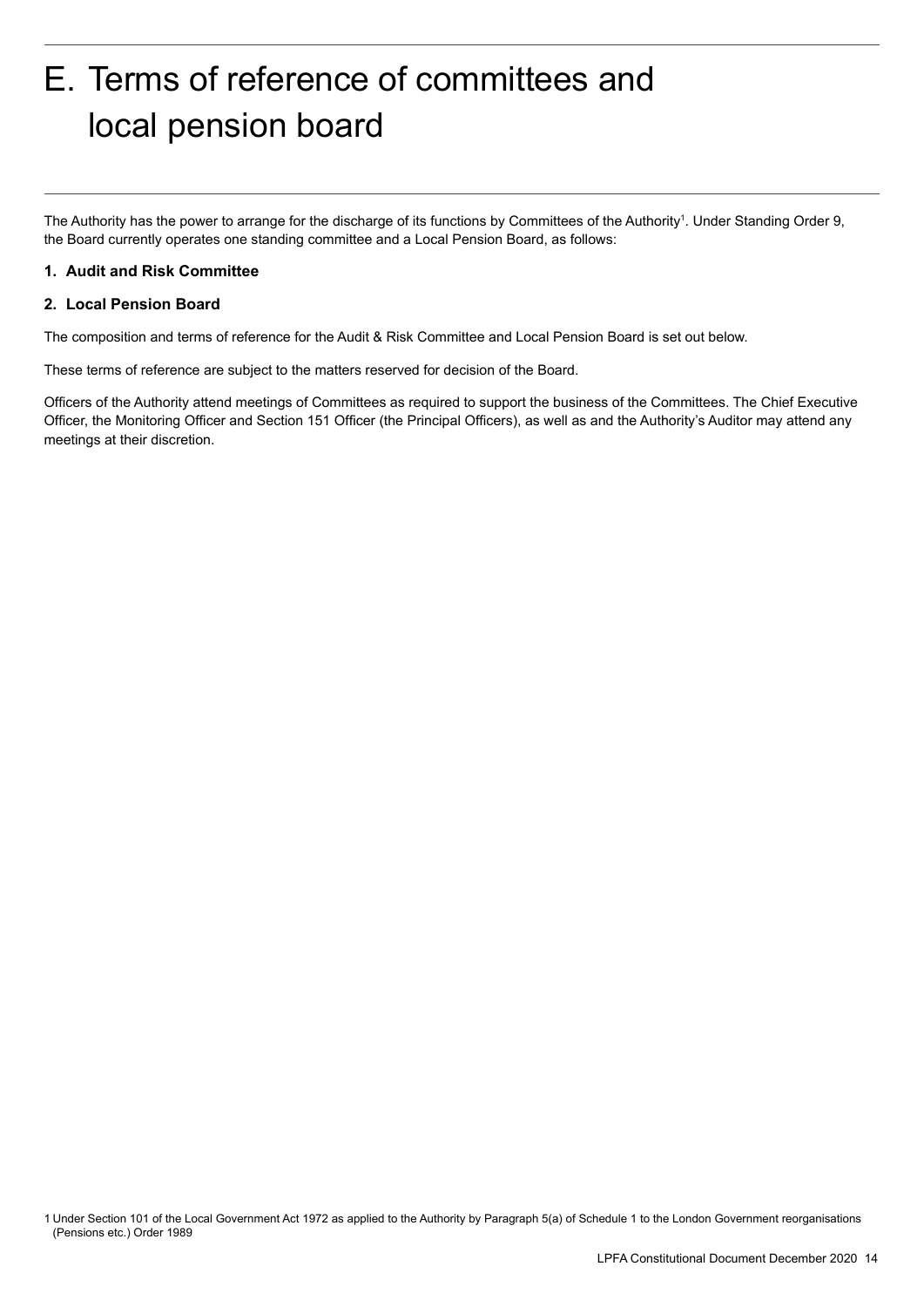# E. Terms of reference of committees and local pension board

The Authority has the power to arrange for the discharge of its functions by Committees of the Authority[1]. Under Standing Order 9, the Board currently operates one standing committee and a Local Pension Board, as follows:

**1. Audit and Risk Committee**

**2. Local Pension Board**

The composition and terms of reference for the Audit & Risk Committee and Local Pension Board is set out below.

These terms of reference are subject to the matters reserved for decision of the Board.

Officers of the Authority attend meetings of Committees as required to support the business of the Committees. The Chief Executive Officer, the Monitoring Officer and Section 151 Officer (the Principal Officers), as well as and the Authority's Auditor may attend any meetings at their discretion.

1 Under Section 101 of the Local Government Act 1972 as applied to the Authority by Paragraph 5(a) of Schedule 1 to the London Government reorganisations (Pensions etc.) Order 1989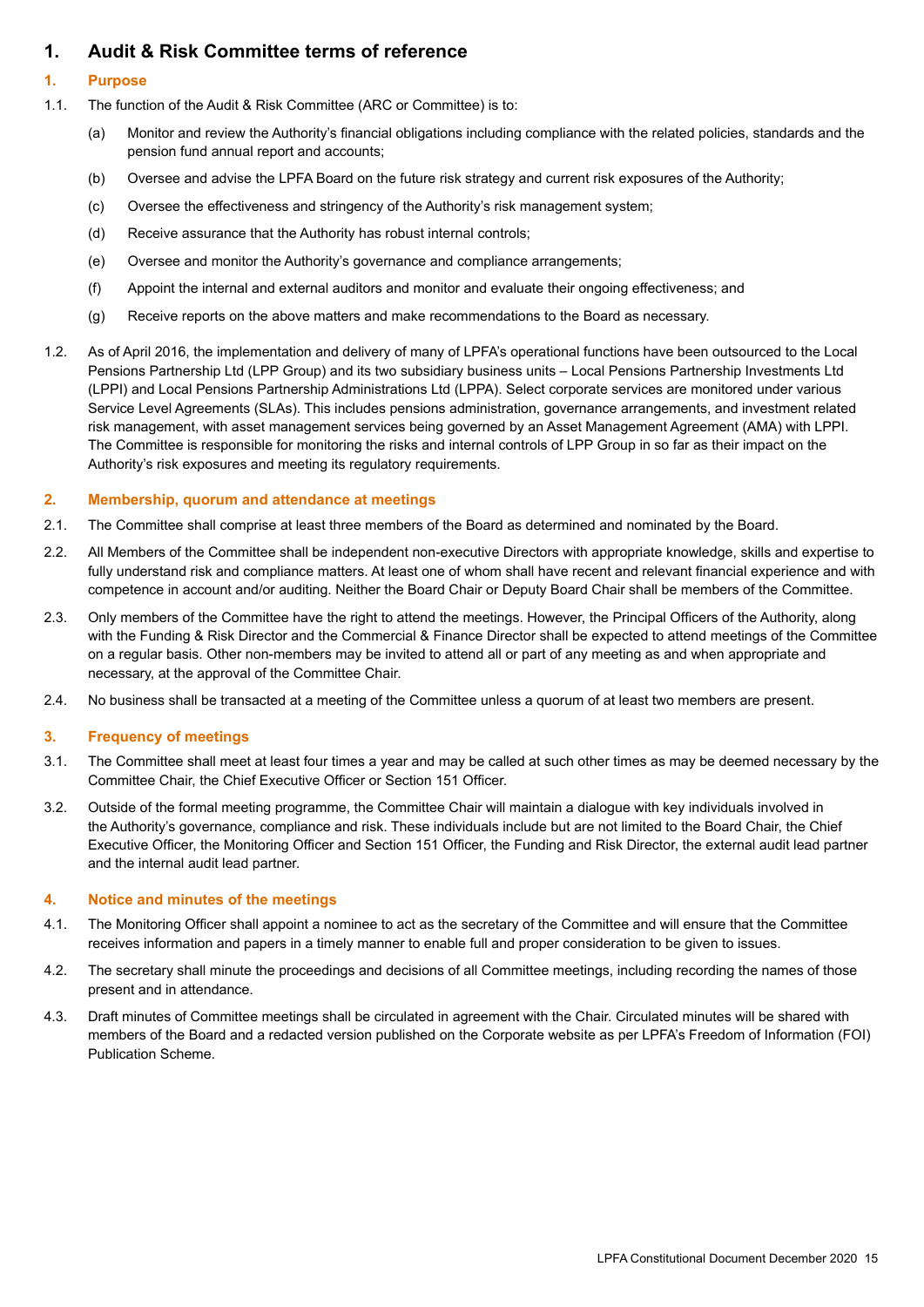# 1. Audit & Risk Committee terms of reference

## 1. Purpose

1.1. The function of the Audit & Risk Committee (ARC or Committee) is to:

(a) Monitor and review the Authority's financial obligations including compliance with the related policies, standards and the pension fund annual report and accounts;

(b) Oversee and advise the LPFA Board on the future risk strategy and current risk exposures of the Authority;

(c) Oversee the effectiveness and stringency of the Authority's risk management system;

(d) Receive assurance that the Authority has robust internal controls;

(e) Oversee and monitor the Authority's governance and compliance arrangements;

(f) Appoint the internal and external auditors and monitor and evaluate their ongoing effectiveness; and

(g) Receive reports on the above matters and make recommendations to the Board as necessary.

1.2. As of April 2016, the implementation and delivery of many of LPFA's operational functions have been outsourced to the Local Pensions Partnership Ltd (LPP Group) and its two subsidiary business units – Local Pensions Partnership Investments Ltd (LPPI) and Local Pensions Partnership Administrations Ltd (LPPA). Select corporate services are monitored under various Service Level Agreements (SLAs). This includes pensions administration, governance arrangements, and investment related risk management, with asset management services being governed by an Asset Management Agreement (AMA) with LPPI. The Committee is responsible for monitoring the risks and internal controls of LPP Group in so far as their impact on the Authority's risk exposures and meeting its regulatory requirements.

## 2. Membership, quorum and attendance at meetings

2.1. The Committee shall comprise at least three members of the Board as determined and nominated by the Board.

2.2. All Members of the Committee shall be independent non-executive Directors with appropriate knowledge, skills and expertise to fully understand risk and compliance matters. At least one of whom shall have recent and relevant financial experience and with competence in account and/or auditing. Neither the Board Chair or Deputy Board Chair shall be members of the Committee.

2.3. Only members of the Committee have the right to attend the meetings. However, the Principal Officers of the Authority, along with the Funding & Risk Director and the Commercial & Finance Director shall be expected to attend meetings of the Committee on a regular basis. Other non-members may be invited to attend all or part of any meeting as and when appropriate and necessary, at the approval of the Committee Chair.

2.4. No business shall be transacted at a meeting of the Committee unless a quorum of at least two members are present.

## 3. Frequency of meetings

3.1. The Committee shall meet at least four times a year and may be called at such other times as may be deemed necessary by the Committee Chair, the Chief Executive Officer or Section 151 Officer.

3.2. Outside of the formal meeting programme, the Committee Chair will maintain a dialogue with key individuals involved in the Authority's governance, compliance and risk. These individuals include but are not limited to the Board Chair, the Chief Executive Officer, the Monitoring Officer and Section 151 Officer, the Funding and Risk Director, the external audit lead partner and the internal audit lead partner.

## 4. Notice and minutes of the meetings

4.1. The Monitoring Officer shall appoint a nominee to act as the secretary of the Committee and will ensure that the Committee receives information and papers in a timely manner to enable full and proper consideration to be given to issues.

4.2. The secretary shall minute the proceedings and decisions of all Committee meetings, including recording the names of those present and in attendance.

4.3. Draft minutes of Committee meetings shall be circulated in agreement with the Chair. Circulated minutes will be shared with members of the Board and a redacted version published on the Corporate website as per LPFA's Freedom of Information (FOI) Publication Scheme.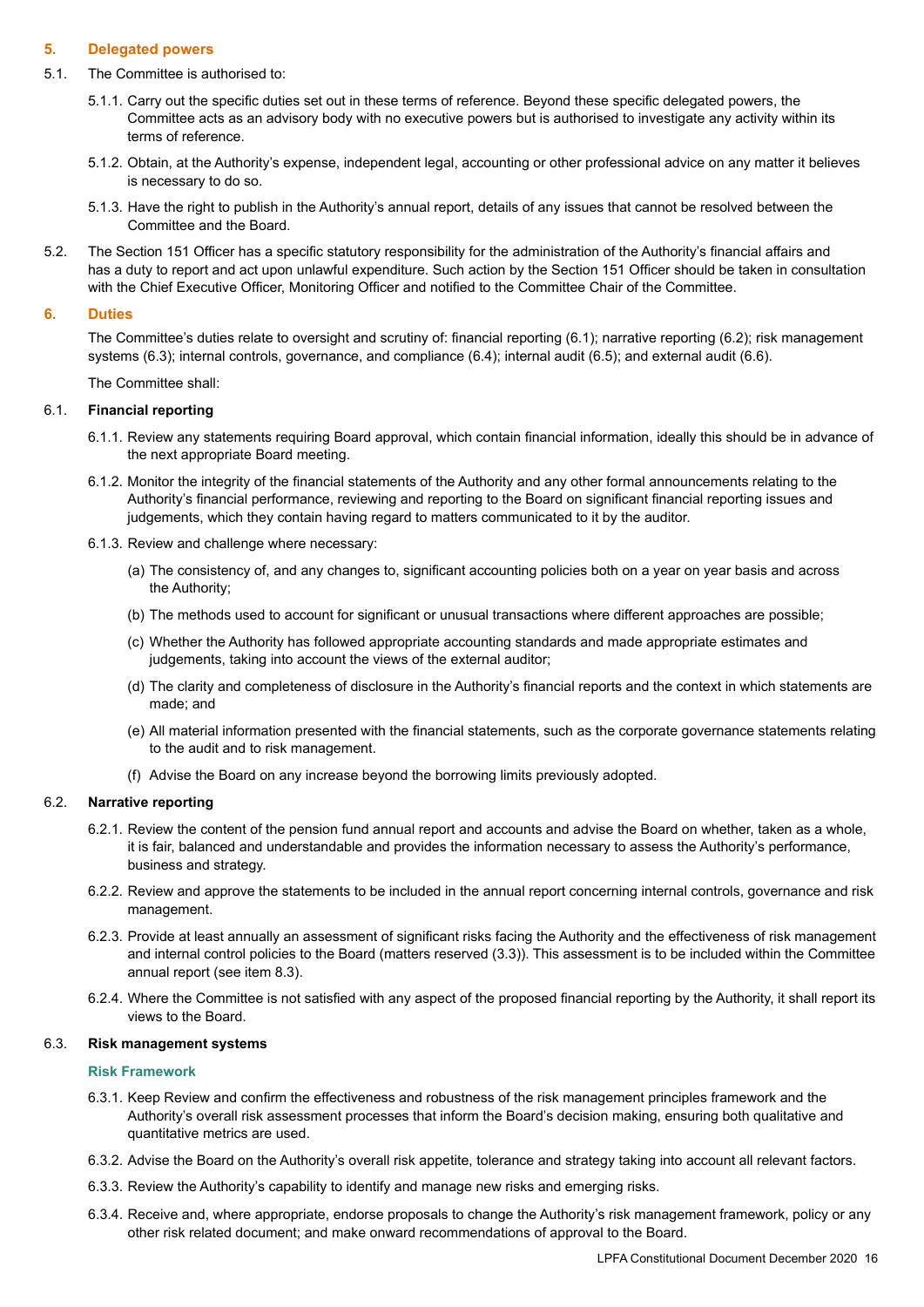## 5. Delegated powers

5.1. The Committee is authorised to:

5.1.1. Carry out the specific duties set out in these terms of reference. Beyond these specific delegated powers, the Committee acts as an advisory body with no executive powers but is authorised to investigate any activity within its terms of reference.

5.1.2. Obtain, at the Authority's expense, independent legal, accounting or other professional advice on any matter it believes is necessary to do so.

5.1.3. Have the right to publish in the Authority's annual report, details of any issues that cannot be resolved between the Committee and the Board.

5.2. The Section 151 Officer has a specific statutory responsibility for the administration of the Authority's financial affairs and has a duty to report and act upon unlawful expenditure. Such action by the Section 151 Officer should be taken in consultation with the Chief Executive Officer, Monitoring Officer and notified to the Committee Chair of the Committee.

## 6. Duties

The Committee's duties relate to oversight and scrutiny of: financial reporting (6.1); narrative reporting (6.2); risk management systems (6.3); internal controls, governance, and compliance (6.4); internal audit (6.5); and external audit (6.6).

The Committee shall:

### 6.1. Financial reporting

6.1.1. Review any statements requiring Board approval, which contain financial information, ideally this should be in advance of the next appropriate Board meeting.

6.1.2. Monitor the integrity of the financial statements of the Authority and any other formal announcements relating to the Authority's financial performance, reviewing and reporting to the Board on significant financial reporting issues and judgements, which they contain having regard to matters communicated to it by the auditor.

6.1.3. Review and challenge where necessary:

(a) The consistency of, and any changes to, significant accounting policies both on a year on year basis and across the Authority;

(b) The methods used to account for significant or unusual transactions where different approaches are possible;

(c) Whether the Authority has followed appropriate accounting standards and made appropriate estimates and judgements, taking into account the views of the external auditor;

(d) The clarity and completeness of disclosure in the Authority's financial reports and the context in which statements are made; and

(e) All material information presented with the financial statements, such as the corporate governance statements relating to the audit and to risk management.

(f) Advise the Board on any increase beyond the borrowing limits previously adopted.

### 6.2. Narrative reporting

6.2.1. Review the content of the pension fund annual report and accounts and advise the Board on whether, taken as a whole, it is fair, balanced and understandable and provides the information necessary to assess the Authority's performance, business and strategy.

6.2.2. Review and approve the statements to be included in the annual report concerning internal controls, governance and risk management.

6.2.3. Provide at least annually an assessment of significant risks facing the Authority and the effectiveness of risk management and internal control policies to the Board (matters reserved (3.3)). This assessment is to be included within the Committee annual report (see item 8.3).

6.2.4. Where the Committee is not satisfied with any aspect of the proposed financial reporting by the Authority, it shall report its views to the Board.

### 6.3. Risk management systems

#### Risk Framework

6.3.1. Keep Review and confirm the effectiveness and robustness of the risk management principles framework and the Authority's overall risk assessment processes that inform the Board's decision making, ensuring both qualitative and quantitative metrics are used.

6.3.2. Advise the Board on the Authority's overall risk appetite, tolerance and strategy taking into account all relevant factors.

6.3.3. Review the Authority's capability to identify and manage new risks and emerging risks.

6.3.4. Receive and, where appropriate, endorse proposals to change the Authority's risk management framework, policy or any other risk related document; and make onward recommendations of approval to the Board.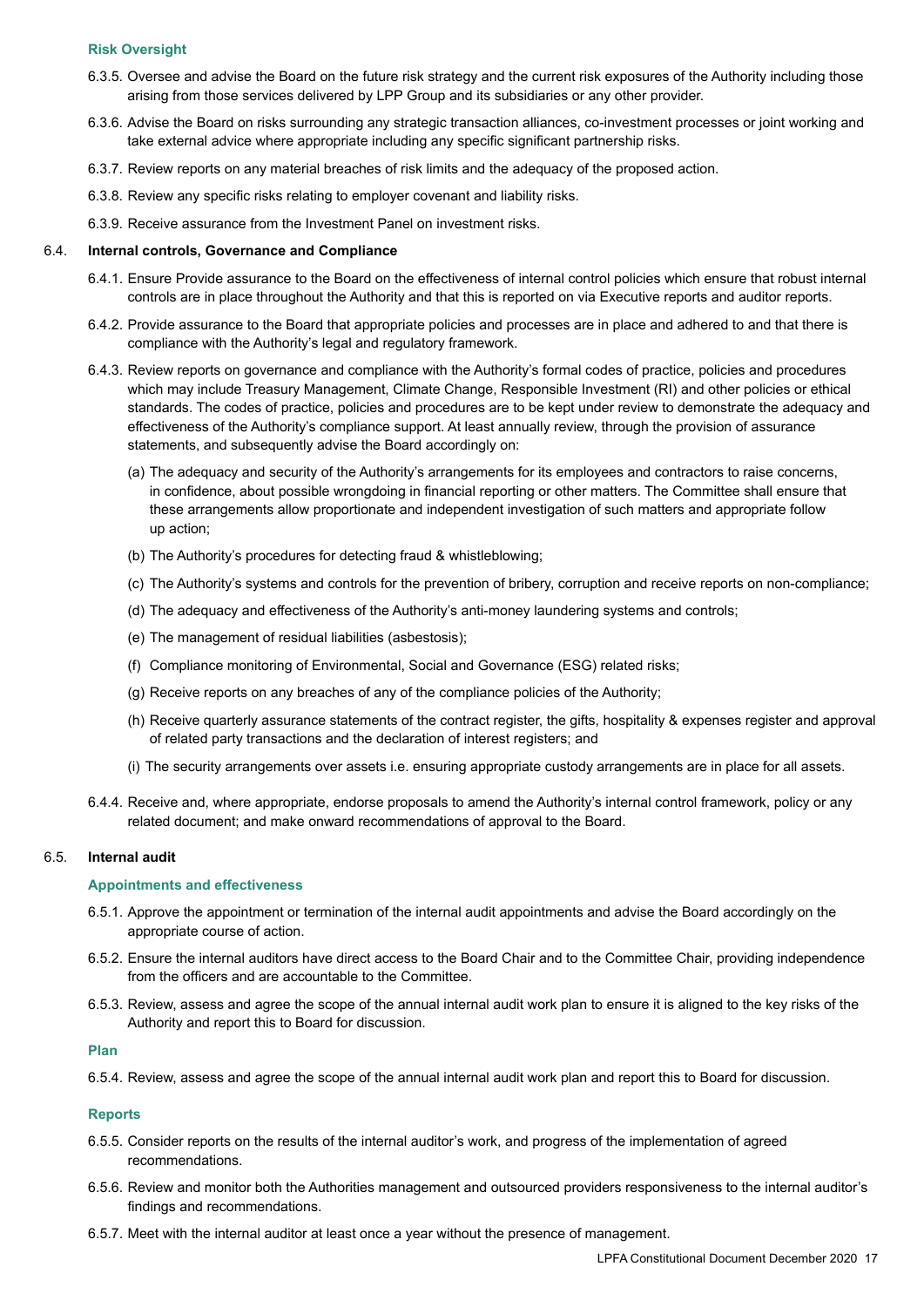#### Risk Oversight

6.3.5. Oversee and advise the Board on the future risk strategy and the current risk exposures of the Authority including those arising from those services delivered by LPP Group and its subsidiaries or any other provider.

6.3.6. Advise the Board on risks surrounding any strategic transaction alliances, co-investment processes or joint working and take external advice where appropriate including any specific significant partnership risks.

6.3.7. Review reports on any material breaches of risk limits and the adequacy of the proposed action.

6.3.8. Review any specific risks relating to employer covenant and liability risks.

6.3.9. Receive assurance from the Investment Panel on investment risks.

### 6.4. Internal controls, Governance and Compliance

6.4.1. Ensure Provide assurance to the Board on the effectiveness of internal control policies which ensure that robust internal controls are in place throughout the Authority and that this is reported on via Executive reports and auditor reports.

6.4.2. Provide assurance to the Board that appropriate policies and processes are in place and adhered to and that there is compliance with the Authority's legal and regulatory framework.

6.4.3. Review reports on governance and compliance with the Authority's formal codes of practice, policies and procedures which may include Treasury Management, Climate Change, Responsible Investment (RI) and other policies or ethical standards. The codes of practice, policies and procedures are to be kept under review to demonstrate the adequacy and effectiveness of the Authority's compliance support. At least annually review, through the provision of assurance statements, and subsequently advise the Board accordingly on:

(a) The adequacy and security of the Authority's arrangements for its employees and contractors to raise concerns, in confidence, about possible wrongdoing in financial reporting or other matters. The Committee shall ensure that these arrangements allow proportionate and independent investigation of such matters and appropriate follow up action;

(b) The Authority's procedures for detecting fraud & whistleblowing;

(c) The Authority's systems and controls for the prevention of bribery, corruption and receive reports on non-compliance;

(d) The adequacy and effectiveness of the Authority's anti-money laundering systems and controls;

(e) The management of residual liabilities (asbestosis);

(f) Compliance monitoring of Environmental, Social and Governance (ESG) related risks;

(g) Receive reports on any breaches of any of the compliance policies of the Authority;

(h) Receive quarterly assurance statements of the contract register, the gifts, hospitality & expenses register and approval of related party transactions and the declaration of interest registers; and

(i) The security arrangements over assets i.e. ensuring appropriate custody arrangements are in place for all assets.

6.4.4. Receive and, where appropriate, endorse proposals to amend the Authority's internal control framework, policy or any related document; and make onward recommendations of approval to the Board.

### 6.5. Internal audit

#### Appointments and effectiveness

6.5.1. Approve the appointment or termination of the internal audit appointments and advise the Board accordingly on the appropriate course of action.

6.5.2. Ensure the internal auditors have direct access to the Board Chair and to the Committee Chair, providing independence from the officers and are accountable to the Committee.

6.5.3. Review, assess and agree the scope of the annual internal audit work plan to ensure it is aligned to the key risks of the Authority and report this to Board for discussion.

#### Plan

6.5.4. Review, assess and agree the scope of the annual internal audit work plan and report this to Board for discussion.

#### Reports

6.5.5. Consider reports on the results of the internal auditor's work, and progress of the implementation of agreed recommendations.

6.5.6. Review and monitor both the Authorities management and outsourced providers responsiveness to the internal auditor's findings and recommendations.

6.5.7. Meet with the internal auditor at least once a year without the presence of management.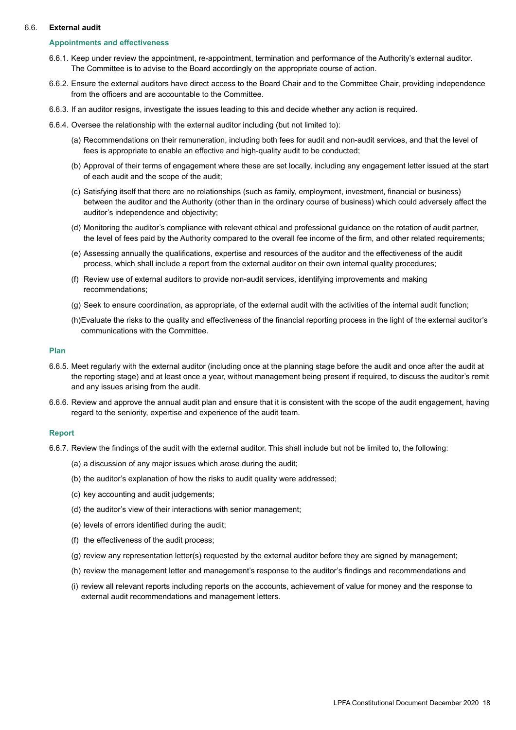## 6.6. External audit

### Appointments and effectiveness

6.6.1. Keep under review the appointment, re-appointment, termination and performance of the Authority's external auditor. The Committee is to advise to the Board accordingly on the appropriate course of action.

6.6.2. Ensure the external auditors have direct access to the Board Chair and to the Committee Chair, providing independence from the officers and are accountable to the Committee.

6.6.3. If an auditor resigns, investigate the issues leading to this and decide whether any action is required.

6.6.4. Oversee the relationship with the external auditor including (but not limited to):

(a) Recommendations on their remuneration, including both fees for audit and non-audit services, and that the level of fees is appropriate to enable an effective and high-quality audit to be conducted;

(b) Approval of their terms of engagement where these are set locally, including any engagement letter issued at the start of each audit and the scope of the audit;

(c) Satisfying itself that there are no relationships (such as family, employment, investment, financial or business) between the auditor and the Authority (other than in the ordinary course of business) which could adversely affect the auditor's independence and objectivity;

(d) Monitoring the auditor's compliance with relevant ethical and professional guidance on the rotation of audit partner, the level of fees paid by the Authority compared to the overall fee income of the firm, and other related requirements;

(e) Assessing annually the qualifications, expertise and resources of the auditor and the effectiveness of the audit process, which shall include a report from the external auditor on their own internal quality procedures;

(f) Review use of external auditors to provide non-audit services, identifying improvements and making recommendations;

(g) Seek to ensure coordination, as appropriate, of the external audit with the activities of the internal audit function;

(h)Evaluate the risks to the quality and effectiveness of the financial reporting process in the light of the external auditor's communications with the Committee.

### Plan

6.6.5. Meet regularly with the external auditor (including once at the planning stage before the audit and once after the audit at the reporting stage) and at least once a year, without management being present if required, to discuss the auditor's remit and any issues arising from the audit.

6.6.6. Review and approve the annual audit plan and ensure that it is consistent with the scope of the audit engagement, having regard to the seniority, expertise and experience of the audit team.

### Report

6.6.7. Review the findings of the audit with the external auditor. This shall include but not be limited to, the following:

(a) a discussion of any major issues which arose during the audit;

(b) the auditor's explanation of how the risks to audit quality were addressed;

(c) key accounting and audit judgements;

(d) the auditor's view of their interactions with senior management;

(e) levels of errors identified during the audit;

(f) the effectiveness of the audit process;

(g) review any representation letter(s) requested by the external auditor before they are signed by management;

(h) review the management letter and management's response to the auditor's findings and recommendations and

(i) review all relevant reports including reports on the accounts, achievement of value for money and the response to external audit recommendations and management letters.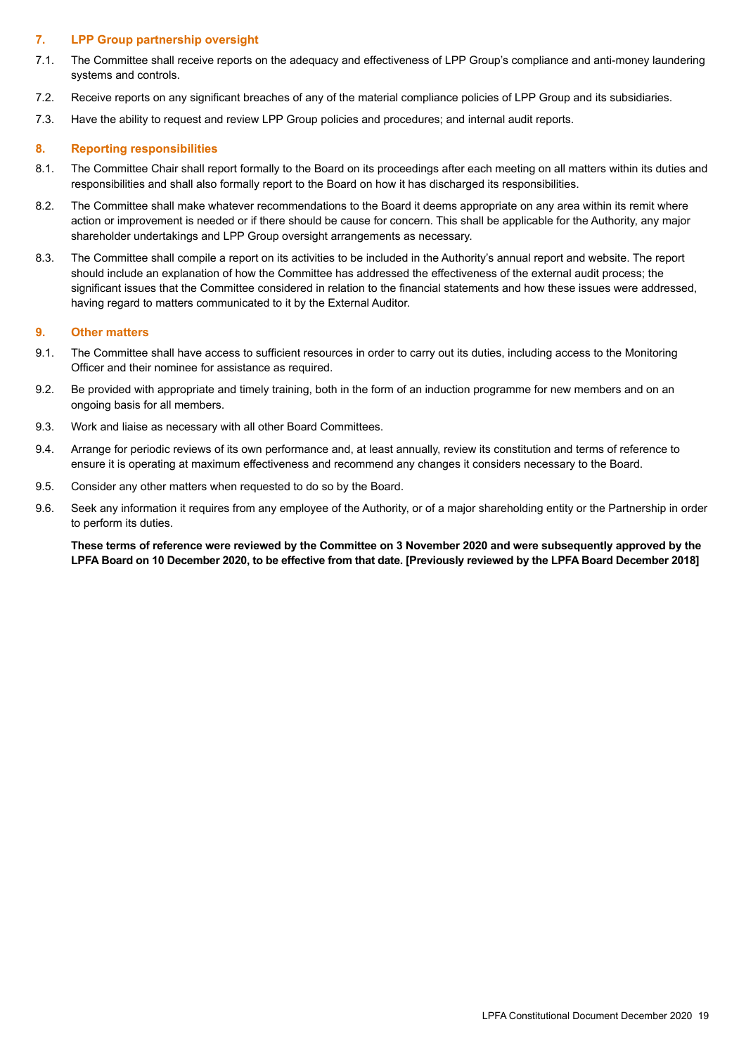## 7. LPP Group partnership oversight

7.1. The Committee shall receive reports on the adequacy and effectiveness of LPP Group's compliance and anti-money laundering systems and controls.

7.2. Receive reports on any significant breaches of any of the material compliance policies of LPP Group and its subsidiaries.

7.3. Have the ability to request and review LPP Group policies and procedures; and internal audit reports.

## 8. Reporting responsibilities

8.1. The Committee Chair shall report formally to the Board on its proceedings after each meeting on all matters within its duties and responsibilities and shall also formally report to the Board on how it has discharged its responsibilities.

8.2. The Committee shall make whatever recommendations to the Board it deems appropriate on any area within its remit where action or improvement is needed or if there should be cause for concern. This shall be applicable for the Authority, any major shareholder undertakings and LPP Group oversight arrangements as necessary.

8.3. The Committee shall compile a report on its activities to be included in the Authority's annual report and website. The report should include an explanation of how the Committee has addressed the effectiveness of the external audit process; the significant issues that the Committee considered in relation to the financial statements and how these issues were addressed, having regard to matters communicated to it by the External Auditor.

## 9. Other matters

9.1. The Committee shall have access to sufficient resources in order to carry out its duties, including access to the Monitoring Officer and their nominee for assistance as required.

9.2. Be provided with appropriate and timely training, both in the form of an induction programme for new members and on an ongoing basis for all members.

9.3. Work and liaise as necessary with all other Board Committees.

9.4. Arrange for periodic reviews of its own performance and, at least annually, review its constitution and terms of reference to ensure it is operating at maximum effectiveness and recommend any changes it considers necessary to the Board.

9.5. Consider any other matters when requested to do so by the Board.

9.6. Seek any information it requires from any employee of the Authority, or of a major shareholding entity or the Partnership in order to perform its duties.

**These terms of reference were reviewed by the Committee on 3 November 2020 and were subsequently approved by the LPFA Board on 10 December 2020, to be effective from that date. [Previously reviewed by the LPFA Board December 2018]**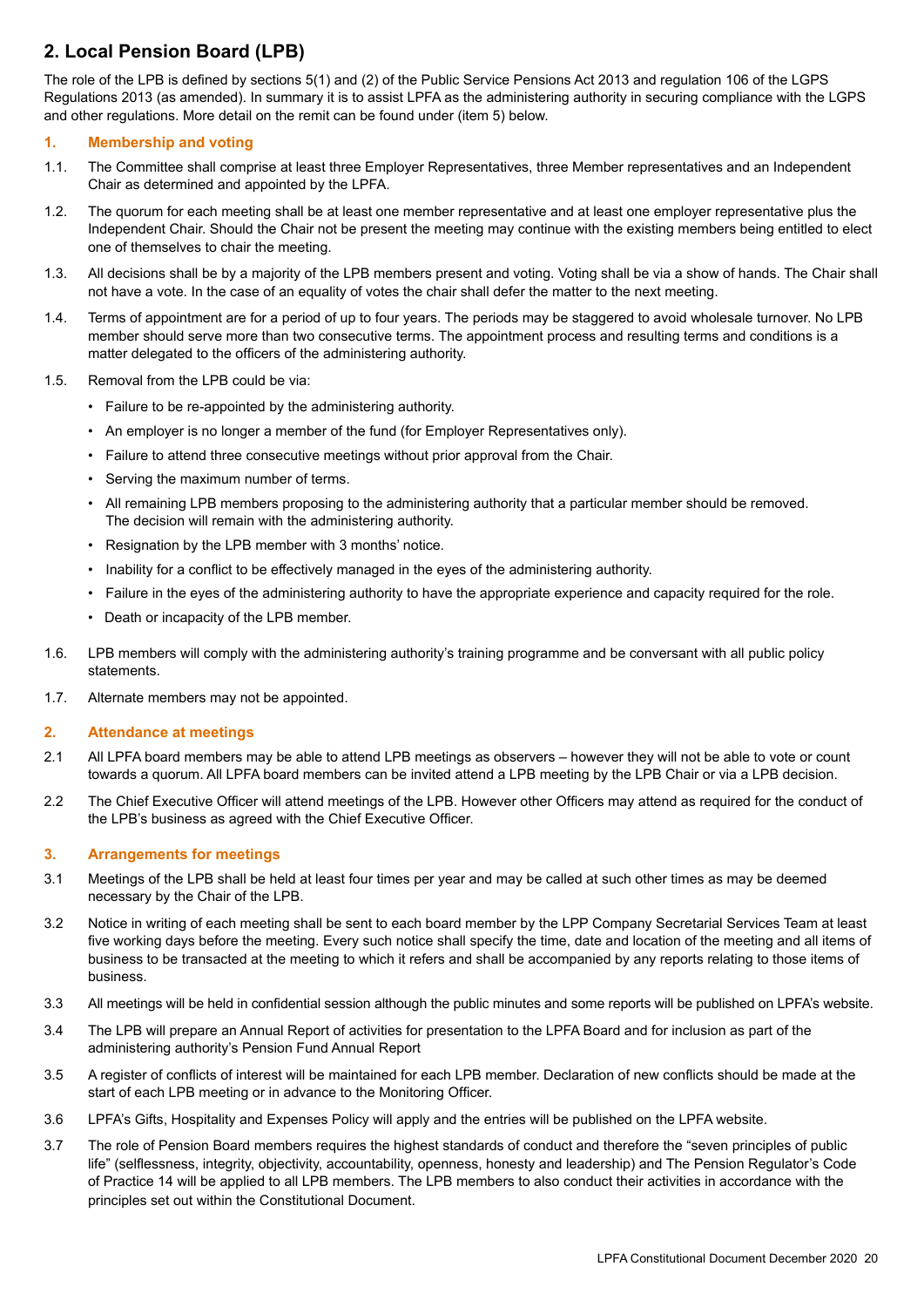## 2. Local Pension Board (LPB)

The role of the LPB is defined by sections 5(1) and (2) of the Public Service Pensions Act 2013 and regulation 106 of the LGPS Regulations 2013 (as amended). In summary it is to assist LPFA as the administering authority in securing compliance with the LGPS and other regulations. More detail on the remit can be found under (item 5) below.

### 1. Membership and voting

1.1. The Committee shall comprise at least three Employer Representatives, three Member representatives and an Independent Chair as determined and appointed by the LPFA.

1.2. The quorum for each meeting shall be at least one member representative and at least one employer representative plus the Independent Chair. Should the Chair not be present the meeting may continue with the existing members being entitled to elect one of themselves to chair the meeting.

1.3. All decisions shall be by a majority of the LPB members present and voting. Voting shall be via a show of hands. The Chair shall not have a vote. In the case of an equality of votes the chair shall defer the matter to the next meeting.

1.4. Terms of appointment are for a period of up to four years. The periods may be staggered to avoid wholesale turnover. No LPB member should serve more than two consecutive terms. The appointment process and resulting terms and conditions is a matter delegated to the officers of the administering authority.

1.5. Removal from the LPB could be via:

- Failure to be re-appointed by the administering authority.
- An employer is no longer a member of the fund (for Employer Representatives only).
- Failure to attend three consecutive meetings without prior approval from the Chair.
- Serving the maximum number of terms.
- All remaining LPB members proposing to the administering authority that a particular member should be removed. The decision will remain with the administering authority.
- Resignation by the LPB member with 3 months' notice.
- Inability for a conflict to be effectively managed in the eyes of the administering authority.
- Failure in the eyes of the administering authority to have the appropriate experience and capacity required for the role.
- Death or incapacity of the LPB member.

1.6. LPB members will comply with the administering authority's training programme and be conversant with all public policy statements.

1.7. Alternate members may not be appointed.

### 2. Attendance at meetings

2.1 All LPFA board members may be able to attend LPB meetings as observers – however they will not be able to vote or count towards a quorum. All LPFA board members can be invited attend a LPB meeting by the LPB Chair or via a LPB decision.

2.2 The Chief Executive Officer will attend meetings of the LPB. However other Officers may attend as required for the conduct of the LPB's business as agreed with the Chief Executive Officer.

### 3. Arrangements for meetings

3.1 Meetings of the LPB shall be held at least four times per year and may be called at such other times as may be deemed necessary by the Chair of the LPB.

3.2 Notice in writing of each meeting shall be sent to each board member by the LPP Company Secretarial Services Team at least five working days before the meeting. Every such notice shall specify the time, date and location of the meeting and all items of business to be transacted at the meeting to which it refers and shall be accompanied by any reports relating to those items of business.

3.3 All meetings will be held in confidential session although the public minutes and some reports will be published on LPFA's website.

3.4 The LPB will prepare an Annual Report of activities for presentation to the LPFA Board and for inclusion as part of the administering authority's Pension Fund Annual Report

3.5 A register of conflicts of interest will be maintained for each LPB member. Declaration of new conflicts should be made at the start of each LPB meeting or in advance to the Monitoring Officer.

3.6 LPFA's Gifts, Hospitality and Expenses Policy will apply and the entries will be published on the LPFA website.

3.7 The role of Pension Board members requires the highest standards of conduct and therefore the "seven principles of public life" (selflessness, integrity, objectivity, accountability, openness, honesty and leadership) and The Pension Regulator's Code of Practice 14 will be applied to all LPB members. The LPB members to also conduct their activities in accordance with the principles set out within the Constitutional Document.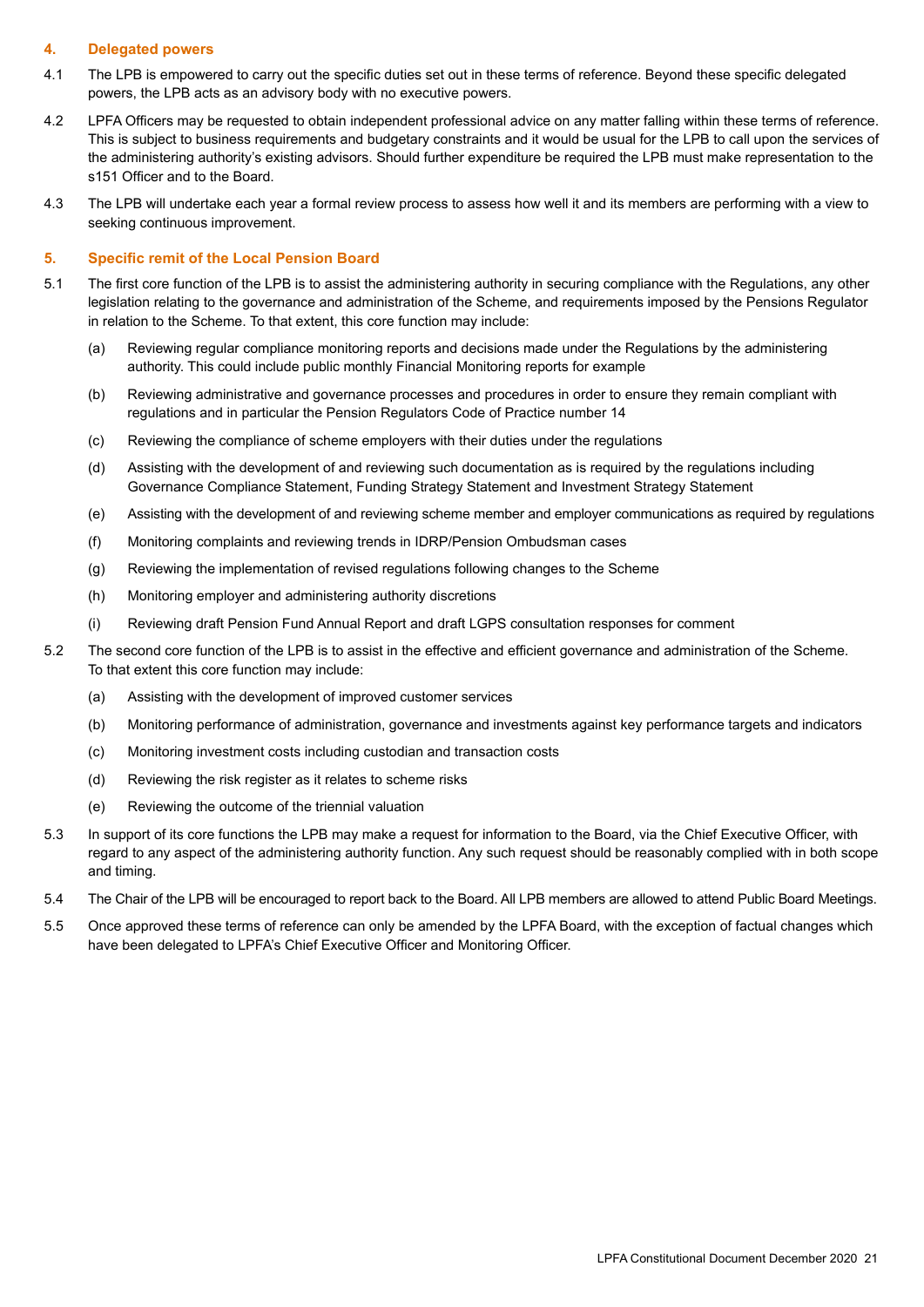## 4. Delegated powers

4.1 The LPB is empowered to carry out the specific duties set out in these terms of reference. Beyond these specific delegated powers, the LPB acts as an advisory body with no executive powers.

4.2 LPFA Officers may be requested to obtain independent professional advice on any matter falling within these terms of reference. This is subject to business requirements and budgetary constraints and it would be usual for the LPB to call upon the services of the administering authority's existing advisors. Should further expenditure be required the LPB must make representation to the s151 Officer and to the Board.

4.3 The LPB will undertake each year a formal review process to assess how well it and its members are performing with a view to seeking continuous improvement.

## 5. Specific remit of the Local Pension Board

5.1 The first core function of the LPB is to assist the administering authority in securing compliance with the Regulations, any other legislation relating to the governance and administration of the Scheme, and requirements imposed by the Pensions Regulator in relation to the Scheme. To that extent, this core function may include:

(a) Reviewing regular compliance monitoring reports and decisions made under the Regulations by the administering authority. This could include public monthly Financial Monitoring reports for example

(b) Reviewing administrative and governance processes and procedures in order to ensure they remain compliant with regulations and in particular the Pension Regulators Code of Practice number 14

(c) Reviewing the compliance of scheme employers with their duties under the regulations

(d) Assisting with the development of and reviewing such documentation as is required by the regulations including Governance Compliance Statement, Funding Strategy Statement and Investment Strategy Statement

(e) Assisting with the development of and reviewing scheme member and employer communications as required by regulations

(f) Monitoring complaints and reviewing trends in IDRP/Pension Ombudsman cases

(g) Reviewing the implementation of revised regulations following changes to the Scheme

(h) Monitoring employer and administering authority discretions

(i) Reviewing draft Pension Fund Annual Report and draft LGPS consultation responses for comment

5.2 The second core function of the LPB is to assist in the effective and efficient governance and administration of the Scheme. To that extent this core function may include:

(a) Assisting with the development of improved customer services

(b) Monitoring performance of administration, governance and investments against key performance targets and indicators

(c) Monitoring investment costs including custodian and transaction costs

(d) Reviewing the risk register as it relates to scheme risks

(e) Reviewing the outcome of the triennial valuation

5.3 In support of its core functions the LPB may make a request for information to the Board, via the Chief Executive Officer, with regard to any aspect of the administering authority function. Any such request should be reasonably complied with in both scope and timing.

5.4 The Chair of the LPB will be encouraged to report back to the Board. All LPB members are allowed to attend Public Board Meetings.

5.5 Once approved these terms of reference can only be amended by the LPFA Board, with the exception of factual changes which have been delegated to LPFA's Chief Executive Officer and Monitoring Officer.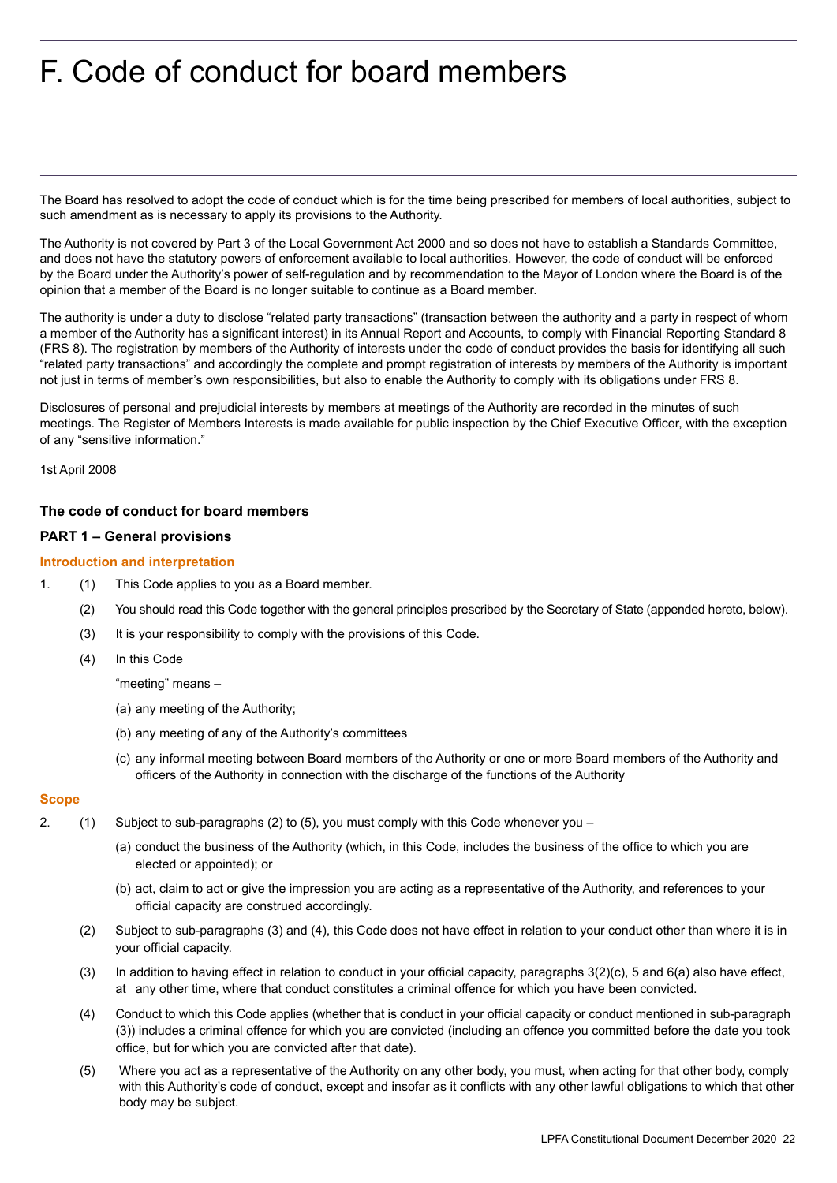# F. Code of conduct for board members

The Board has resolved to adopt the code of conduct which is for the time being prescribed for members of local authorities, subject to such amendment as is necessary to apply its provisions to the Authority.

The Authority is not covered by Part 3 of the Local Government Act 2000 and so does not have to establish a Standards Committee, and does not have the statutory powers of enforcement available to local authorities. However, the code of conduct will be enforced by the Board under the Authority's power of self-regulation and by recommendation to the Mayor of London where the Board is of the opinion that a member of the Board is no longer suitable to continue as a Board member.

The authority is under a duty to disclose "related party transactions" (transaction between the authority and a party in respect of whom a member of the Authority has a significant interest) in its Annual Report and Accounts, to comply with Financial Reporting Standard 8 (FRS 8). The registration by members of the Authority of interests under the code of conduct provides the basis for identifying all such "related party transactions" and accordingly the complete and prompt registration of interests by members of the Authority is important not just in terms of member's own responsibilities, but also to enable the Authority to comply with its obligations under FRS 8.

Disclosures of personal and prejudicial interests by members at meetings of the Authority are recorded in the minutes of such meetings. The Register of Members Interests is made available for public inspection by the Chief Executive Officer, with the exception of any "sensitive information."

1st April 2008

### The code of conduct for board members

### PART 1 – General provisions

#### Introduction and interpretation

1. (1) This Code applies to you as a Board member.

   (2) You should read this Code together with the general principles prescribed by the Secretary of State (appended hereto, below).

   (3) It is your responsibility to comply with the provisions of this Code.

   (4) In this Code

   "meeting" means –

   (a) any meeting of the Authority;

   (b) any meeting of any of the Authority's committees

   (c) any informal meeting between Board members of the Authority or one or more Board members of the Authority and officers of the Authority in connection with the discharge of the functions of the Authority

#### Scope

2. (1) Subject to sub-paragraphs (2) to (5), you must comply with this Code whenever you –

   (a) conduct the business of the Authority (which, in this Code, includes the business of the office to which you are elected or appointed); or

   (b) act, claim to act or give the impression you are acting as a representative of the Authority, and references to your official capacity are construed accordingly.

   (2) Subject to sub-paragraphs (3) and (4), this Code does not have effect in relation to your conduct other than where it is in your official capacity.

   (3) In addition to having effect in relation to conduct in your official capacity, paragraphs 3(2)(c), 5 and 6(a) also have effect, at any other time, where that conduct constitutes a criminal offence for which you have been convicted.

   (4) Conduct to which this Code applies (whether that is conduct in your official capacity or conduct mentioned in sub-paragraph (3)) includes a criminal offence for which you are convicted (including an offence you committed before the date you took office, but for which you are convicted after that date).

   (5) Where you act as a representative of the Authority on any other body, you must, when acting for that other body, comply with this Authority's code of conduct, except and insofar as it conflicts with any other lawful obligations to which that other body may be subject.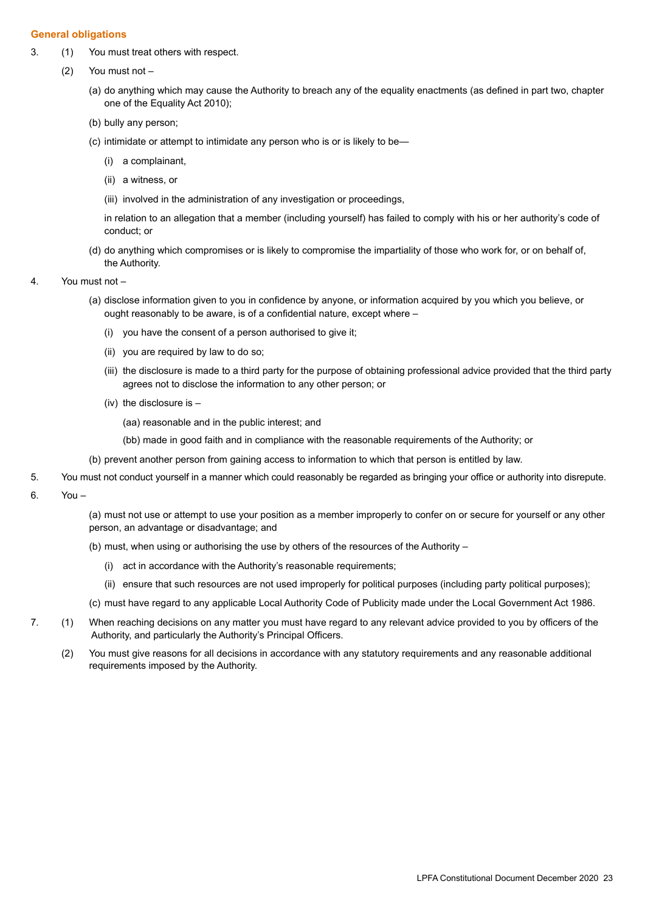## General obligations

3. (1) You must treat others with respect.

   (2) You must not –

   (a) do anything which may cause the Authority to breach any of the equality enactments (as defined in part two, chapter one of the Equality Act 2010);

   (b) bully any person;

   (c) intimidate or attempt to intimidate any person who is or is likely to be—

   (i) a complainant,

   (ii) a witness, or

   (iii) involved in the administration of any investigation or proceedings,

   in relation to an allegation that a member (including yourself) has failed to comply with his or her authority's code of conduct; or

   (d) do anything which compromises or is likely to compromise the impartiality of those who work for, or on behalf of, the Authority.

4. You must not –

   (a) disclose information given to you in confidence by anyone, or information acquired by you which you believe, or ought reasonably to be aware, is of a confidential nature, except where –

   (i) you have the consent of a person authorised to give it;

   (ii) you are required by law to do so;

   (iii) the disclosure is made to a third party for the purpose of obtaining professional advice provided that the third party agrees not to disclose the information to any other person; or

   (iv) the disclosure is –

   (aa) reasonable and in the public interest; and

   (bb) made in good faith and in compliance with the reasonable requirements of the Authority; or

   (b) prevent another person from gaining access to information to which that person is entitled by law.

5. You must not conduct yourself in a manner which could reasonably be regarded as bringing your office or authority into disrepute.

6. You –

   (a) must not use or attempt to use your position as a member improperly to confer on or secure for yourself or any other person, an advantage or disadvantage; and

   (b) must, when using or authorising the use by others of the resources of the Authority –

   (i) act in accordance with the Authority's reasonable requirements;

   (ii) ensure that such resources are not used improperly for political purposes (including party political purposes);

   (c) must have regard to any applicable Local Authority Code of Publicity made under the Local Government Act 1986.

7. (1) When reaching decisions on any matter you must have regard to any relevant advice provided to you by officers of the Authority, and particularly the Authority's Principal Officers.

   (2) You must give reasons for all decisions in accordance with any statutory requirements and any reasonable additional requirements imposed by the Authority.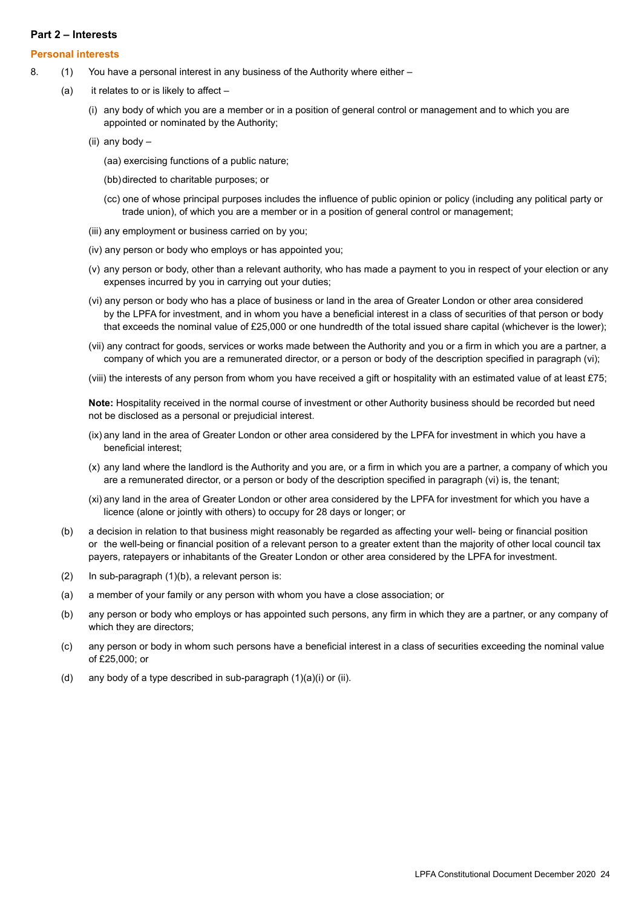## Part 2 – Interests

### Personal interests

8. (1) You have a personal interest in any business of the Authority where either –

(a) it relates to or is likely to affect –

(i) any body of which you are a member or in a position of general control or management and to which you are appointed or nominated by the Authority;

(ii) any body –

(aa) exercising functions of a public nature;

(bb) directed to charitable purposes; or

(cc) one of whose principal purposes includes the influence of public opinion or policy (including any political party or trade union), of which you are a member or in a position of general control or management;

(iii) any employment or business carried on by you;

(iv) any person or body who employs or has appointed you;

(v) any person or body, other than a relevant authority, who has made a payment to you in respect of your election or any expenses incurred by you in carrying out your duties;

(vi) any person or body who has a place of business or land in the area of Greater London or other area considered by the LPFA for investment, and in whom you have a beneficial interest in a class of securities of that person or body that exceeds the nominal value of £25,000 or one hundredth of the total issued share capital (whichever is the lower);

(vii) any contract for goods, services or works made between the Authority and you or a firm in which you are a partner, a company of which you are a remunerated director, or a person or body of the description specified in paragraph (vi);

(viii) the interests of any person from whom you have received a gift or hospitality with an estimated value of at least £75;

**Note:** Hospitality received in the normal course of investment or other Authority business should be recorded but need not be disclosed as a personal or prejudicial interest.

(ix) any land in the area of Greater London or other area considered by the LPFA for investment in which you have a beneficial interest;

(x) any land where the landlord is the Authority and you are, or a firm in which you are a partner, a company of which you are a remunerated director, or a person or body of the description specified in paragraph (vi) is, the tenant;

(xi) any land in the area of Greater London or other area considered by the LPFA for investment for which you have a licence (alone or jointly with others) to occupy for 28 days or longer; or

(b) a decision in relation to that business might reasonably be regarded as affecting your well- being or financial position or the well-being or financial position of a relevant person to a greater extent than the majority of other local council tax payers, ratepayers or inhabitants of the Greater London or other area considered by the LPFA for investment.

(2) In sub-paragraph (1)(b), a relevant person is:

(a) a member of your family or any person with whom you have a close association; or

(b) any person or body who employs or has appointed such persons, any firm in which they are a partner, or any company of which they are directors;

(c) any person or body in whom such persons have a beneficial interest in a class of securities exceeding the nominal value of £25,000; or

(d) any body of a type described in sub-paragraph (1)(a)(i) or (ii).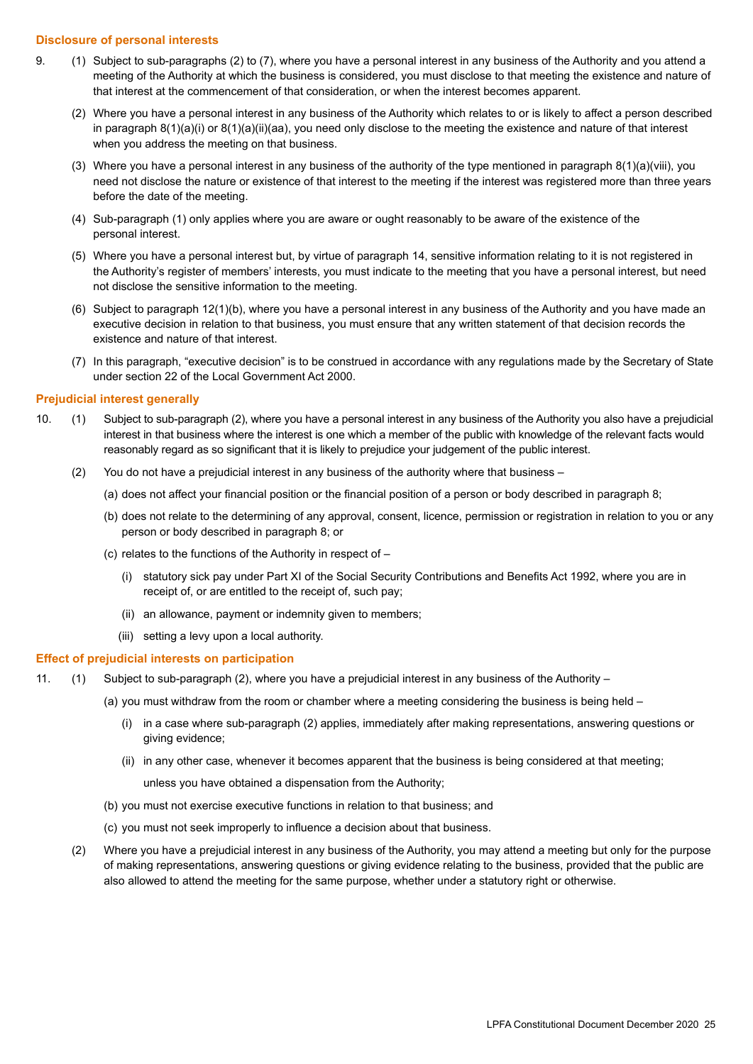### Disclosure of personal interests

9. (1) Subject to sub-paragraphs (2) to (7), where you have a personal interest in any business of the Authority and you attend a meeting of the Authority at which the business is considered, you must disclose to that meeting the existence and nature of that interest at the commencement of that consideration, or when the interest becomes apparent.

   (2) Where you have a personal interest in any business of the Authority which relates to or is likely to affect a person described in paragraph 8(1)(a)(i) or 8(1)(a)(ii)(aa), you need only disclose to the meeting the existence and nature of that interest when you address the meeting on that business.

   (3) Where you have a personal interest in any business of the authority of the type mentioned in paragraph 8(1)(a)(viii), you need not disclose the nature or existence of that interest to the meeting if the interest was registered more than three years before the date of the meeting.

   (4) Sub-paragraph (1) only applies where you are aware or ought reasonably to be aware of the existence of the personal interest.

   (5) Where you have a personal interest but, by virtue of paragraph 14, sensitive information relating to it is not registered in the Authority's register of members' interests, you must indicate to the meeting that you have a personal interest, but need not disclose the sensitive information to the meeting.

   (6) Subject to paragraph 12(1)(b), where you have a personal interest in any business of the Authority and you have made an executive decision in relation to that business, you must ensure that any written statement of that decision records the existence and nature of that interest.

   (7) In this paragraph, "executive decision" is to be construed in accordance with any regulations made by the Secretary of State under section 22 of the Local Government Act 2000.

### Prejudicial interest generally

10. (1) Subject to sub-paragraph (2), where you have a personal interest in any business of the Authority you also have a prejudicial interest in that business where the interest is one which a member of the public with knowledge of the relevant facts would reasonably regard as so significant that it is likely to prejudice your judgement of the public interest.

    (2) You do not have a prejudicial interest in any business of the authority where that business –

    (a) does not affect your financial position or the financial position of a person or body described in paragraph 8;

    (b) does not relate to the determining of any approval, consent, licence, permission or registration in relation to you or any person or body described in paragraph 8; or

    (c) relates to the functions of the Authority in respect of –

    (i) statutory sick pay under Part XI of the Social Security Contributions and Benefits Act 1992, where you are in receipt of, or are entitled to the receipt of, such pay;

    (ii) an allowance, payment or indemnity given to members;

    (iii) setting a levy upon a local authority.

### Effect of prejudicial interests on participation

11. (1) Subject to sub-paragraph (2), where you have a prejudicial interest in any business of the Authority –

    (a) you must withdraw from the room or chamber where a meeting considering the business is being held –

    (i) in a case where sub-paragraph (2) applies, immediately after making representations, answering questions or giving evidence;

    (ii) in any other case, whenever it becomes apparent that the business is being considered at that meeting;

    unless you have obtained a dispensation from the Authority;

    (b) you must not exercise executive functions in relation to that business; and

    (c) you must not seek improperly to influence a decision about that business.

    (2) Where you have a prejudicial interest in any business of the Authority, you may attend a meeting but only for the purpose of making representations, answering questions or giving evidence relating to the business, provided that the public are also allowed to attend the meeting for the same purpose, whether under a statutory right or otherwise.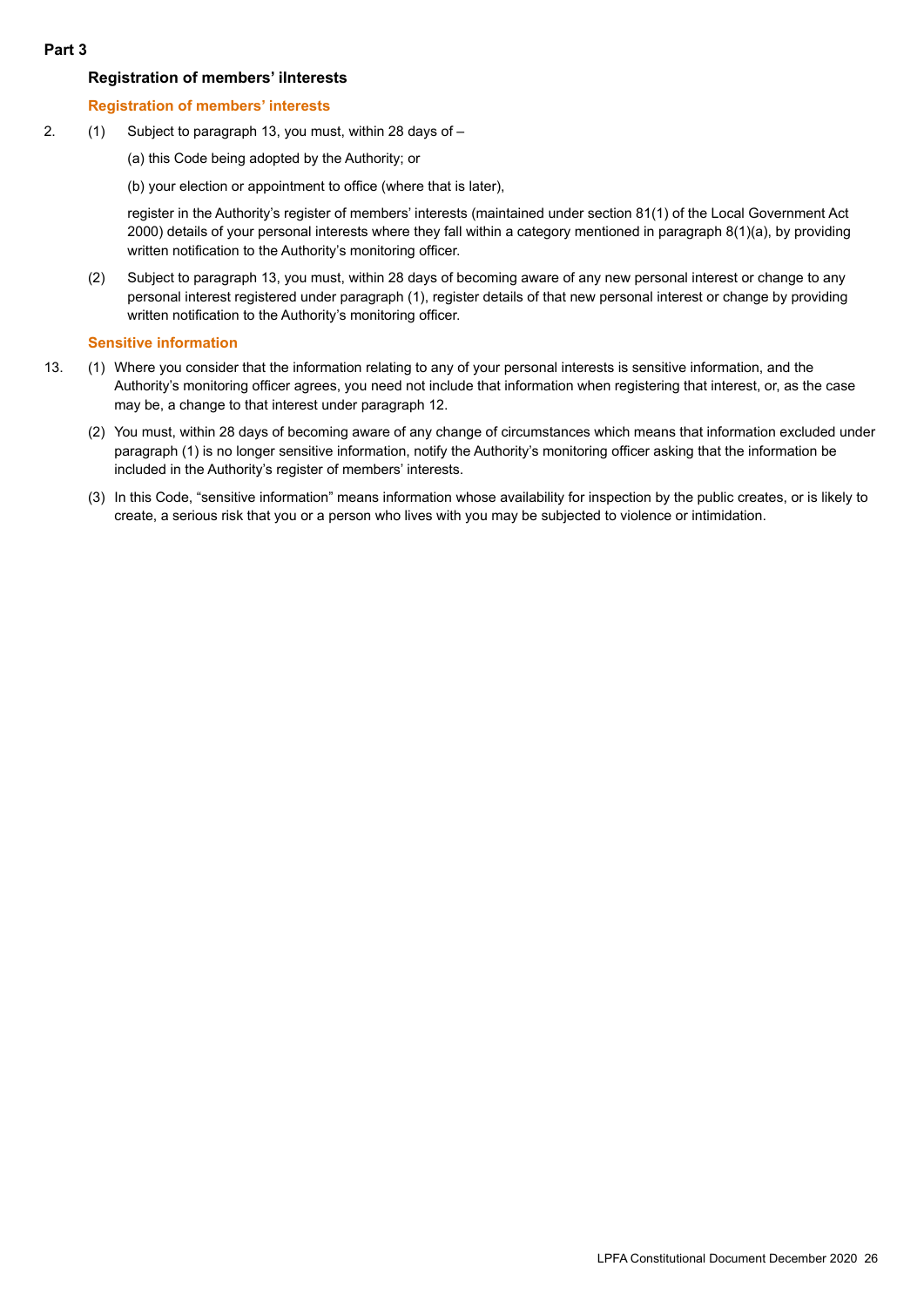**Part 3**

## Registration of members' iInterests

### Registration of members' interests

2. (1) Subject to paragraph 13, you must, within 28 days of –

   (a) this Code being adopted by the Authority; or

   (b) your election or appointment to office (where that is later),

   register in the Authority's register of members' interests (maintained under section 81(1) of the Local Government Act 2000) details of your personal interests where they fall within a category mentioned in paragraph 8(1)(a), by providing written notification to the Authority's monitoring officer.

   (2) Subject to paragraph 13, you must, within 28 days of becoming aware of any new personal interest or change to any personal interest registered under paragraph (1), register details of that new personal interest or change by providing written notification to the Authority's monitoring officer.

### Sensitive information

13. (1) Where you consider that the information relating to any of your personal interests is sensitive information, and the Authority's monitoring officer agrees, you need not include that information when registering that interest, or, as the case may be, a change to that interest under paragraph 12.

   (2) You must, within 28 days of becoming aware of any change of circumstances which means that information excluded under paragraph (1) is no longer sensitive information, notify the Authority's monitoring officer asking that the information be included in the Authority's register of members' interests.

   (3) In this Code, "sensitive information" means information whose availability for inspection by the public creates, or is likely to create, a serious risk that you or a person who lives with you may be subjected to violence or intimidation.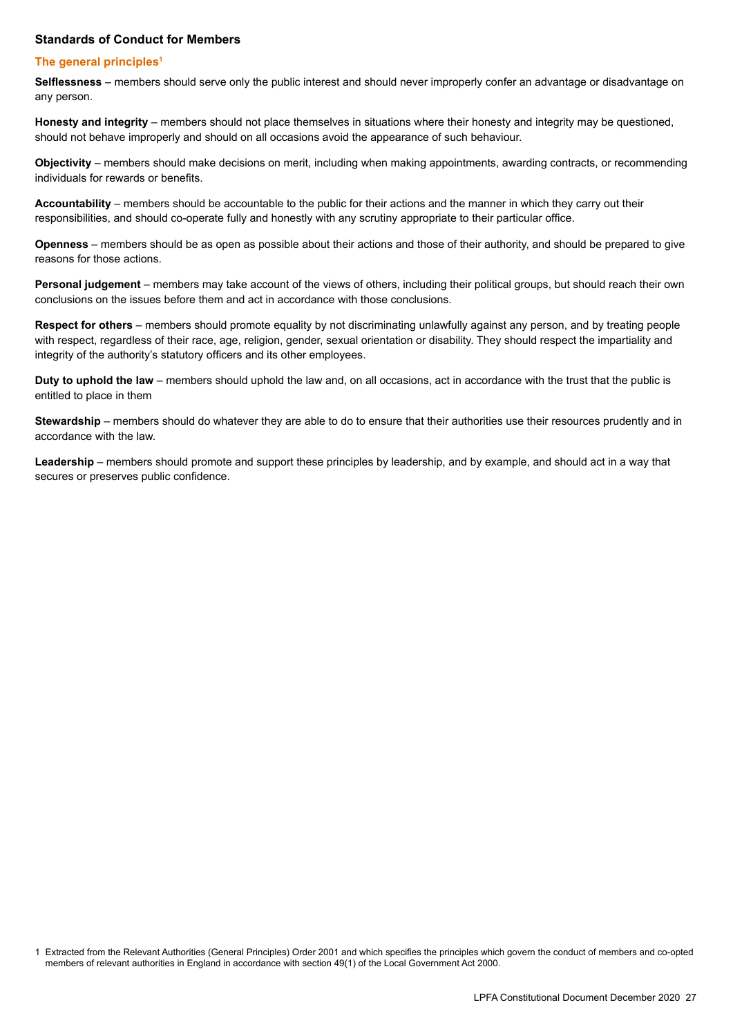## Standards of Conduct for Members

### The general principles[1]

**Selflessness** – members should serve only the public interest and should never improperly confer an advantage or disadvantage on any person.

**Honesty and integrity** – members should not place themselves in situations where their honesty and integrity may be questioned, should not behave improperly and should on all occasions avoid the appearance of such behaviour.

**Objectivity** – members should make decisions on merit, including when making appointments, awarding contracts, or recommending individuals for rewards or benefits.

**Accountability** – members should be accountable to the public for their actions and the manner in which they carry out their responsibilities, and should co-operate fully and honestly with any scrutiny appropriate to their particular office.

**Openness** – members should be as open as possible about their actions and those of their authority, and should be prepared to give reasons for those actions.

**Personal judgement** – members may take account of the views of others, including their political groups, but should reach their own conclusions on the issues before them and act in accordance with those conclusions.

**Respect for others** – members should promote equality by not discriminating unlawfully against any person, and by treating people with respect, regardless of their race, age, religion, gender, sexual orientation or disability. They should respect the impartiality and integrity of the authority's statutory officers and its other employees.

**Duty to uphold the law** – members should uphold the law and, on all occasions, act in accordance with the trust that the public is entitled to place in them

**Stewardship** – members should do whatever they are able to do to ensure that their authorities use their resources prudently and in accordance with the law.

**Leadership** – members should promote and support these principles by leadership, and by example, and should act in a way that secures or preserves public confidence.

1 Extracted from the Relevant Authorities (General Principles) Order 2001 and which specifies the principles which govern the conduct of members and co-opted members of relevant authorities in England in accordance with section 49(1) of the Local Government Act 2000.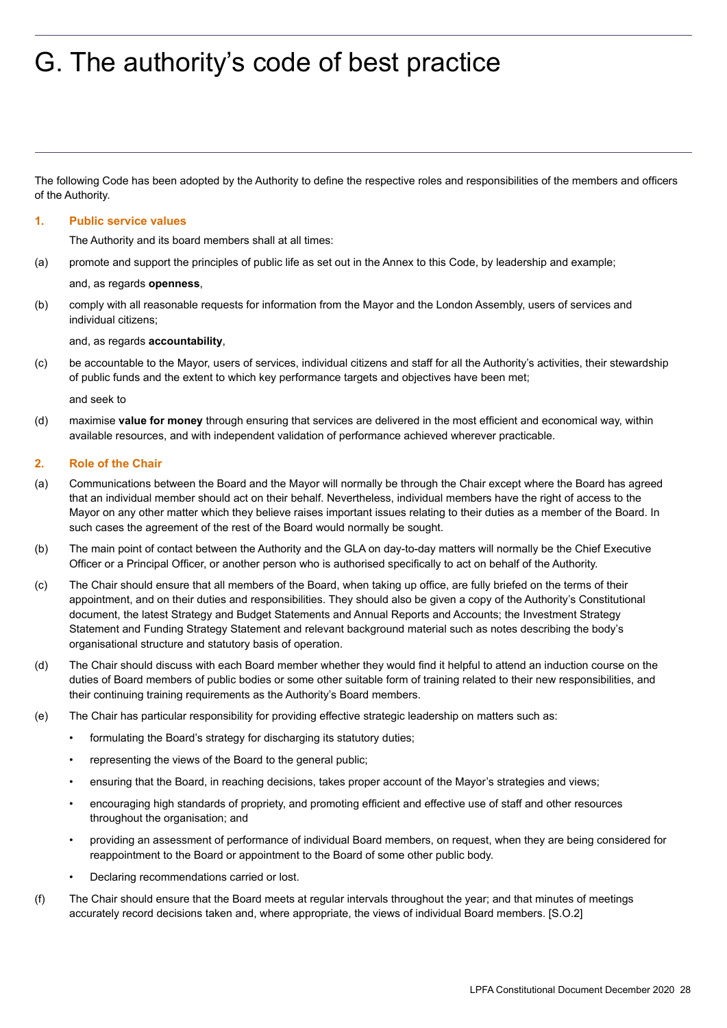# G. The authority's code of best practice

The following Code has been adopted by the Authority to define the respective roles and responsibilities of the members and officers of the Authority.

## 1. Public service values

The Authority and its board members shall at all times:

(a) promote and support the principles of public life as set out in the Annex to this Code, by leadership and example;

and, as regards **openness**,

(b) comply with all reasonable requests for information from the Mayor and the London Assembly, users of services and individual citizens;

and, as regards **accountability**,

(c) be accountable to the Mayor, users of services, individual citizens and staff for all the Authority's activities, their stewardship of public funds and the extent to which key performance targets and objectives have been met;

and seek to

(d) maximise **value for money** through ensuring that services are delivered in the most efficient and economical way, within available resources, and with independent validation of performance achieved wherever practicable.

## 2. Role of the Chair

(a) Communications between the Board and the Mayor will normally be through the Chair except where the Board has agreed that an individual member should act on their behalf. Nevertheless, individual members have the right of access to the Mayor on any other matter which they believe raises important issues relating to their duties as a member of the Board. In such cases the agreement of the rest of the Board would normally be sought.

(b) The main point of contact between the Authority and the GLA on day-to-day matters will normally be the Chief Executive Officer or a Principal Officer, or another person who is authorised specifically to act on behalf of the Authority.

(c) The Chair should ensure that all members of the Board, when taking up office, are fully briefed on the terms of their appointment, and on their duties and responsibilities. They should also be given a copy of the Authority's Constitutional document, the latest Strategy and Budget Statements and Annual Reports and Accounts; the Investment Strategy Statement and Funding Strategy Statement and relevant background material such as notes describing the body's organisational structure and statutory basis of operation.

(d) The Chair should discuss with each Board member whether they would find it helpful to attend an induction course on the duties of Board members of public bodies or some other suitable form of training related to their new responsibilities, and their continuing training requirements as the Authority's Board members.

(e) The Chair has particular responsibility for providing effective strategic leadership on matters such as:

- formulating the Board's strategy for discharging its statutory duties;
- representing the views of the Board to the general public;
- ensuring that the Board, in reaching decisions, takes proper account of the Mayor's strategies and views;
- encouraging high standards of propriety, and promoting efficient and effective use of staff and other resources throughout the organisation; and
- providing an assessment of performance of individual Board members, on request, when they are being considered for reappointment to the Board or appointment to the Board of some other public body.
- Declaring recommendations carried or lost.

(f) The Chair should ensure that the Board meets at regular intervals throughout the year; and that minutes of meetings accurately record decisions taken and, where appropriate, the views of individual Board members. [S.O.2]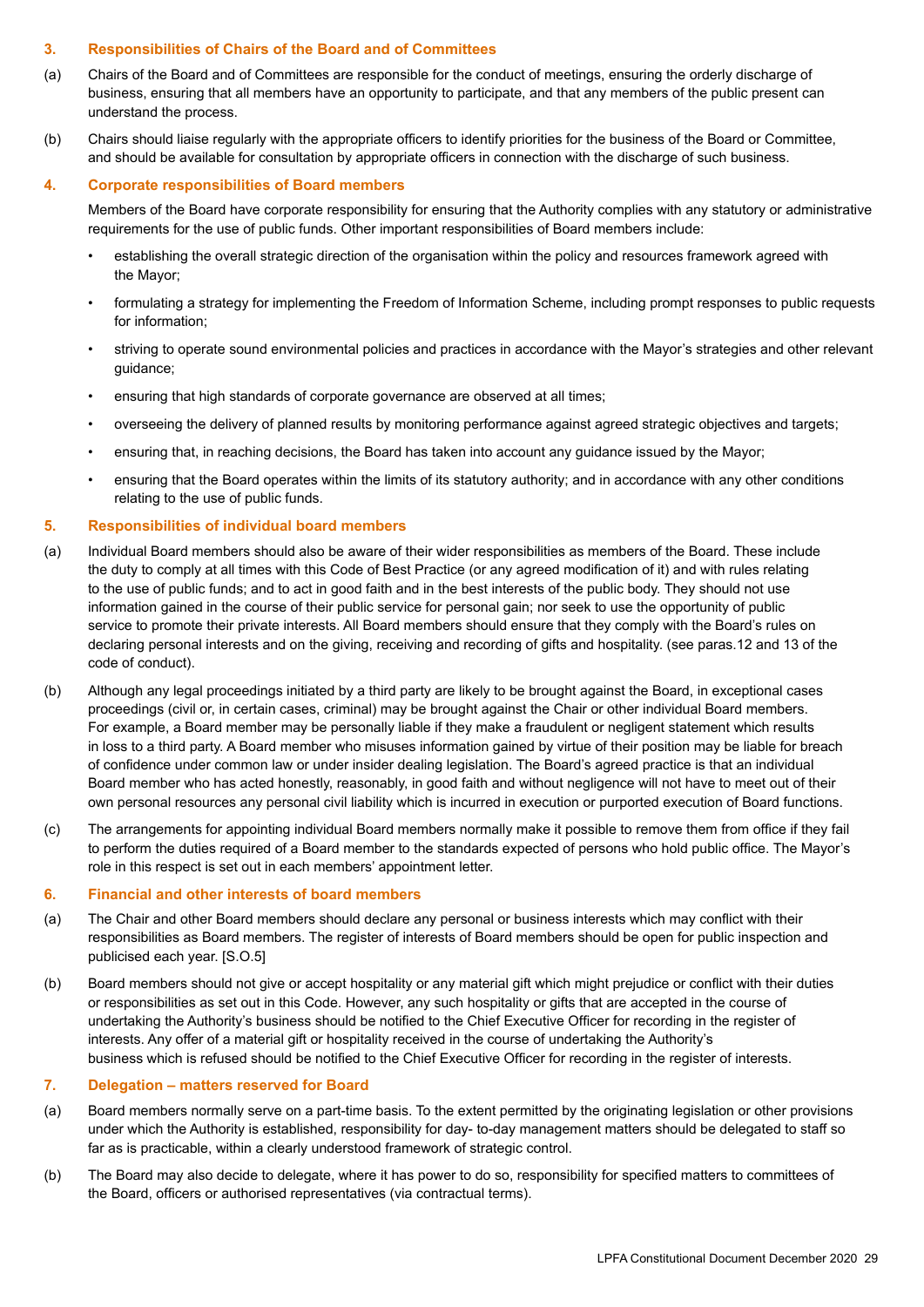### 3. Responsibilities of Chairs of the Board and of Committees

(a) Chairs of the Board and of Committees are responsible for the conduct of meetings, ensuring the orderly discharge of business, ensuring that all members have an opportunity to participate, and that any members of the public present can understand the process.

(b) Chairs should liaise regularly with the appropriate officers to identify priorities for the business of the Board or Committee, and should be available for consultation by appropriate officers in connection with the discharge of such business.

### 4. Corporate responsibilities of Board members

Members of the Board have corporate responsibility for ensuring that the Authority complies with any statutory or administrative requirements for the use of public funds. Other important responsibilities of Board members include:

- establishing the overall strategic direction of the organisation within the policy and resources framework agreed with the Mayor;
- formulating a strategy for implementing the Freedom of Information Scheme, including prompt responses to public requests for information;
- striving to operate sound environmental policies and practices in accordance with the Mayor's strategies and other relevant guidance;
- ensuring that high standards of corporate governance are observed at all times;
- overseeing the delivery of planned results by monitoring performance against agreed strategic objectives and targets;
- ensuring that, in reaching decisions, the Board has taken into account any guidance issued by the Mayor;
- ensuring that the Board operates within the limits of its statutory authority; and in accordance with any other conditions relating to the use of public funds.

### 5. Responsibilities of individual board members

(a) Individual Board members should also be aware of their wider responsibilities as members of the Board. These include the duty to comply at all times with this Code of Best Practice (or any agreed modification of it) and with rules relating to the use of public funds; and to act in good faith and in the best interests of the public body. They should not use information gained in the course of their public service for personal gain; nor seek to use the opportunity of public service to promote their private interests. All Board members should ensure that they comply with the Board's rules on declaring personal interests and on the giving, receiving and recording of gifts and hospitality. (see paras.12 and 13 of the code of conduct).

(b) Although any legal proceedings initiated by a third party are likely to be brought against the Board, in exceptional cases proceedings (civil or, in certain cases, criminal) may be brought against the Chair or other individual Board members. For example, a Board member may be personally liable if they make a fraudulent or negligent statement which results in loss to a third party. A Board member who misuses information gained by virtue of their position may be liable for breach of confidence under common law or under insider dealing legislation. The Board's agreed practice is that an individual Board member who has acted honestly, reasonably, in good faith and without negligence will not have to meet out of their own personal resources any personal civil liability which is incurred in execution or purported execution of Board functions.

(c) The arrangements for appointing individual Board members normally make it possible to remove them from office if they fail to perform the duties required of a Board member to the standards expected of persons who hold public office. The Mayor's role in this respect is set out in each members' appointment letter.

### 6. Financial and other interests of board members

(a) The Chair and other Board members should declare any personal or business interests which may conflict with their responsibilities as Board members. The register of interests of Board members should be open for public inspection and publicised each year. [S.O.5]

(b) Board members should not give or accept hospitality or any material gift which might prejudice or conflict with their duties or responsibilities as set out in this Code. However, any such hospitality or gifts that are accepted in the course of undertaking the Authority's business should be notified to the Chief Executive Officer for recording in the register of interests. Any offer of a material gift or hospitality received in the course of undertaking the Authority's business which is refused should be notified to the Chief Executive Officer for recording in the register of interests.

### 7. Delegation – matters reserved for Board

(a) Board members normally serve on a part-time basis. To the extent permitted by the originating legislation or other provisions under which the Authority is established, responsibility for day- to-day management matters should be delegated to staff so far as is practicable, within a clearly understood framework of strategic control.

(b) The Board may also decide to delegate, where it has power to do so, responsibility for specified matters to committees of the Board, officers or authorised representatives (via contractual terms).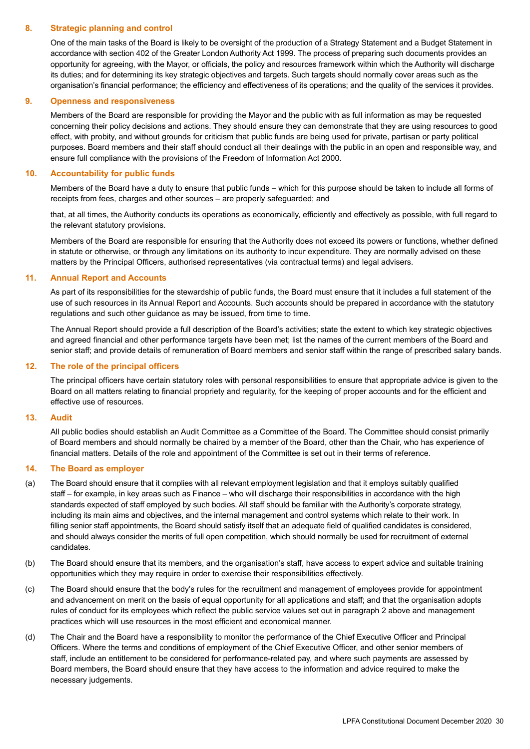## 8. Strategic planning and control

One of the main tasks of the Board is likely to be oversight of the production of a Strategy Statement and a Budget Statement in accordance with section 402 of the Greater London Authority Act 1999. The process of preparing such documents provides an opportunity for agreeing, with the Mayor, or officials, the policy and resources framework within which the Authority will discharge its duties; and for determining its key strategic objectives and targets. Such targets should normally cover areas such as the organisation's financial performance; the efficiency and effectiveness of its operations; and the quality of the services it provides.

## 9. Openness and responsiveness

Members of the Board are responsible for providing the Mayor and the public with as full information as may be requested concerning their policy decisions and actions. They should ensure they can demonstrate that they are using resources to good effect, with probity, and without grounds for criticism that public funds are being used for private, partisan or party political purposes. Board members and their staff should conduct all their dealings with the public in an open and responsible way, and ensure full compliance with the provisions of the Freedom of Information Act 2000.

## 10. Accountability for public funds

Members of the Board have a duty to ensure that public funds – which for this purpose should be taken to include all forms of receipts from fees, charges and other sources – are properly safeguarded; and

that, at all times, the Authority conducts its operations as economically, efficiently and effectively as possible, with full regard to the relevant statutory provisions.

Members of the Board are responsible for ensuring that the Authority does not exceed its powers or functions, whether defined in statute or otherwise, or through any limitations on its authority to incur expenditure. They are normally advised on these matters by the Principal Officers, authorised representatives (via contractual terms) and legal advisers.

## 11. Annual Report and Accounts

As part of its responsibilities for the stewardship of public funds, the Board must ensure that it includes a full statement of the use of such resources in its Annual Report and Accounts. Such accounts should be prepared in accordance with the statutory regulations and such other guidance as may be issued, from time to time.

The Annual Report should provide a full description of the Board's activities; state the extent to which key strategic objectives and agreed financial and other performance targets have been met; list the names of the current members of the Board and senior staff; and provide details of remuneration of Board members and senior staff within the range of prescribed salary bands.

## 12. The role of the principal officers

The principal officers have certain statutory roles with personal responsibilities to ensure that appropriate advice is given to the Board on all matters relating to financial propriety and regularity, for the keeping of proper accounts and for the efficient and effective use of resources.

## 13. Audit

All public bodies should establish an Audit Committee as a Committee of the Board. The Committee should consist primarily of Board members and should normally be chaired by a member of the Board, other than the Chair, who has experience of financial matters. Details of the role and appointment of the Committee is set out in their terms of reference.

## 14. The Board as employer

(a) The Board should ensure that it complies with all relevant employment legislation and that it employs suitably qualified staff – for example, in key areas such as Finance – who will discharge their responsibilities in accordance with the high standards expected of staff employed by such bodies. All staff should be familiar with the Authority's corporate strategy, including its main aims and objectives, and the internal management and control systems which relate to their work. In filling senior staff appointments, the Board should satisfy itself that an adequate field of qualified candidates is considered, and should always consider the merits of full open competition, which should normally be used for recruitment of external candidates.

(b) The Board should ensure that its members, and the organisation's staff, have access to expert advice and suitable training opportunities which they may require in order to exercise their responsibilities effectively.

(c) The Board should ensure that the body's rules for the recruitment and management of employees provide for appointment and advancement on merit on the basis of equal opportunity for all applications and staff; and that the organisation adopts rules of conduct for its employees which reflect the public service values set out in paragraph 2 above and management practices which will use resources in the most efficient and economical manner.

(d) The Chair and the Board have a responsibility to monitor the performance of the Chief Executive Officer and Principal Officers. Where the terms and conditions of employment of the Chief Executive Officer, and other senior members of staff, include an entitlement to be considered for performance-related pay, and where such payments are assessed by Board members, the Board should ensure that they have access to the information and advice required to make the necessary judgements.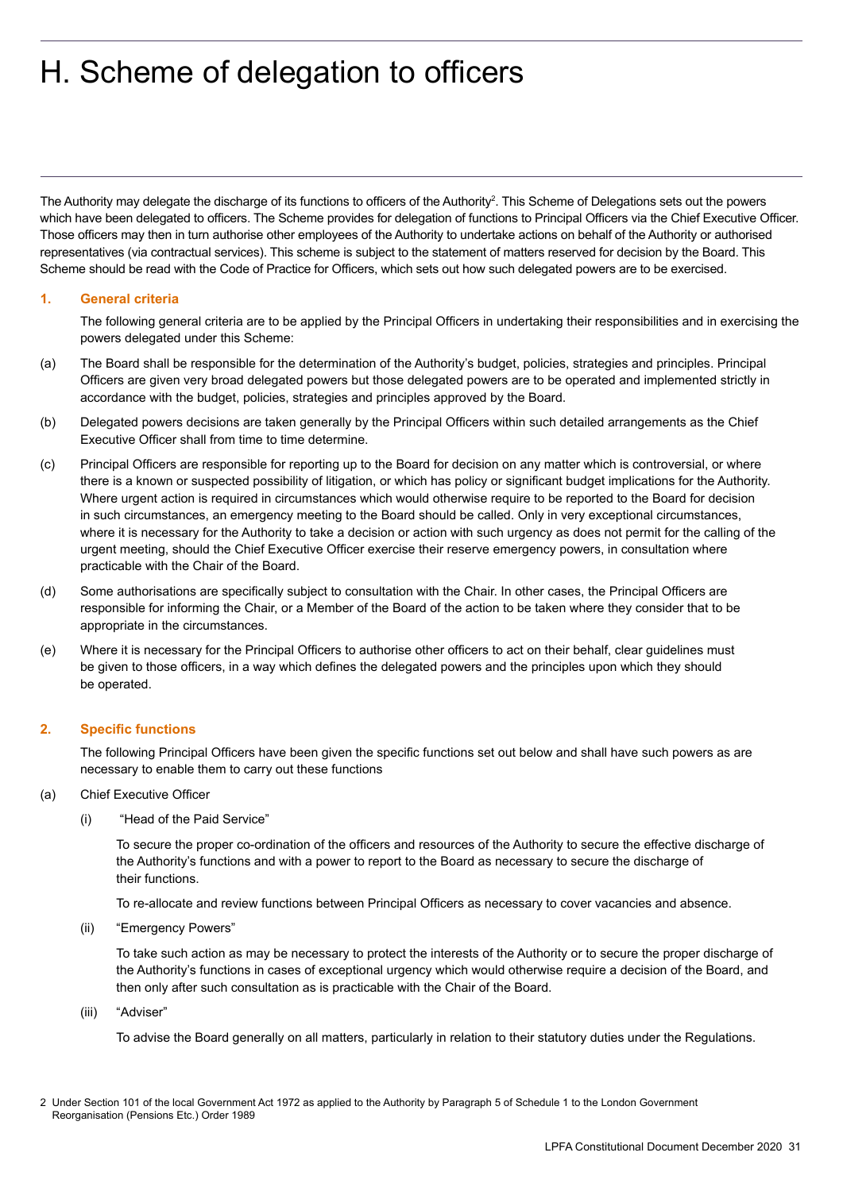# H. Scheme of delegation to officers

The Authority may delegate the discharge of its functions to officers of the Authority[2]. This Scheme of Delegations sets out the powers which have been delegated to officers. The Scheme provides for delegation of functions to Principal Officers via the Chief Executive Officer. Those officers may then in turn authorise other employees of the Authority to undertake actions on behalf of the Authority or authorised representatives (via contractual services). This scheme is subject to the statement of matters reserved for decision by the Board. This Scheme should be read with the Code of Practice for Officers, which sets out how such delegated powers are to be exercised.

## 1. General criteria

The following general criteria are to be applied by the Principal Officers in undertaking their responsibilities and in exercising the powers delegated under this Scheme:

(a) The Board shall be responsible for the determination of the Authority's budget, policies, strategies and principles. Principal Officers are given very broad delegated powers but those delegated powers are to be operated and implemented strictly in accordance with the budget, policies, strategies and principles approved by the Board.

(b) Delegated powers decisions are taken generally by the Principal Officers within such detailed arrangements as the Chief Executive Officer shall from time to time determine.

(c) Principal Officers are responsible for reporting up to the Board for decision on any matter which is controversial, or where there is a known or suspected possibility of litigation, or which has policy or significant budget implications for the Authority. Where urgent action is required in circumstances which would otherwise require to be reported to the Board for decision in such circumstances, an emergency meeting to the Board should be called. Only in very exceptional circumstances, where it is necessary for the Authority to take a decision or action with such urgency as does not permit for the calling of the urgent meeting, should the Chief Executive Officer exercise their reserve emergency powers, in consultation where practicable with the Chair of the Board.

(d) Some authorisations are specifically subject to consultation with the Chair. In other cases, the Principal Officers are responsible for informing the Chair, or a Member of the Board of the action to be taken where they consider that to be appropriate in the circumstances.

(e) Where it is necessary for the Principal Officers to authorise other officers to act on their behalf, clear guidelines must be given to those officers, in a way which defines the delegated powers and the principles upon which they should be operated.

## 2. Specific functions

The following Principal Officers have been given the specific functions set out below and shall have such powers as are necessary to enable them to carry out these functions

(a) Chief Executive Officer

(i) "Head of the Paid Service"

To secure the proper co-ordination of the officers and resources of the Authority to secure the effective discharge of the Authority's functions and with a power to report to the Board as necessary to secure the discharge of their functions.

To re-allocate and review functions between Principal Officers as necessary to cover vacancies and absence.

(ii) "Emergency Powers"

To take such action as may be necessary to protect the interests of the Authority or to secure the proper discharge of the Authority's functions in cases of exceptional urgency which would otherwise require a decision of the Board, and then only after such consultation as is practicable with the Chair of the Board.

(iii) "Adviser"

To advise the Board generally on all matters, particularly in relation to their statutory duties under the Regulations.

2 Under Section 101 of the local Government Act 1972 as applied to the Authority by Paragraph 5 of Schedule 1 to the London Government Reorganisation (Pensions Etc.) Order 1989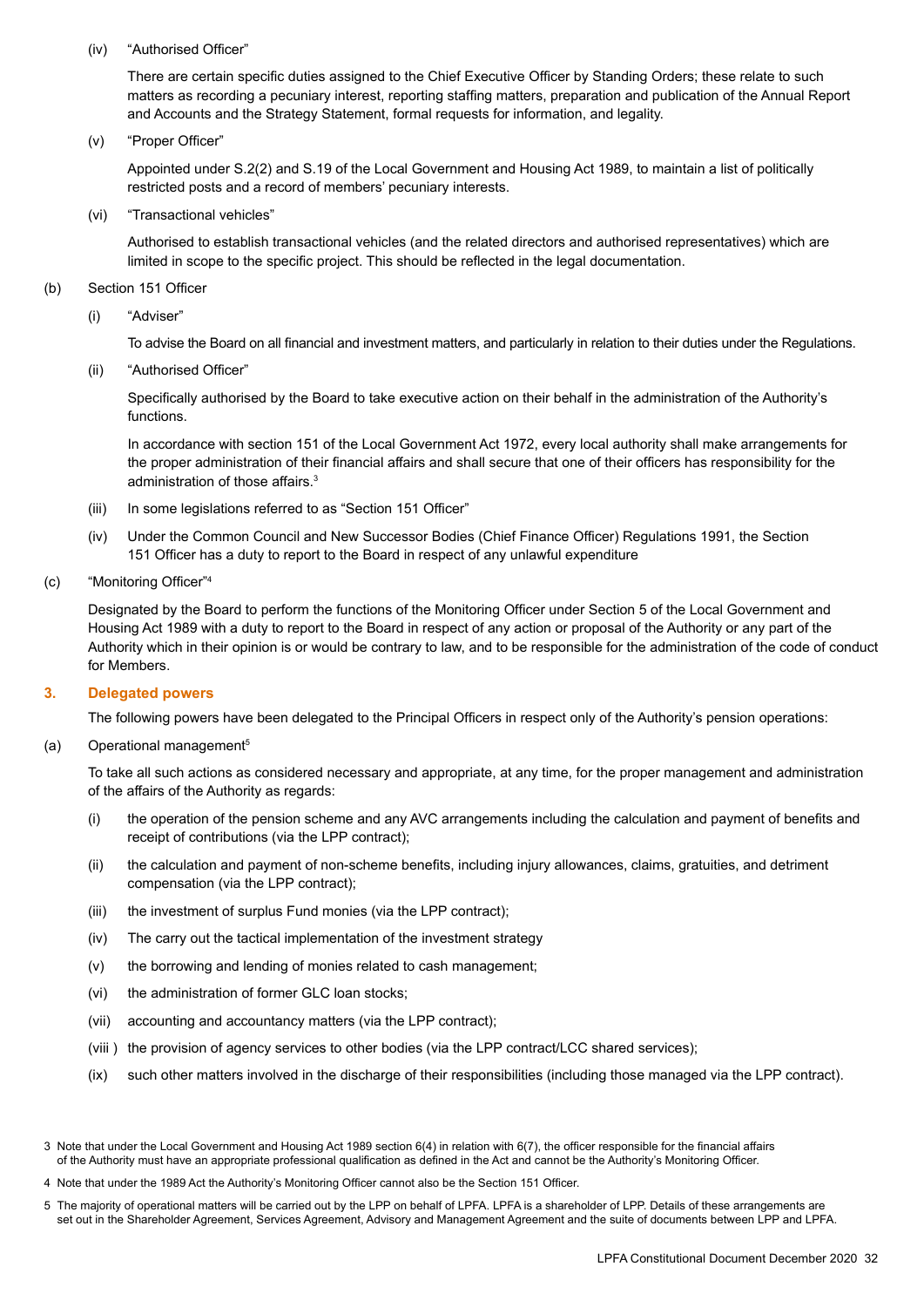(iv) "Authorised Officer"

There are certain specific duties assigned to the Chief Executive Officer by Standing Orders; these relate to such matters as recording a pecuniary interest, reporting staffing matters, preparation and publication of the Annual Report and Accounts and the Strategy Statement, formal requests for information, and legality.

(v) "Proper Officer"

Appointed under S.2(2) and S.19 of the Local Government and Housing Act 1989, to maintain a list of politically restricted posts and a record of members' pecuniary interests.

(vi) "Transactional vehicles"

Authorised to establish transactional vehicles (and the related directors and authorised representatives) which are limited in scope to the specific project. This should be reflected in the legal documentation.

(b) Section 151 Officer

(i) "Adviser"

To advise the Board on all financial and investment matters, and particularly in relation to their duties under the Regulations.

(ii) "Authorised Officer"

Specifically authorised by the Board to take executive action on their behalf in the administration of the Authority's functions.

In accordance with section 151 of the Local Government Act 1972, every local authority shall make arrangements for the proper administration of their financial affairs and shall secure that one of their officers has responsibility for the administration of those affairs.[3]

(iii) In some legislations referred to as "Section 151 Officer"

(iv) Under the Common Council and New Successor Bodies (Chief Finance Officer) Regulations 1991, the Section 151 Officer has a duty to report to the Board in respect of any unlawful expenditure

(c) "Monitoring Officer"[4]

Designated by the Board to perform the functions of the Monitoring Officer under Section 5 of the Local Government and Housing Act 1989 with a duty to report to the Board in respect of any action or proposal of the Authority or any part of the Authority which in their opinion is or would be contrary to law, and to be responsible for the administration of the code of conduct for Members.

## 3. Delegated powers

The following powers have been delegated to the Principal Officers in respect only of the Authority's pension operations:

(a) Operational management[5]

To take all such actions as considered necessary and appropriate, at any time, for the proper management and administration of the affairs of the Authority as regards:

(i) the operation of the pension scheme and any AVC arrangements including the calculation and payment of benefits and receipt of contributions (via the LPP contract);

(ii) the calculation and payment of non-scheme benefits, including injury allowances, claims, gratuities, and detriment compensation (via the LPP contract);

(iii) the investment of surplus Fund monies (via the LPP contract);

(iv) The carry out the tactical implementation of the investment strategy

(v) the borrowing and lending of monies related to cash management;

(vi) the administration of former GLC loan stocks;

(vii) accounting and accountancy matters (via the LPP contract);

(viii ) the provision of agency services to other bodies (via the LPP contract/LCC shared services);

(ix) such other matters involved in the discharge of their responsibilities (including those managed via the LPP contract).

---

3 Note that under the Local Government and Housing Act 1989 section 6(4) in relation with 6(7), the officer responsible for the financial affairs of the Authority must have an appropriate professional qualification as defined in the Act and cannot be the Authority's Monitoring Officer.

4 Note that under the 1989 Act the Authority's Monitoring Officer cannot also be the Section 151 Officer.

5 The majority of operational matters will be carried out by the LPP on behalf of LPFA. LPFA is a shareholder of LPP. Details of these arrangements are set out in the Shareholder Agreement, Services Agreement, Advisory and Management Agreement and the suite of documents between LPP and LPFA.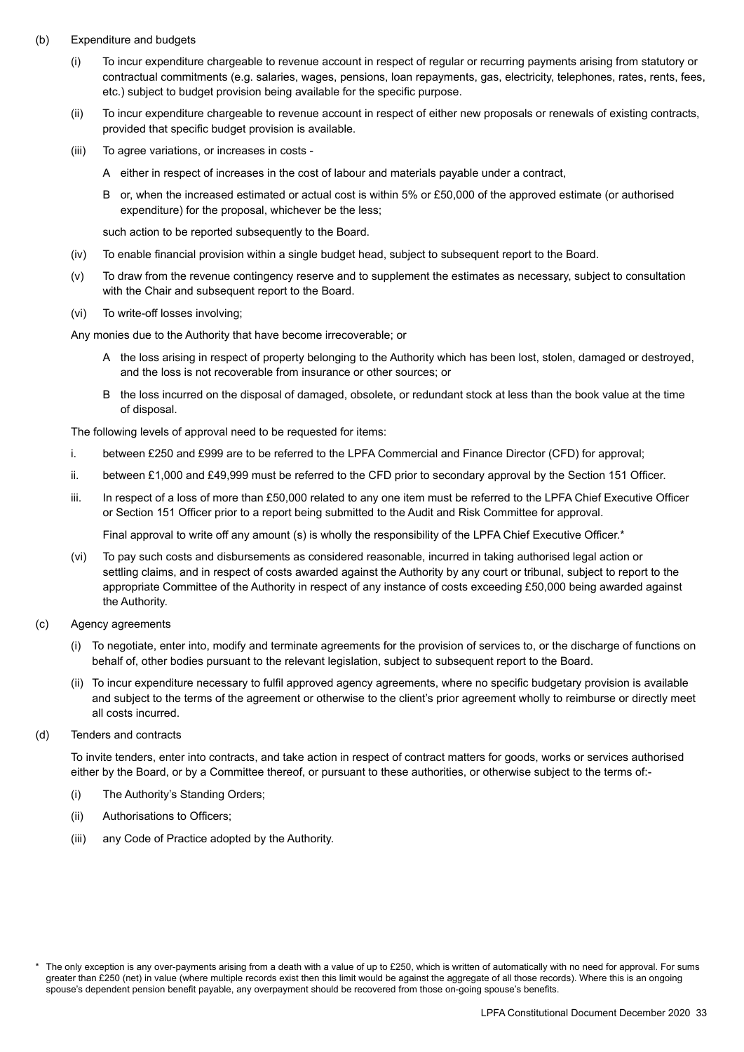(b) Expenditure and budgets

(i) To incur expenditure chargeable to revenue account in respect of regular or recurring payments arising from statutory or contractual commitments (e.g. salaries, wages, pensions, loan repayments, gas, electricity, telephones, rates, rents, fees, etc.) subject to budget provision being available for the specific purpose.

(ii) To incur expenditure chargeable to revenue account in respect of either new proposals or renewals of existing contracts, provided that specific budget provision is available.

(iii) To agree variations, or increases in costs -

A either in respect of increases in the cost of labour and materials payable under a contract,

B or, when the increased estimated or actual cost is within 5% or £50,000 of the approved estimate (or authorised expenditure) for the proposal, whichever be the less;

such action to be reported subsequently to the Board.

(iv) To enable financial provision within a single budget head, subject to subsequent report to the Board.

(v) To draw from the revenue contingency reserve and to supplement the estimates as necessary, subject to consultation with the Chair and subsequent report to the Board.

(vi) To write-off losses involving;

Any monies due to the Authority that have become irrecoverable; or

A the loss arising in respect of property belonging to the Authority which has been lost, stolen, damaged or destroyed, and the loss is not recoverable from insurance or other sources; or

B the loss incurred on the disposal of damaged, obsolete, or redundant stock at less than the book value at the time of disposal.

The following levels of approval need to be requested for items:

i. between £250 and £999 are to be referred to the LPFA Commercial and Finance Director (CFD) for approval;

ii. between £1,000 and £49,999 must be referred to the CFD prior to secondary approval by the Section 151 Officer.

iii. In respect of a loss of more than £50,000 related to any one item must be referred to the LPFA Chief Executive Officer or Section 151 Officer prior to a report being submitted to the Audit and Risk Committee for approval.

Final approval to write off any amount (s) is wholly the responsibility of the LPFA Chief Executive Officer.*

(vi) To pay such costs and disbursements as considered reasonable, incurred in taking authorised legal action or settling claims, and in respect of costs awarded against the Authority by any court or tribunal, subject to report to the appropriate Committee of the Authority in respect of any instance of costs exceeding £50,000 being awarded against the Authority.

(c) Agency agreements

(i) To negotiate, enter into, modify and terminate agreements for the provision of services to, or the discharge of functions on behalf of, other bodies pursuant to the relevant legislation, subject to subsequent report to the Board.

(ii) To incur expenditure necessary to fulfil approved agency agreements, where no specific budgetary provision is available and subject to the terms of the agreement or otherwise to the client's prior agreement wholly to reimburse or directly meet all costs incurred.

(d) Tenders and contracts

To invite tenders, enter into contracts, and take action in respect of contract matters for goods, works or services authorised either by the Board, or by a Committee thereof, or pursuant to these authorities, or otherwise subject to the terms of:-

(i) The Authority's Standing Orders;

(ii) Authorisations to Officers;

(iii) any Code of Practice adopted by the Authority.

* The only exception is any over-payments arising from a death with a value of up to £250, which is written of automatically with no need for approval. For sums greater than £250 (net) in value (where multiple records exist then this limit would be against the aggregate of all those records). Where this is an ongoing spouse's dependent pension benefit payable, any overpayment should be recovered from those on-going spouse's benefits.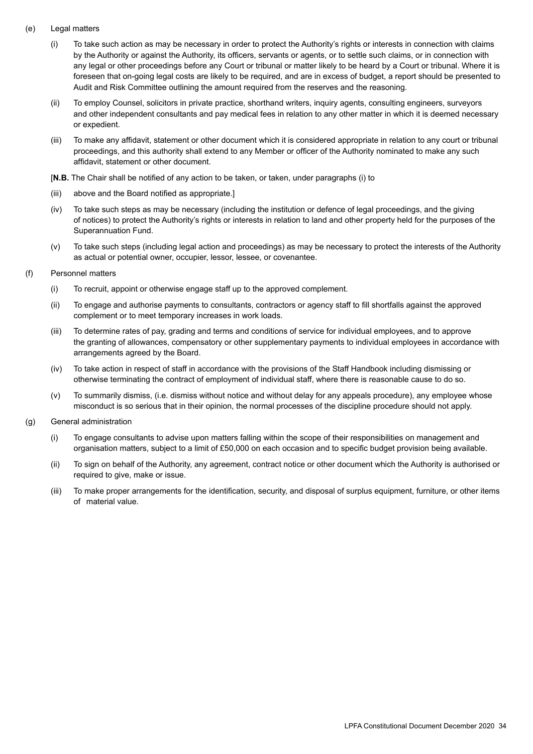(e) Legal matters

(i) To take such action as may be necessary in order to protect the Authority's rights or interests in connection with claims by the Authority or against the Authority, its officers, servants or agents, or to settle such claims, or in connection with any legal or other proceedings before any Court or tribunal or matter likely to be heard by a Court or tribunal. Where it is foreseen that on-going legal costs are likely to be required, and are in excess of budget, a report should be presented to Audit and Risk Committee outlining the amount required from the reserves and the reasoning.

(ii) To employ Counsel, solicitors in private practice, shorthand writers, inquiry agents, consulting engineers, surveyors and other independent consultants and pay medical fees in relation to any other matter in which it is deemed necessary or expedient.

(iii) To make any affidavit, statement or other document which it is considered appropriate in relation to any court or tribunal proceedings, and this authority shall extend to any Member or officer of the Authority nominated to make any such affidavit, statement or other document.

[**N.B.** The Chair shall be notified of any action to be taken, or taken, under paragraphs (i) to

(iii) above and the Board notified as appropriate.]

(iv) To take such steps as may be necessary (including the institution or defence of legal proceedings, and the giving of notices) to protect the Authority's rights or interests in relation to land and other property held for the purposes of the Superannuation Fund.

(v) To take such steps (including legal action and proceedings) as may be necessary to protect the interests of the Authority as actual or potential owner, occupier, lessor, lessee, or covenantee.

(f) Personnel matters

(i) To recruit, appoint or otherwise engage staff up to the approved complement.

(ii) To engage and authorise payments to consultants, contractors or agency staff to fill shortfalls against the approved complement or to meet temporary increases in work loads.

(iii) To determine rates of pay, grading and terms and conditions of service for individual employees, and to approve the granting of allowances, compensatory or other supplementary payments to individual employees in accordance with arrangements agreed by the Board.

(iv) To take action in respect of staff in accordance with the provisions of the Staff Handbook including dismissing or otherwise terminating the contract of employment of individual staff, where there is reasonable cause to do so.

(v) To summarily dismiss, (i.e. dismiss without notice and without delay for any appeals procedure), any employee whose misconduct is so serious that in their opinion, the normal processes of the discipline procedure should not apply.

(g) General administration

(i) To engage consultants to advise upon matters falling within the scope of their responsibilities on management and organisation matters, subject to a limit of £50,000 on each occasion and to specific budget provision being available.

(ii) To sign on behalf of the Authority, any agreement, contract notice or other document which the Authority is authorised or required to give, make or issue.

(iii) To make proper arrangements for the identification, security, and disposal of surplus equipment, furniture, or other items of material value.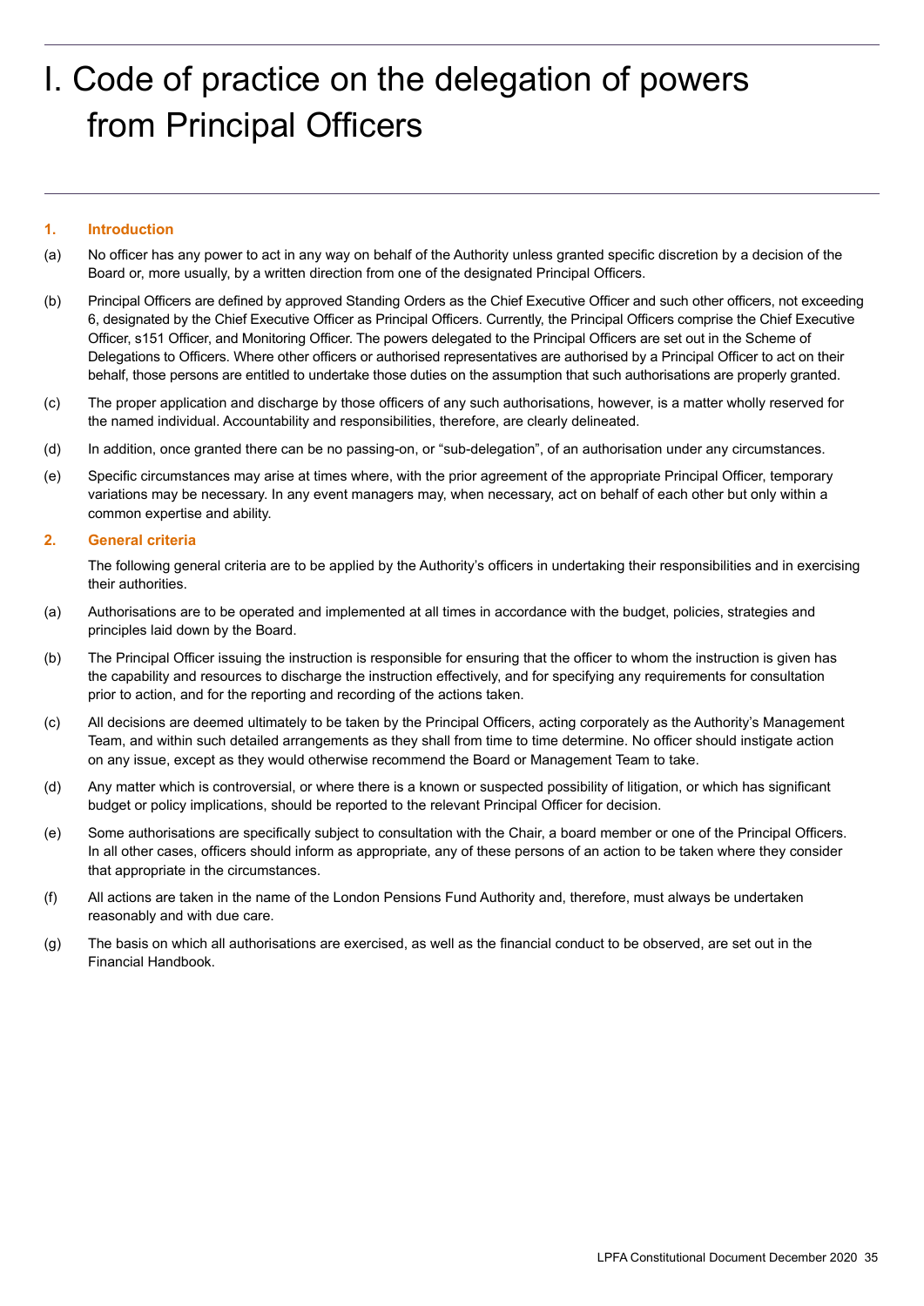# I. Code of practice on the delegation of powers from Principal Officers

## 1. Introduction

(a) No officer has any power to act in any way on behalf of the Authority unless granted specific discretion by a decision of the Board or, more usually, by a written direction from one of the designated Principal Officers.

(b) Principal Officers are defined by approved Standing Orders as the Chief Executive Officer and such other officers, not exceeding 6, designated by the Chief Executive Officer as Principal Officers. Currently, the Principal Officers comprise the Chief Executive Officer, s151 Officer, and Monitoring Officer. The powers delegated to the Principal Officers are set out in the Scheme of Delegations to Officers. Where other officers or authorised representatives are authorised by a Principal Officer to act on their behalf, those persons are entitled to undertake those duties on the assumption that such authorisations are properly granted.

(c) The proper application and discharge by those officers of any such authorisations, however, is a matter wholly reserved for the named individual. Accountability and responsibilities, therefore, are clearly delineated.

(d) In addition, once granted there can be no passing-on, or "sub-delegation", of an authorisation under any circumstances.

(e) Specific circumstances may arise at times where, with the prior agreement of the appropriate Principal Officer, temporary variations may be necessary. In any event managers may, when necessary, act on behalf of each other but only within a common expertise and ability.

## 2. General criteria

The following general criteria are to be applied by the Authority's officers in undertaking their responsibilities and in exercising their authorities.

(a) Authorisations are to be operated and implemented at all times in accordance with the budget, policies, strategies and principles laid down by the Board.

(b) The Principal Officer issuing the instruction is responsible for ensuring that the officer to whom the instruction is given has the capability and resources to discharge the instruction effectively, and for specifying any requirements for consultation prior to action, and for the reporting and recording of the actions taken.

(c) All decisions are deemed ultimately to be taken by the Principal Officers, acting corporately as the Authority's Management Team, and within such detailed arrangements as they shall from time to time determine. No officer should instigate action on any issue, except as they would otherwise recommend the Board or Management Team to take.

(d) Any matter which is controversial, or where there is a known or suspected possibility of litigation, or which has significant budget or policy implications, should be reported to the relevant Principal Officer for decision.

(e) Some authorisations are specifically subject to consultation with the Chair, a board member or one of the Principal Officers. In all other cases, officers should inform as appropriate, any of these persons of an action to be taken where they consider that appropriate in the circumstances.

(f) All actions are taken in the name of the London Pensions Fund Authority and, therefore, must always be undertaken reasonably and with due care.

(g) The basis on which all authorisations are exercised, as well as the financial conduct to be observed, are set out in the Financial Handbook.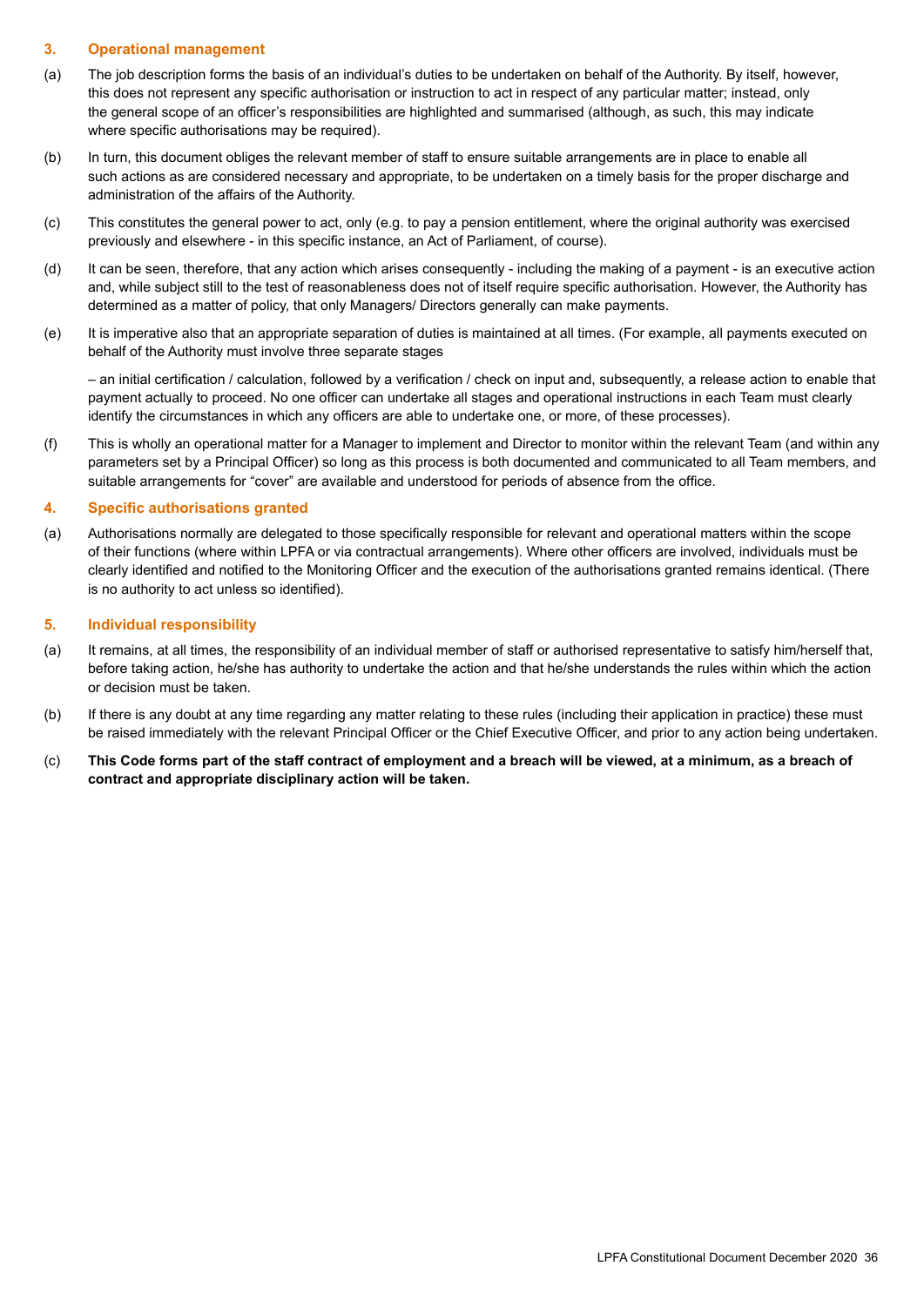### 3. Operational management

(a) The job description forms the basis of an individual's duties to be undertaken on behalf of the Authority. By itself, however, this does not represent any specific authorisation or instruction to act in respect of any particular matter; instead, only the general scope of an officer's responsibilities are highlighted and summarised (although, as such, this may indicate where specific authorisations may be required).

(b) In turn, this document obliges the relevant member of staff to ensure suitable arrangements are in place to enable all such actions as are considered necessary and appropriate, to be undertaken on a timely basis for the proper discharge and administration of the affairs of the Authority.

(c) This constitutes the general power to act, only (e.g. to pay a pension entitlement, where the original authority was exercised previously and elsewhere - in this specific instance, an Act of Parliament, of course).

(d) It can be seen, therefore, that any action which arises consequently - including the making of a payment - is an executive action and, while subject still to the test of reasonableness does not of itself require specific authorisation. However, the Authority has determined as a matter of policy, that only Managers/ Directors generally can make payments.

(e) It is imperative also that an appropriate separation of duties is maintained at all times. (For example, all payments executed on behalf of the Authority must involve three separate stages

– an initial certification / calculation, followed by a verification / check on input and, subsequently, a release action to enable that payment actually to proceed. No one officer can undertake all stages and operational instructions in each Team must clearly identify the circumstances in which any officers are able to undertake one, or more, of these processes).

(f) This is wholly an operational matter for a Manager to implement and Director to monitor within the relevant Team (and within any parameters set by a Principal Officer) so long as this process is both documented and communicated to all Team members, and suitable arrangements for "cover" are available and understood for periods of absence from the office.

### 4. Specific authorisations granted

(a) Authorisations normally are delegated to those specifically responsible for relevant and operational matters within the scope of their functions (where within LPFA or via contractual arrangements). Where other officers are involved, individuals must be clearly identified and notified to the Monitoring Officer and the execution of the authorisations granted remains identical. (There is no authority to act unless so identified).

### 5. Individual responsibility

(a) It remains, at all times, the responsibility of an individual member of staff or authorised representative to satisfy him/herself that, before taking action, he/she has authority to undertake the action and that he/she understands the rules within which the action or decision must be taken.

(b) If there is any doubt at any time regarding any matter relating to these rules (including their application in practice) these must be raised immediately with the relevant Principal Officer or the Chief Executive Officer, and prior to any action being undertaken.

(c) **This Code forms part of the staff contract of employment and a breach will be viewed, at a minimum, as a breach of contract and appropriate disciplinary action will be taken.**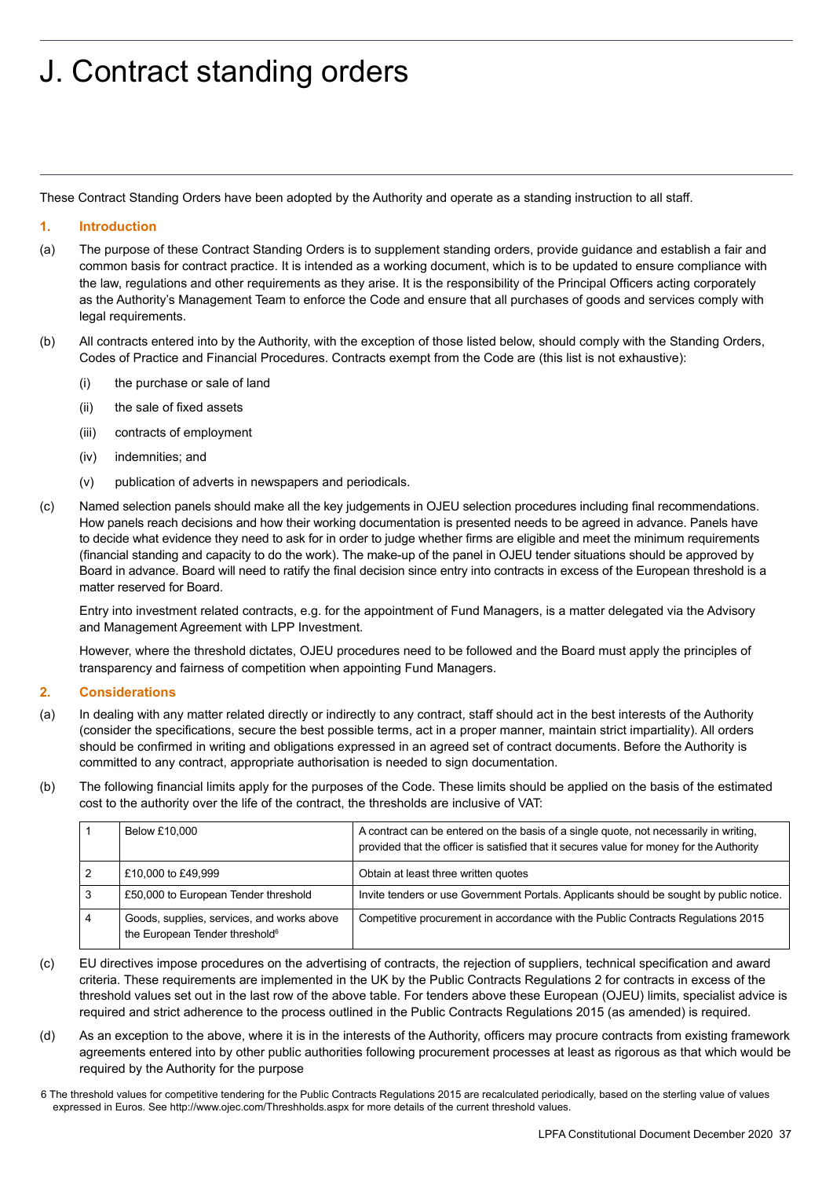# J. Contract standing orders

These Contract Standing Orders have been adopted by the Authority and operate as a standing instruction to all staff.

## 1. Introduction

(a) The purpose of these Contract Standing Orders is to supplement standing orders, provide guidance and establish a fair and common basis for contract practice. It is intended as a working document, which is to be updated to ensure compliance with the law, regulations and other requirements as they arise. It is the responsibility of the Principal Officers acting corporately as the Authority's Management Team to enforce the Code and ensure that all purchases of goods and services comply with legal requirements.

(b) All contracts entered into by the Authority, with the exception of those listed below, should comply with the Standing Orders, Codes of Practice and Financial Procedures. Contracts exempt from the Code are (this list is not exhaustive):

- (i) the purchase or sale of land
- (ii) the sale of fixed assets
- (iii) contracts of employment
- (iv) indemnities; and
- (v) publication of adverts in newspapers and periodicals.

(c) Named selection panels should make all the key judgements in OJEU selection procedures including final recommendations. How panels reach decisions and how their working documentation is presented needs to be agreed in advance. Panels have to decide what evidence they need to ask for in order to judge whether firms are eligible and meet the minimum requirements (financial standing and capacity to do the work). The make-up of the panel in OJEU tender situations should be approved by Board in advance. Board will need to ratify the final decision since entry into contracts in excess of the European threshold is a matter reserved for Board.

Entry into investment related contracts, e.g. for the appointment of Fund Managers, is a matter delegated via the Advisory and Management Agreement with LPP Investment.

However, where the threshold dictates, OJEU procedures need to be followed and the Board must apply the principles of transparency and fairness of competition when appointing Fund Managers.

## 2. Considerations

(a) In dealing with any matter related directly or indirectly to any contract, staff should act in the best interests of the Authority (consider the specifications, secure the best possible terms, act in a proper manner, maintain strict impartiality). All orders should be confirmed in writing and obligations expressed in an agreed set of contract documents. Before the Authority is committed to any contract, appropriate authorisation is needed to sign documentation.

(b) The following financial limits apply for the purposes of the Code. These limits should be applied on the basis of the estimated cost to the authority over the life of the contract, the thresholds are inclusive of VAT:

| | | |
|---|---|---|
| 1 | Below £10,000 | A contract can be entered on the basis of a single quote, not necessarily in writing, provided that the officer is satisfied that it secures value for money for the Authority |
| 2 | £10,000 to £49,999 | Obtain at least three written quotes |
| 3 | £50,000 to European Tender threshold | Invite tenders or use Government Portals. Applicants should be sought by public notice. |
| 4 | Goods, supplies, services, and works above the European Tender threshold[6] | Competitive procurement in accordance with the Public Contracts Regulations 2015 |

(c) EU directives impose procedures on the advertising of contracts, the rejection of suppliers, technical specification and award criteria. These requirements are implemented in the UK by the Public Contracts Regulations 2 for contracts in excess of the threshold values set out in the last row of the above table. For tenders above these European (OJEU) limits, specialist advice is required and strict adherence to the process outlined in the Public Contracts Regulations 2015 (as amended) is required.

(d) As an exception to the above, where it is in the interests of the Authority, officers may procure contracts from existing framework agreements entered into by other public authorities following procurement processes at least as rigorous as that which would be required by the Authority for the purpose

6 The threshold values for competitive tendering for the Public Contracts Regulations 2015 are recalculated periodically, based on the sterling value of values expressed in Euros. See http://www.ojec.com/Threshholds.aspx for more details of the current threshold values.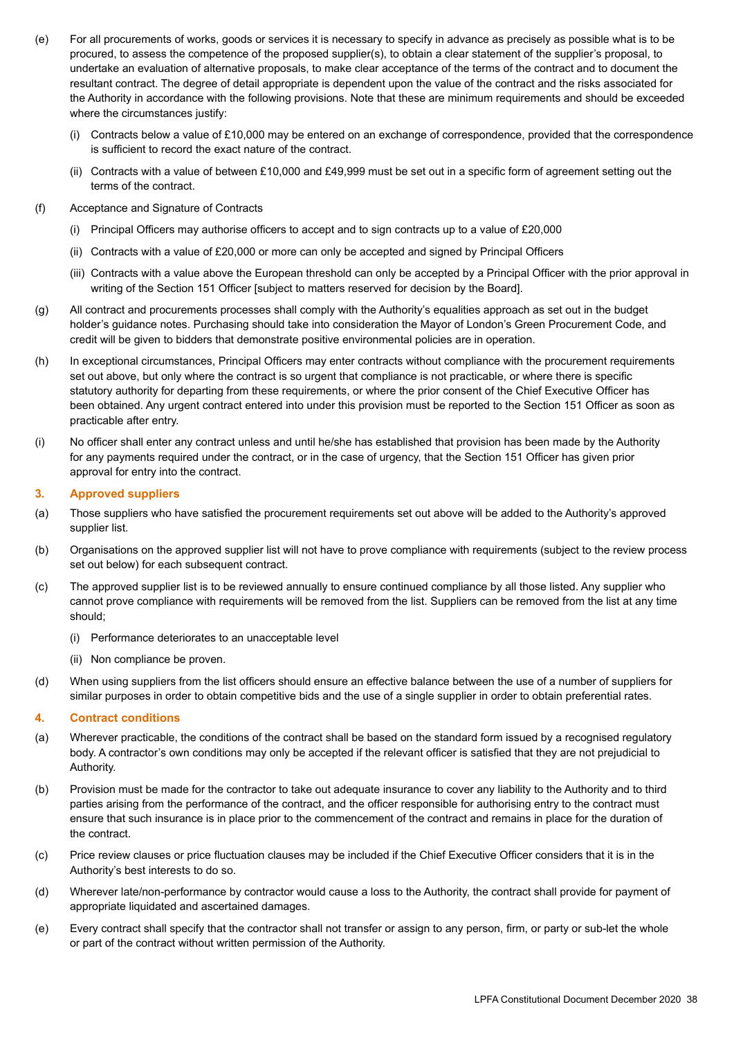(e) For all procurements of works, goods or services it is necessary to specify in advance as precisely as possible what is to be procured, to assess the competence of the proposed supplier(s), to obtain a clear statement of the supplier's proposal, to undertake an evaluation of alternative proposals, to make clear acceptance of the terms of the contract and to document the resultant contract. The degree of detail appropriate is dependent upon the value of the contract and the risks associated for the Authority in accordance with the following provisions. Note that these are minimum requirements and should be exceeded where the circumstances justify:

   (i) Contracts below a value of £10,000 may be entered on an exchange of correspondence, provided that the correspondence is sufficient to record the exact nature of the contract.

   (ii) Contracts with a value of between £10,000 and £49,999 must be set out in a specific form of agreement setting out the terms of the contract.

(f) Acceptance and Signature of Contracts

   (i) Principal Officers may authorise officers to accept and to sign contracts up to a value of £20,000

   (ii) Contracts with a value of £20,000 or more can only be accepted and signed by Principal Officers

   (iii) Contracts with a value above the European threshold can only be accepted by a Principal Officer with the prior approval in writing of the Section 151 Officer [subject to matters reserved for decision by the Board].

(g) All contract and procurements processes shall comply with the Authority's equalities approach as set out in the budget holder's guidance notes. Purchasing should take into consideration the Mayor of London's Green Procurement Code, and credit will be given to bidders that demonstrate positive environmental policies are in operation.

(h) In exceptional circumstances, Principal Officers may enter contracts without compliance with the procurement requirements set out above, but only where the contract is so urgent that compliance is not practicable, or where there is specific statutory authority for departing from these requirements, or where the prior consent of the Chief Executive Officer has been obtained. Any urgent contract entered into under this provision must be reported to the Section 151 Officer as soon as practicable after entry.

(i) No officer shall enter any contract unless and until he/she has established that provision has been made by the Authority for any payments required under the contract, or in the case of urgency, that the Section 151 Officer has given prior approval for entry into the contract.

### 3. Approved suppliers

(a) Those suppliers who have satisfied the procurement requirements set out above will be added to the Authority's approved supplier list.

(b) Organisations on the approved supplier list will not have to prove compliance with requirements (subject to the review process set out below) for each subsequent contract.

(c) The approved supplier list is to be reviewed annually to ensure continued compliance by all those listed. Any supplier who cannot prove compliance with requirements will be removed from the list. Suppliers can be removed from the list at any time should;

   (i) Performance deteriorates to an unacceptable level

   (ii) Non compliance be proven.

(d) When using suppliers from the list officers should ensure an effective balance between the use of a number of suppliers for similar purposes in order to obtain competitive bids and the use of a single supplier in order to obtain preferential rates.

### 4. Contract conditions

(a) Wherever practicable, the conditions of the contract shall be based on the standard form issued by a recognised regulatory body. A contractor's own conditions may only be accepted if the relevant officer is satisfied that they are not prejudicial to Authority.

(b) Provision must be made for the contractor to take out adequate insurance to cover any liability to the Authority and to third parties arising from the performance of the contract, and the officer responsible for authorising entry to the contract must ensure that such insurance is in place prior to the commencement of the contract and remains in place for the duration of the contract.

(c) Price review clauses or price fluctuation clauses may be included if the Chief Executive Officer considers that it is in the Authority's best interests to do so.

(d) Wherever late/non-performance by contractor would cause a loss to the Authority, the contract shall provide for payment of appropriate liquidated and ascertained damages.

(e) Every contract shall specify that the contractor shall not transfer or assign to any person, firm, or party or sub-let the whole or part of the contract without written permission of the Authority.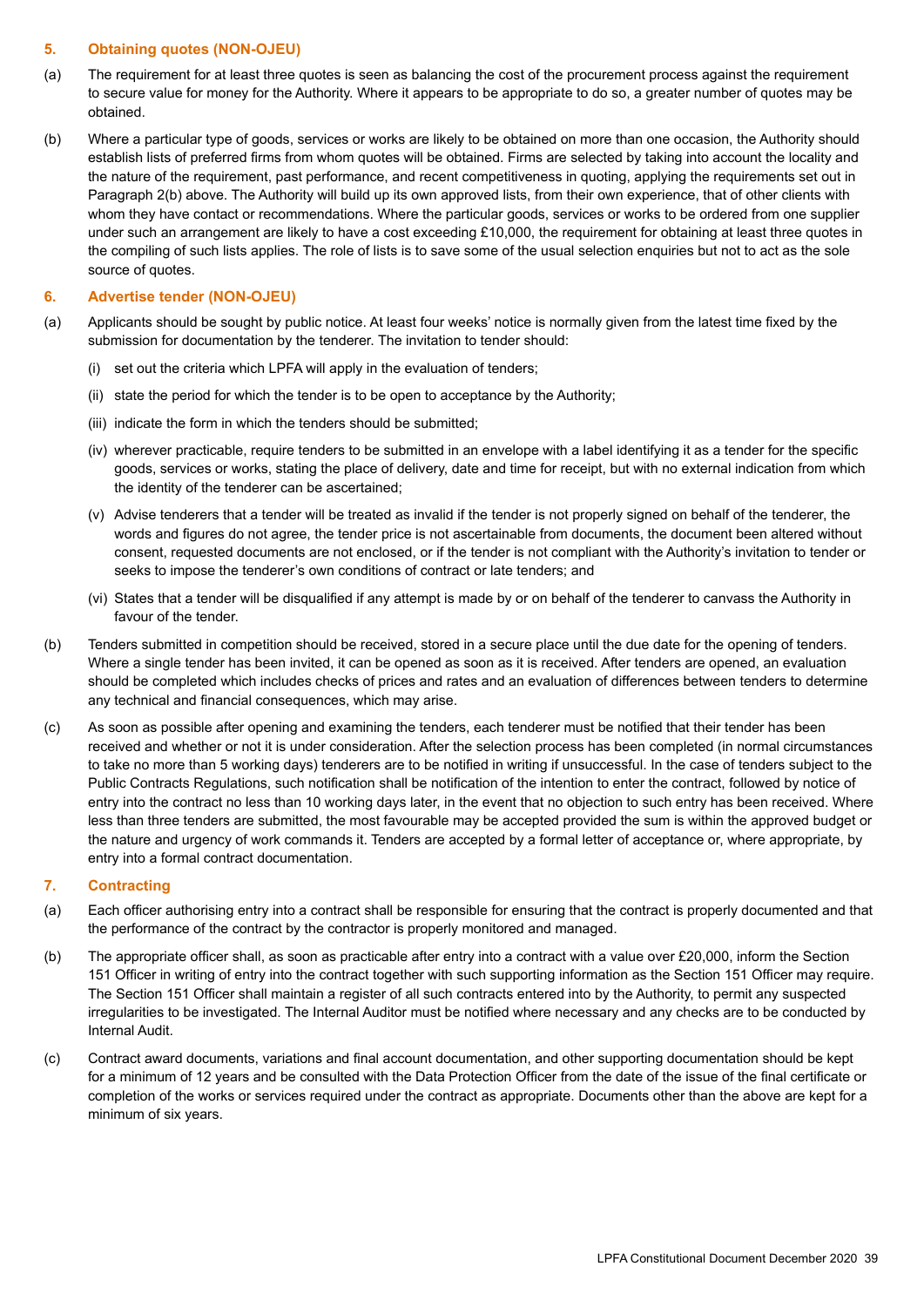## 5. Obtaining quotes (NON-OJEU)

(a) The requirement for at least three quotes is seen as balancing the cost of the procurement process against the requirement to secure value for money for the Authority. Where it appears to be appropriate to do so, a greater number of quotes may be obtained.

(b) Where a particular type of goods, services or works are likely to be obtained on more than one occasion, the Authority should establish lists of preferred firms from whom quotes will be obtained. Firms are selected by taking into account the locality and the nature of the requirement, past performance, and recent competitiveness in quoting, applying the requirements set out in Paragraph 2(b) above. The Authority will build up its own approved lists, from their own experience, that of other clients with whom they have contact or recommendations. Where the particular goods, services or works to be ordered from one supplier under such an arrangement are likely to have a cost exceeding £10,000, the requirement for obtaining at least three quotes in the compiling of such lists applies. The role of lists is to save some of the usual selection enquiries but not to act as the sole source of quotes.

## 6. Advertise tender (NON-OJEU)

(a) Applicants should be sought by public notice. At least four weeks' notice is normally given from the latest time fixed by the submission for documentation by the tenderer. The invitation to tender should:

(i) set out the criteria which LPFA will apply in the evaluation of tenders;

(ii) state the period for which the tender is to be open to acceptance by the Authority;

(iii) indicate the form in which the tenders should be submitted;

(iv) wherever practicable, require tenders to be submitted in an envelope with a label identifying it as a tender for the specific goods, services or works, stating the place of delivery, date and time for receipt, but with no external indication from which the identity of the tenderer can be ascertained;

(v) Advise tenderers that a tender will be treated as invalid if the tender is not properly signed on behalf of the tenderer, the words and figures do not agree, the tender price is not ascertainable from documents, the document been altered without consent, requested documents are not enclosed, or if the tender is not compliant with the Authority's invitation to tender or seeks to impose the tenderer's own conditions of contract or late tenders; and

(vi) States that a tender will be disqualified if any attempt is made by or on behalf of the tenderer to canvass the Authority in favour of the tender.

(b) Tenders submitted in competition should be received, stored in a secure place until the due date for the opening of tenders. Where a single tender has been invited, it can be opened as soon as it is received. After tenders are opened, an evaluation should be completed which includes checks of prices and rates and an evaluation of differences between tenders to determine any technical and financial consequences, which may arise.

(c) As soon as possible after opening and examining the tenders, each tenderer must be notified that their tender has been received and whether or not it is under consideration. After the selection process has been completed (in normal circumstances to take no more than 5 working days) tenderers are to be notified in writing if unsuccessful. In the case of tenders subject to the Public Contracts Regulations, such notification shall be notification of the intention to enter the contract, followed by notice of entry into the contract no less than 10 working days later, in the event that no objection to such entry has been received. Where less than three tenders are submitted, the most favourable may be accepted provided the sum is within the approved budget or the nature and urgency of work commands it. Tenders are accepted by a formal letter of acceptance or, where appropriate, by entry into a formal contract documentation.

## 7. Contracting

(a) Each officer authorising entry into a contract shall be responsible for ensuring that the contract is properly documented and that the performance of the contract by the contractor is properly monitored and managed.

(b) The appropriate officer shall, as soon as practicable after entry into a contract with a value over £20,000, inform the Section 151 Officer in writing of entry into the contract together with such supporting information as the Section 151 Officer may require. The Section 151 Officer shall maintain a register of all such contracts entered into by the Authority, to permit any suspected irregularities to be investigated. The Internal Auditor must be notified where necessary and any checks are to be conducted by Internal Audit.

(c) Contract award documents, variations and final account documentation, and other supporting documentation should be kept for a minimum of 12 years and be consulted with the Data Protection Officer from the date of the issue of the final certificate or completion of the works or services required under the contract as appropriate. Documents other than the above are kept for a minimum of six years.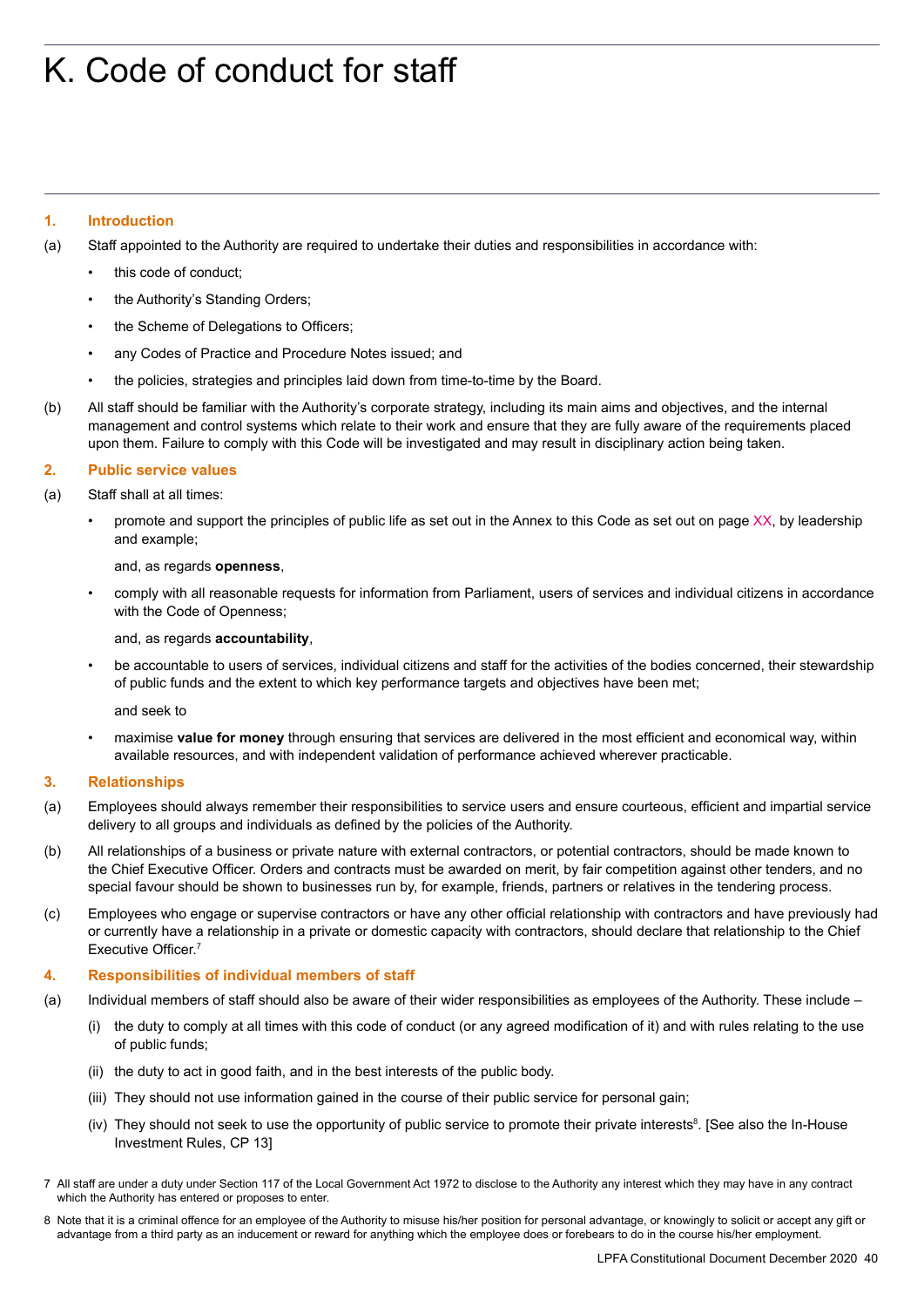# K. Code of conduct for staff

## 1. Introduction

(a) Staff appointed to the Authority are required to undertake their duties and responsibilities in accordance with:

- this code of conduct;
- the Authority's Standing Orders;
- the Scheme of Delegations to Officers;
- any Codes of Practice and Procedure Notes issued; and
- the policies, strategies and principles laid down from time-to-time by the Board.

(b) All staff should be familiar with the Authority's corporate strategy, including its main aims and objectives, and the internal management and control systems which relate to their work and ensure that they are fully aware of the requirements placed upon them. Failure to comply with this Code will be investigated and may result in disciplinary action being taken.

## 2. Public service values

(a) Staff shall at all times:

- promote and support the principles of public life as set out in the Annex to this Code as set out on page XX, by leadership and example;

  and, as regards **openness**,

- comply with all reasonable requests for information from Parliament, users of services and individual citizens in accordance with the Code of Openness;

  and, as regards **accountability**,

- be accountable to users of services, individual citizens and staff for the activities of the bodies concerned, their stewardship of public funds and the extent to which key performance targets and objectives have been met;

  and seek to

- maximise **value for money** through ensuring that services are delivered in the most efficient and economical way, within available resources, and with independent validation of performance achieved wherever practicable.

## 3. Relationships

(a) Employees should always remember their responsibilities to service users and ensure courteous, efficient and impartial service delivery to all groups and individuals as defined by the policies of the Authority.

(b) All relationships of a business or private nature with external contractors, or potential contractors, should be made known to the Chief Executive Officer. Orders and contracts must be awarded on merit, by fair competition against other tenders, and no special favour should be shown to businesses run by, for example, friends, partners or relatives in the tendering process.

(c) Employees who engage or supervise contractors or have any other official relationship with contractors and have previously had or currently have a relationship in a private or domestic capacity with contractors, should declare that relationship to the Chief Executive Officer.[7]

## 4. Responsibilities of individual members of staff

(a) Individual members of staff should also be aware of their wider responsibilities as employees of the Authority. These include –

(i) the duty to comply at all times with this code of conduct (or any agreed modification of it) and with rules relating to the use of public funds;

(ii) the duty to act in good faith, and in the best interests of the public body.

(iii) They should not use information gained in the course of their public service for personal gain;

(iv) They should not seek to use the opportunity of public service to promote their private interests[8]. [See also the In-House Investment Rules, CP 13]

---

7 All staff are under a duty under Section 117 of the Local Government Act 1972 to disclose to the Authority any interest which they may have in any contract which the Authority has entered or proposes to enter.

8 Note that it is a criminal offence for an employee of the Authority to misuse his/her position for personal advantage, or knowingly to solicit or accept any gift or advantage from a third party as an inducement or reward for anything which the employee does or forebears to do in the course his/her employment.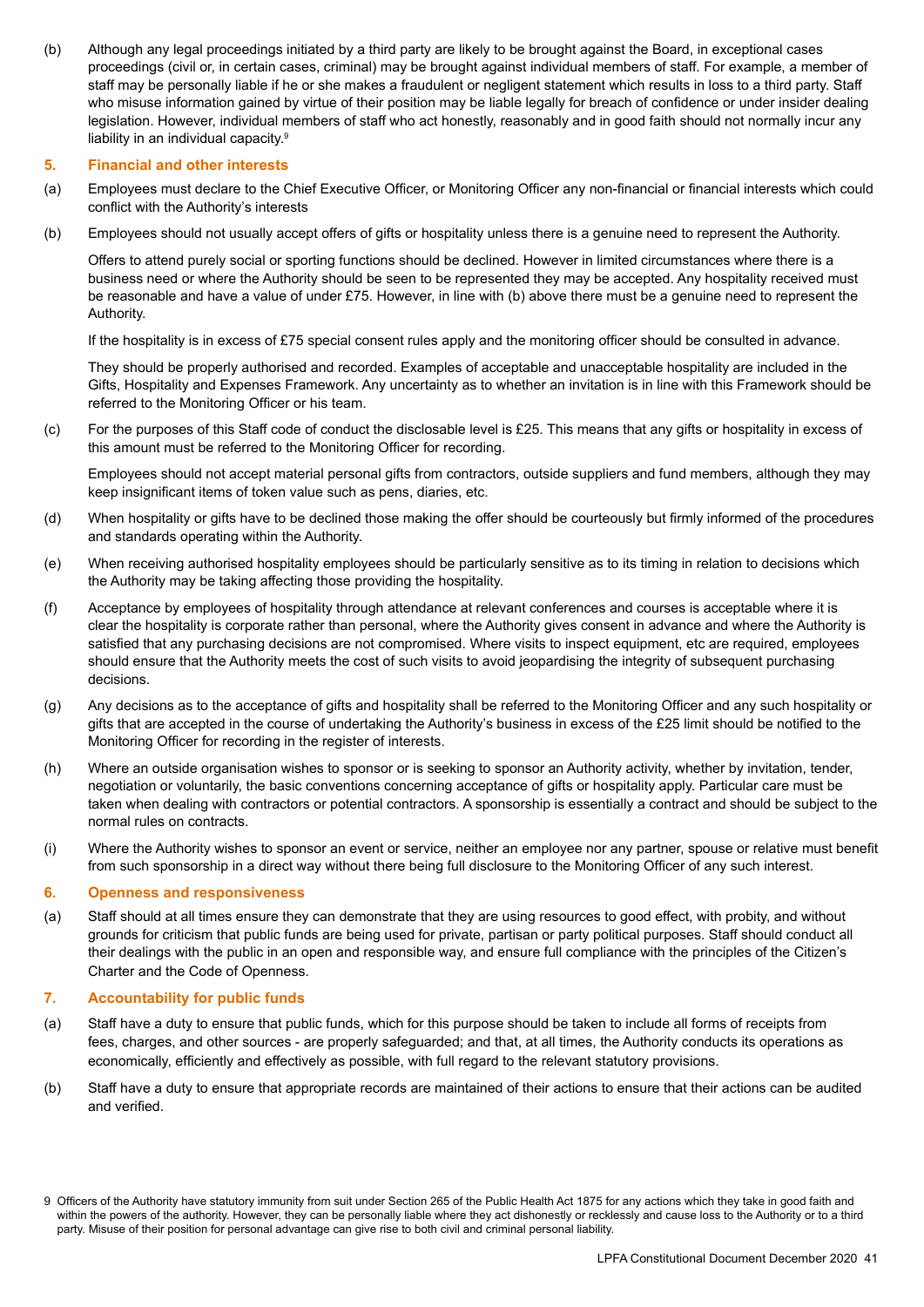(b) Although any legal proceedings initiated by a third party are likely to be brought against the Board, in exceptional cases proceedings (civil or, in certain cases, criminal) may be brought against individual members of staff. For example, a member of staff may be personally liable if he or she makes a fraudulent or negligent statement which results in loss to a third party. Staff who misuse information gained by virtue of their position may be liable legally for breach of confidence or under insider dealing legislation. However, individual members of staff who act honestly, reasonably and in good faith should not normally incur any liability in an individual capacity.[9]

## 5. Financial and other interests

(a) Employees must declare to the Chief Executive Officer, or Monitoring Officer any non-financial or financial interests which could conflict with the Authority's interests

(b) Employees should not usually accept offers of gifts or hospitality unless there is a genuine need to represent the Authority.

Offers to attend purely social or sporting functions should be declined. However in limited circumstances where there is a business need or where the Authority should be seen to be represented they may be accepted. Any hospitality received must be reasonable and have a value of under £75. However, in line with (b) above there must be a genuine need to represent the Authority.

If the hospitality is in excess of £75 special consent rules apply and the monitoring officer should be consulted in advance.

They should be properly authorised and recorded. Examples of acceptable and unacceptable hospitality are included in the Gifts, Hospitality and Expenses Framework. Any uncertainty as to whether an invitation is in line with this Framework should be referred to the Monitoring Officer or his team.

(c) For the purposes of this Staff code of conduct the disclosable level is £25. This means that any gifts or hospitality in excess of this amount must be referred to the Monitoring Officer for recording.

Employees should not accept material personal gifts from contractors, outside suppliers and fund members, although they may keep insignificant items of token value such as pens, diaries, etc.

(d) When hospitality or gifts have to be declined those making the offer should be courteously but firmly informed of the procedures and standards operating within the Authority.

(e) When receiving authorised hospitality employees should be particularly sensitive as to its timing in relation to decisions which the Authority may be taking affecting those providing the hospitality.

(f) Acceptance by employees of hospitality through attendance at relevant conferences and courses is acceptable where it is clear the hospitality is corporate rather than personal, where the Authority gives consent in advance and where the Authority is satisfied that any purchasing decisions are not compromised. Where visits to inspect equipment, etc are required, employees should ensure that the Authority meets the cost of such visits to avoid jeopardising the integrity of subsequent purchasing decisions.

(g) Any decisions as to the acceptance of gifts and hospitality shall be referred to the Monitoring Officer and any such hospitality or gifts that are accepted in the course of undertaking the Authority's business in excess of the £25 limit should be notified to the Monitoring Officer for recording in the register of interests.

(h) Where an outside organisation wishes to sponsor or is seeking to sponsor an Authority activity, whether by invitation, tender, negotiation or voluntarily, the basic conventions concerning acceptance of gifts or hospitality apply. Particular care must be taken when dealing with contractors or potential contractors. A sponsorship is essentially a contract and should be subject to the normal rules on contracts.

(i) Where the Authority wishes to sponsor an event or service, neither an employee nor any partner, spouse or relative must benefit from such sponsorship in a direct way without there being full disclosure to the Monitoring Officer of any such interest.

## 6. Openness and responsiveness

(a) Staff should at all times ensure they can demonstrate that they are using resources to good effect, with probity, and without grounds for criticism that public funds are being used for private, partisan or party political purposes. Staff should conduct all their dealings with the public in an open and responsible way, and ensure full compliance with the principles of the Citizen's Charter and the Code of Openness.

## 7. Accountability for public funds

(a) Staff have a duty to ensure that public funds, which for this purpose should be taken to include all forms of receipts from fees, charges, and other sources - are properly safeguarded; and that, at all times, the Authority conducts its operations as economically, efficiently and effectively as possible, with full regard to the relevant statutory provisions.

(b) Staff have a duty to ensure that appropriate records are maintained of their actions to ensure that their actions can be audited and verified.

[9] Officers of the Authority have statutory immunity from suit under Section 265 of the Public Health Act 1875 for any actions which they take in good faith and within the powers of the authority. However, they can be personally liable where they act dishonestly or recklessly and cause loss to the Authority or to a third party. Misuse of their position for personal advantage can give rise to both civil and criminal personal liability.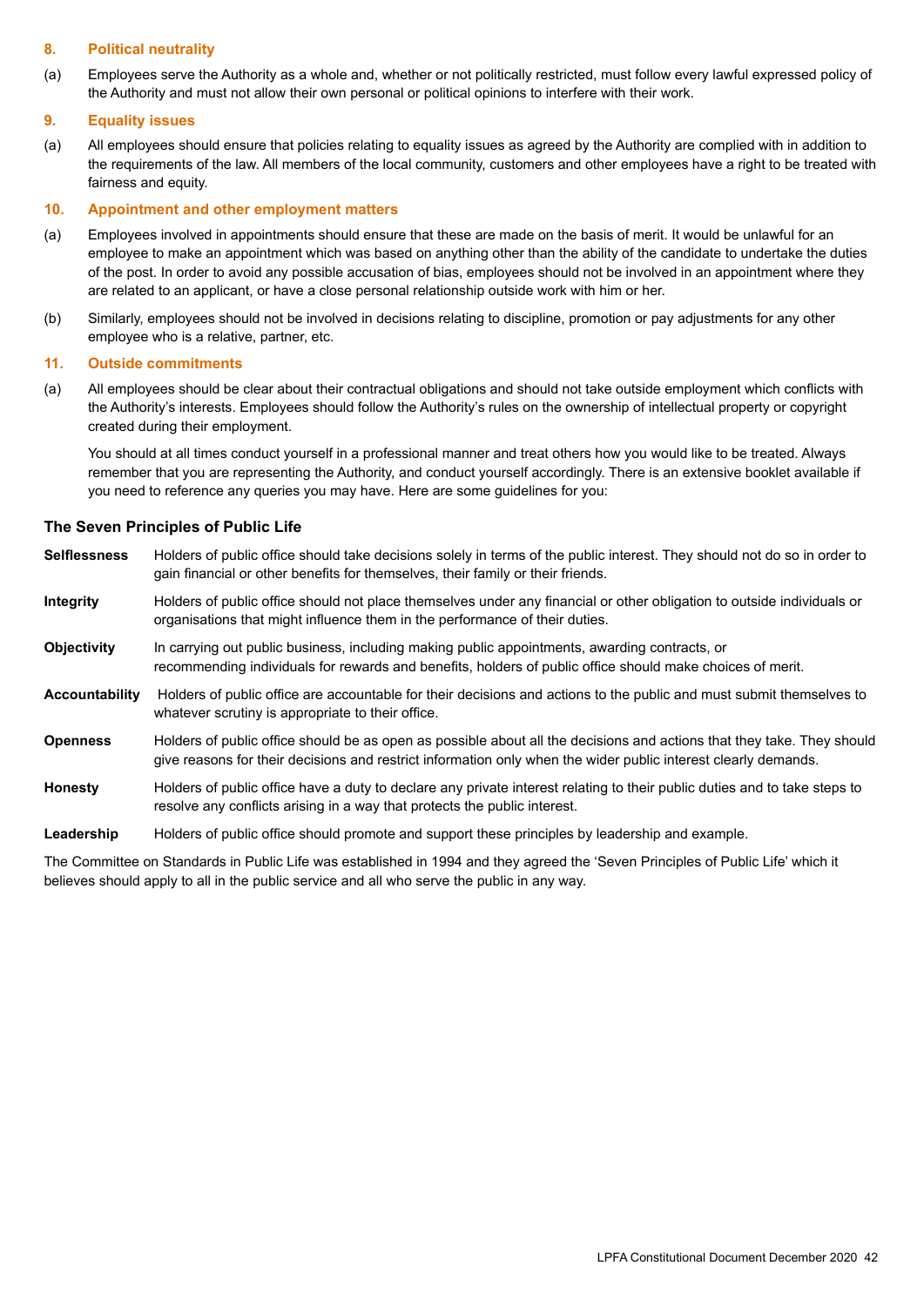### 8. Political neutrality

(a) Employees serve the Authority as a whole and, whether or not politically restricted, must follow every lawful expressed policy of the Authority and must not allow their own personal or political opinions to interfere with their work.

### 9. Equality issues

(a) All employees should ensure that policies relating to equality issues as agreed by the Authority are complied with in addition to the requirements of the law. All members of the local community, customers and other employees have a right to be treated with fairness and equity.

### 10. Appointment and other employment matters

(a) Employees involved in appointments should ensure that these are made on the basis of merit. It would be unlawful for an employee to make an appointment which was based on anything other than the ability of the candidate to undertake the duties of the post. In order to avoid any possible accusation of bias, employees should not be involved in an appointment where they are related to an applicant, or have a close personal relationship outside work with him or her.

(b) Similarly, employees should not be involved in decisions relating to discipline, promotion or pay adjustments for any other employee who is a relative, partner, etc.

### 11. Outside commitments

(a) All employees should be clear about their contractual obligations and should not take outside employment which conflicts with the Authority's interests. Employees should follow the Authority's rules on the ownership of intellectual property or copyright created during their employment.

You should at all times conduct yourself in a professional manner and treat others how you would like to be treated. Always remember that you are representing the Authority, and conduct yourself accordingly. There is an extensive booklet available if you need to reference any queries you may have. Here are some guidelines for you:

### The Seven Principles of Public Life

**Selflessness** Holders of public office should take decisions solely in terms of the public interest. They should not do so in order to gain financial or other benefits for themselves, their family or their friends.

**Integrity** Holders of public office should not place themselves under any financial or other obligation to outside individuals or organisations that might influence them in the performance of their duties.

**Objectivity** In carrying out public business, including making public appointments, awarding contracts, or recommending individuals for rewards and benefits, holders of public office should make choices of merit.

**Accountability** Holders of public office are accountable for their decisions and actions to the public and must submit themselves to whatever scrutiny is appropriate to their office.

**Openness** Holders of public office should be as open as possible about all the decisions and actions that they take. They should give reasons for their decisions and restrict information only when the wider public interest clearly demands.

**Honesty** Holders of public office have a duty to declare any private interest relating to their public duties and to take steps to resolve any conflicts arising in a way that protects the public interest.

**Leadership** Holders of public office should promote and support these principles by leadership and example.

The Committee on Standards in Public Life was established in 1994 and they agreed the 'Seven Principles of Public Life' which it believes should apply to all in the public service and all who serve the public in any way.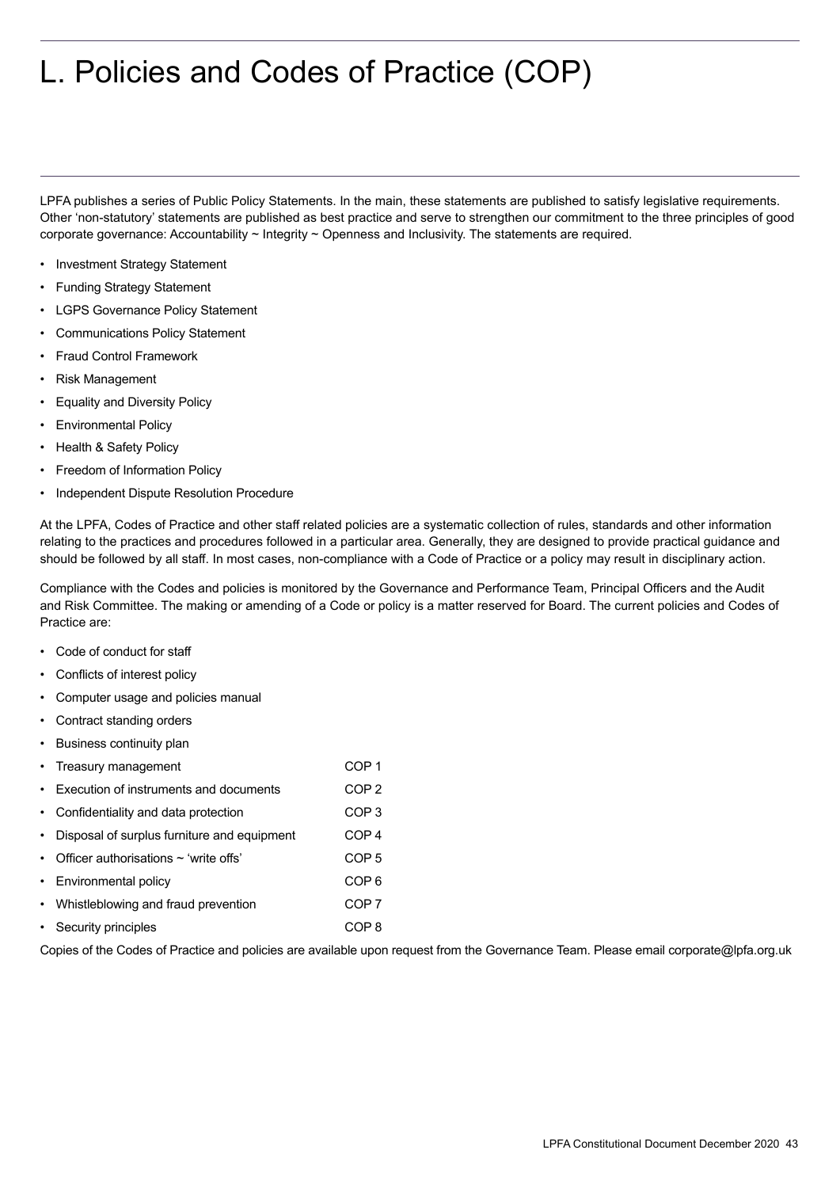# L. Policies and Codes of Practice (COP)

LPFA publishes a series of Public Policy Statements. In the main, these statements are published to satisfy legislative requirements. Other 'non-statutory' statements are published as best practice and serve to strengthen our commitment to the three principles of good corporate governance: Accountability ~ Integrity ~ Openness and Inclusivity. The statements are required.

- Investment Strategy Statement
- Funding Strategy Statement
- LGPS Governance Policy Statement
- Communications Policy Statement
- Fraud Control Framework
- Risk Management
- Equality and Diversity Policy
- Environmental Policy
- Health & Safety Policy
- Freedom of Information Policy
- Independent Dispute Resolution Procedure

At the LPFA, Codes of Practice and other staff related policies are a systematic collection of rules, standards and other information relating to the practices and procedures followed in a particular area. Generally, they are designed to provide practical guidance and should be followed by all staff. In most cases, non-compliance with a Code of Practice or a policy may result in disciplinary action.

Compliance with the Codes and policies is monitored by the Governance and Performance Team, Principal Officers and the Audit and Risk Committee. The making or amending of a Code or policy is a matter reserved for Board. The current policies and Codes of Practice are:

- Code of conduct for staff
- Conflicts of interest policy
- Computer usage and policies manual
- Contract standing orders
- Business continuity plan
- Treasury management — COP 1
- Execution of instruments and documents — COP 2
- Confidentiality and data protection — COP 3
- Disposal of surplus furniture and equipment — COP 4
- Officer authorisations ~ 'write offs' — COP 5
- Environmental policy — COP 6
- Whistleblowing and fraud prevention — COP 7
- Security principles — COP 8

Copies of the Codes of Practice and policies are available upon request from the Governance Team. Please email corporate@lpfa.org.uk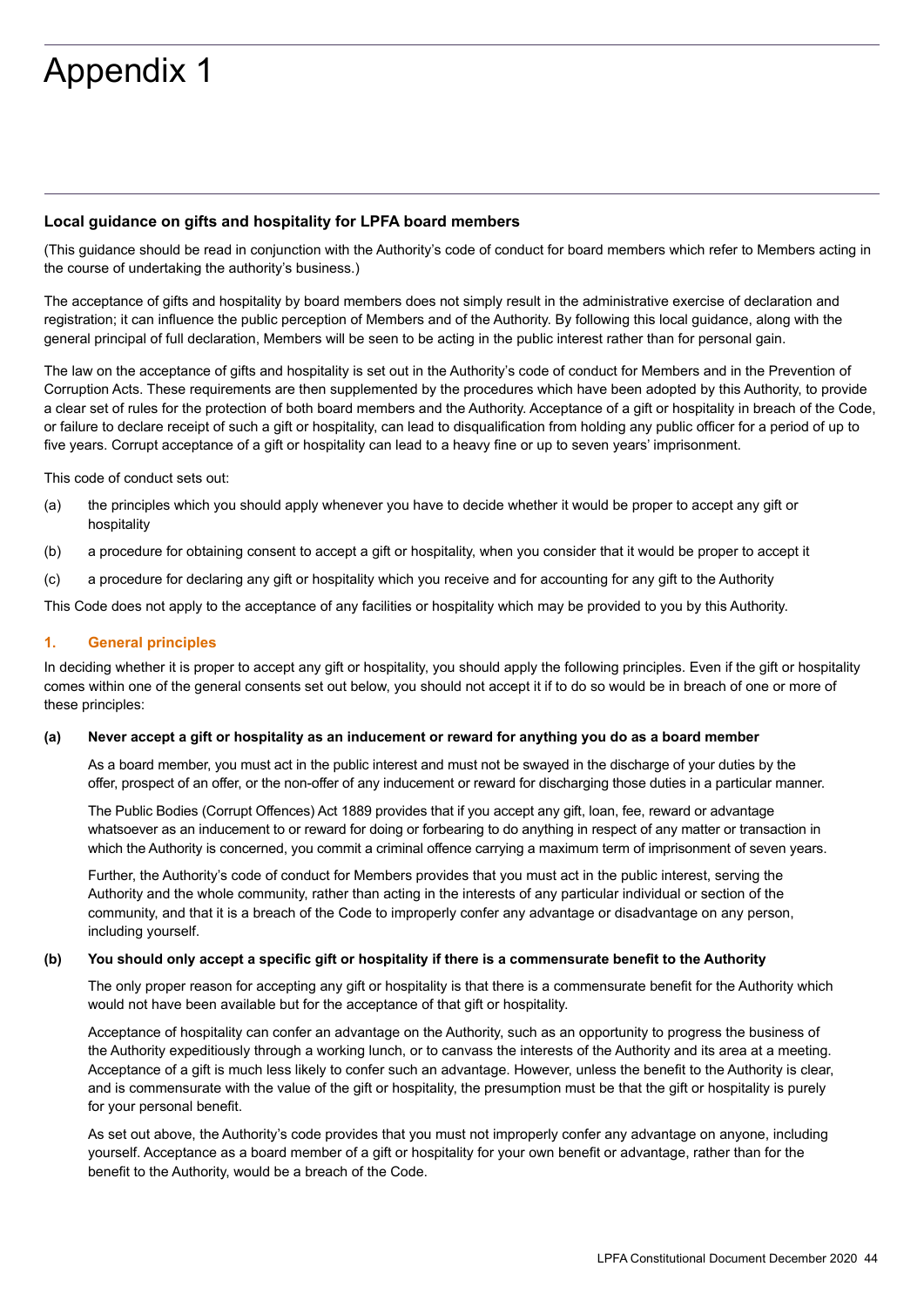# Appendix 1

### Local guidance on gifts and hospitality for LPFA board members

(This guidance should be read in conjunction with the Authority's code of conduct for board members which refer to Members acting in the course of undertaking the authority's business.)

The acceptance of gifts and hospitality by board members does not simply result in the administrative exercise of declaration and registration; it can influence the public perception of Members and of the Authority. By following this local guidance, along with the general principal of full declaration, Members will be seen to be acting in the public interest rather than for personal gain.

The law on the acceptance of gifts and hospitality is set out in the Authority's code of conduct for Members and in the Prevention of Corruption Acts. These requirements are then supplemented by the procedures which have been adopted by this Authority, to provide a clear set of rules for the protection of both board members and the Authority. Acceptance of a gift or hospitality in breach of the Code, or failure to declare receipt of such a gift or hospitality, can lead to disqualification from holding any public officer for a period of up to five years. Corrupt acceptance of a gift or hospitality can lead to a heavy fine or up to seven years' imprisonment.

This code of conduct sets out:

(a) the principles which you should apply whenever you have to decide whether it would be proper to accept any gift or hospitality

(b) a procedure for obtaining consent to accept a gift or hospitality, when you consider that it would be proper to accept it

(c) a procedure for declaring any gift or hospitality which you receive and for accounting for any gift to the Authority

This Code does not apply to the acceptance of any facilities or hospitality which may be provided to you by this Authority.

### 1. General principles

In deciding whether it is proper to accept any gift or hospitality, you should apply the following principles. Even if the gift or hospitality comes within one of the general consents set out below, you should not accept it if to do so would be in breach of one or more of these principles:

#### (a) Never accept a gift or hospitality as an inducement or reward for anything you do as a board member

As a board member, you must act in the public interest and must not be swayed in the discharge of your duties by the offer, prospect of an offer, or the non-offer of any inducement or reward for discharging those duties in a particular manner.

The Public Bodies (Corrupt Offences) Act 1889 provides that if you accept any gift, loan, fee, reward or advantage whatsoever as an inducement to or reward for doing or forbearing to do anything in respect of any matter or transaction in which the Authority is concerned, you commit a criminal offence carrying a maximum term of imprisonment of seven years.

Further, the Authority's code of conduct for Members provides that you must act in the public interest, serving the Authority and the whole community, rather than acting in the interests of any particular individual or section of the community, and that it is a breach of the Code to improperly confer any advantage or disadvantage on any person, including yourself.

#### (b) You should only accept a specific gift or hospitality if there is a commensurate benefit to the Authority

The only proper reason for accepting any gift or hospitality is that there is a commensurate benefit for the Authority which would not have been available but for the acceptance of that gift or hospitality.

Acceptance of hospitality can confer an advantage on the Authority, such as an opportunity to progress the business of the Authority expeditiously through a working lunch, or to canvass the interests of the Authority and its area at a meeting. Acceptance of a gift is much less likely to confer such an advantage. However, unless the benefit to the Authority is clear, and is commensurate with the value of the gift or hospitality, the presumption must be that the gift or hospitality is purely for your personal benefit.

As set out above, the Authority's code provides that you must not improperly confer any advantage on anyone, including yourself. Acceptance as a board member of a gift or hospitality for your own benefit or advantage, rather than for the benefit to the Authority, would be a breach of the Code.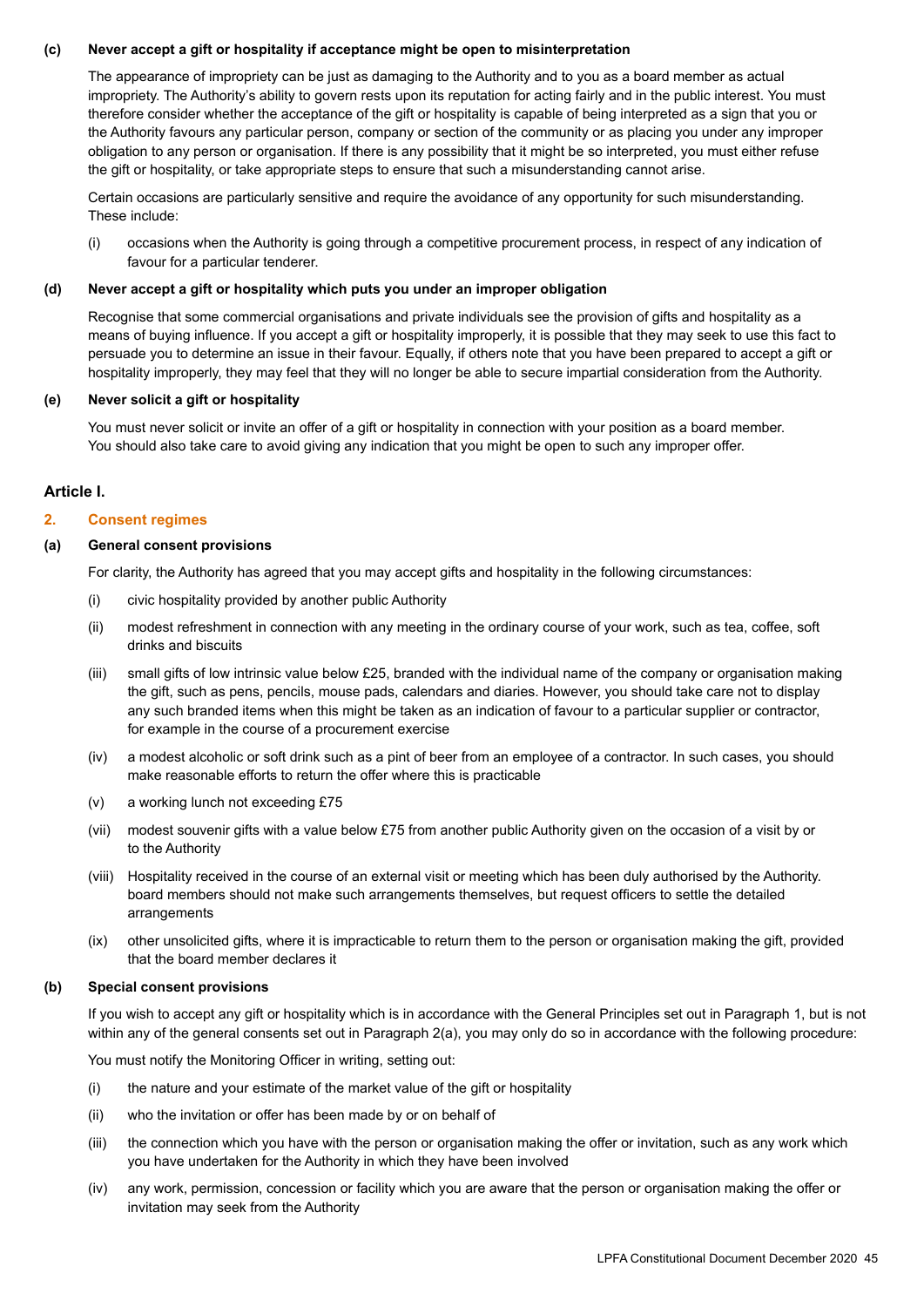**(c) Never accept a gift or hospitality if acceptance might be open to misinterpretation**

The appearance of impropriety can be just as damaging to the Authority and to you as a board member as actual impropriety. The Authority's ability to govern rests upon its reputation for acting fairly and in the public interest. You must therefore consider whether the acceptance of the gift or hospitality is capable of being interpreted as a sign that you or the Authority favours any particular person, company or section of the community or as placing you under any improper obligation to any person or organisation. If there is any possibility that it might be so interpreted, you must either refuse the gift or hospitality, or take appropriate steps to ensure that such a misunderstanding cannot arise.

Certain occasions are particularly sensitive and require the avoidance of any opportunity for such misunderstanding. These include:

(i) occasions when the Authority is going through a competitive procurement process, in respect of any indication of favour for a particular tenderer.

**(d) Never accept a gift or hospitality which puts you under an improper obligation**

Recognise that some commercial organisations and private individuals see the provision of gifts and hospitality as a means of buying influence. If you accept a gift or hospitality improperly, it is possible that they may seek to use this fact to persuade you to determine an issue in their favour. Equally, if others note that you have been prepared to accept a gift or hospitality improperly, they may feel that they will no longer be able to secure impartial consideration from the Authority.

**(e) Never solicit a gift or hospitality**

You must never solicit or invite an offer of a gift or hospitality in connection with your position as a board member. You should also take care to avoid giving any indication that you might be open to such any improper offer.

### Article I.

### 2. Consent regimes

**(a) General consent provisions**

For clarity, the Authority has agreed that you may accept gifts and hospitality in the following circumstances:

(i) civic hospitality provided by another public Authority

(ii) modest refreshment in connection with any meeting in the ordinary course of your work, such as tea, coffee, soft drinks and biscuits

(iii) small gifts of low intrinsic value below £25, branded with the individual name of the company or organisation making the gift, such as pens, pencils, mouse pads, calendars and diaries. However, you should take care not to display any such branded items when this might be taken as an indication of favour to a particular supplier or contractor, for example in the course of a procurement exercise

(iv) a modest alcoholic or soft drink such as a pint of beer from an employee of a contractor. In such cases, you should make reasonable efforts to return the offer where this is practicable

(v) a working lunch not exceeding £75

(vii) modest souvenir gifts with a value below £75 from another public Authority given on the occasion of a visit by or to the Authority

(viii) Hospitality received in the course of an external visit or meeting which has been duly authorised by the Authority. board members should not make such arrangements themselves, but request officers to settle the detailed arrangements

(ix) other unsolicited gifts, where it is impracticable to return them to the person or organisation making the gift, provided that the board member declares it

**(b) Special consent provisions**

If you wish to accept any gift or hospitality which is in accordance with the General Principles set out in Paragraph 1, but is not within any of the general consents set out in Paragraph 2(a), you may only do so in accordance with the following procedure:

You must notify the Monitoring Officer in writing, setting out:

(i) the nature and your estimate of the market value of the gift or hospitality

(ii) who the invitation or offer has been made by or on behalf of

(iii) the connection which you have with the person or organisation making the offer or invitation, such as any work which you have undertaken for the Authority in which they have been involved

(iv) any work, permission, concession or facility which you are aware that the person or organisation making the offer or invitation may seek from the Authority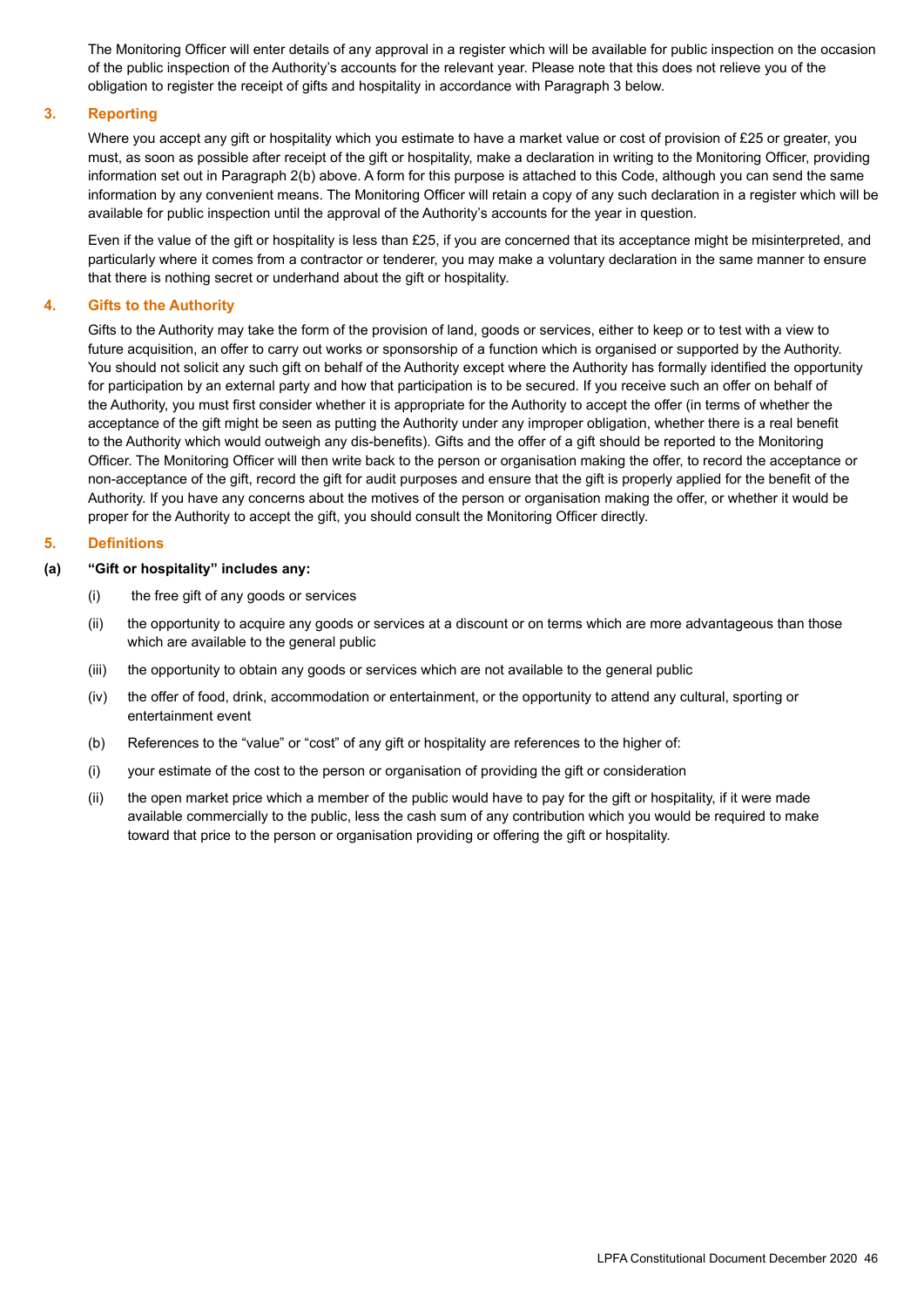The Monitoring Officer will enter details of any approval in a register which will be available for public inspection on the occasion of the public inspection of the Authority's accounts for the relevant year. Please note that this does not relieve you of the obligation to register the receipt of gifts and hospitality in accordance with Paragraph 3 below.

### 3. Reporting

Where you accept any gift or hospitality which you estimate to have a market value or cost of provision of £25 or greater, you must, as soon as possible after receipt of the gift or hospitality, make a declaration in writing to the Monitoring Officer, providing information set out in Paragraph 2(b) above. A form for this purpose is attached to this Code, although you can send the same information by any convenient means. The Monitoring Officer will retain a copy of any such declaration in a register which will be available for public inspection until the approval of the Authority's accounts for the year in question.

Even if the value of the gift or hospitality is less than £25, if you are concerned that its acceptance might be misinterpreted, and particularly where it comes from a contractor or tenderer, you may make a voluntary declaration in the same manner to ensure that there is nothing secret or underhand about the gift or hospitality.

### 4. Gifts to the Authority

Gifts to the Authority may take the form of the provision of land, goods or services, either to keep or to test with a view to future acquisition, an offer to carry out works or sponsorship of a function which is organised or supported by the Authority. You should not solicit any such gift on behalf of the Authority except where the Authority has formally identified the opportunity for participation by an external party and how that participation is to be secured. If you receive such an offer on behalf of the Authority, you must first consider whether it is appropriate for the Authority to accept the offer (in terms of whether the acceptance of the gift might be seen as putting the Authority under any improper obligation, whether there is a real benefit to the Authority which would outweigh any dis-benefits). Gifts and the offer of a gift should be reported to the Monitoring Officer. The Monitoring Officer will then write back to the person or organisation making the offer, to record the acceptance or non-acceptance of the gift, record the gift for audit purposes and ensure that the gift is properly applied for the benefit of the Authority. If you have any concerns about the motives of the person or organisation making the offer, or whether it would be proper for the Authority to accept the gift, you should consult the Monitoring Officer directly.

### 5. Definitions

**(a) "Gift or hospitality" includes any:**

(i) the free gift of any goods or services

(ii) the opportunity to acquire any goods or services at a discount or on terms which are more advantageous than those which are available to the general public

(iii) the opportunity to obtain any goods or services which are not available to the general public

(iv) the offer of food, drink, accommodation or entertainment, or the opportunity to attend any cultural, sporting or entertainment event

(b) References to the "value" or "cost" of any gift or hospitality are references to the higher of:

(i) your estimate of the cost to the person or organisation of providing the gift or consideration

(ii) the open market price which a member of the public would have to pay for the gift or hospitality, if it were made available commercially to the public, less the cash sum of any contribution which you would be required to make toward that price to the person or organisation providing or offering the gift or hospitality.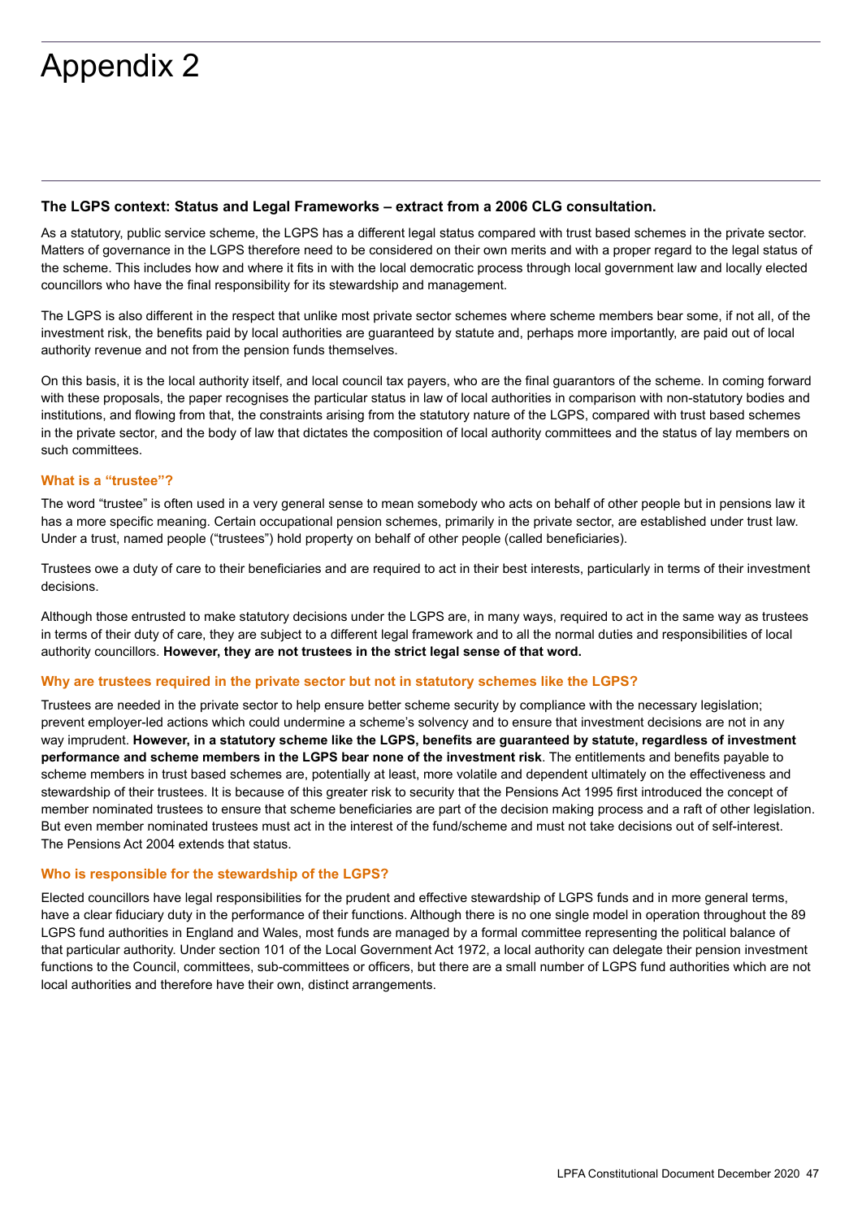# Appendix 2

### The LGPS context: Status and Legal Frameworks – extract from a 2006 CLG consultation.

As a statutory, public service scheme, the LGPS has a different legal status compared with trust based schemes in the private sector. Matters of governance in the LGPS therefore need to be considered on their own merits and with a proper regard to the legal status of the scheme. This includes how and where it fits in with the local democratic process through local government law and locally elected councillors who have the final responsibility for its stewardship and management.

The LGPS is also different in the respect that unlike most private sector schemes where scheme members bear some, if not all, of the investment risk, the benefits paid by local authorities are guaranteed by statute and, perhaps more importantly, are paid out of local authority revenue and not from the pension funds themselves.

On this basis, it is the local authority itself, and local council tax payers, who are the final guarantors of the scheme. In coming forward with these proposals, the paper recognises the particular status in law of local authorities in comparison with non-statutory bodies and institutions, and flowing from that, the constraints arising from the statutory nature of the LGPS, compared with trust based schemes in the private sector, and the body of law that dictates the composition of local authority committees and the status of lay members on such committees.

#### What is a "trustee"?

The word "trustee" is often used in a very general sense to mean somebody who acts on behalf of other people but in pensions law it has a more specific meaning. Certain occupational pension schemes, primarily in the private sector, are established under trust law. Under a trust, named people ("trustees") hold property on behalf of other people (called beneficiaries).

Trustees owe a duty of care to their beneficiaries and are required to act in their best interests, particularly in terms of their investment decisions.

Although those entrusted to make statutory decisions under the LGPS are, in many ways, required to act in the same way as trustees in terms of their duty of care, they are subject to a different legal framework and to all the normal duties and responsibilities of local authority councillors. **However, they are not trustees in the strict legal sense of that word.**

#### Why are trustees required in the private sector but not in statutory schemes like the LGPS?

Trustees are needed in the private sector to help ensure better scheme security by compliance with the necessary legislation; prevent employer-led actions which could undermine a scheme's solvency and to ensure that investment decisions are not in any way imprudent. **However, in a statutory scheme like the LGPS, benefits are guaranteed by statute, regardless of investment performance and scheme members in the LGPS bear none of the investment risk**. The entitlements and benefits payable to scheme members in trust based schemes are, potentially at least, more volatile and dependent ultimately on the effectiveness and stewardship of their trustees. It is because of this greater risk to security that the Pensions Act 1995 first introduced the concept of member nominated trustees to ensure that scheme beneficiaries are part of the decision making process and a raft of other legislation. But even member nominated trustees must act in the interest of the fund/scheme and must not take decisions out of self-interest. The Pensions Act 2004 extends that status.

#### Who is responsible for the stewardship of the LGPS?

Elected councillors have legal responsibilities for the prudent and effective stewardship of LGPS funds and in more general terms, have a clear fiduciary duty in the performance of their functions. Although there is no one single model in operation throughout the 89 LGPS fund authorities in England and Wales, most funds are managed by a formal committee representing the political balance of that particular authority. Under section 101 of the Local Government Act 1972, a local authority can delegate their pension investment functions to the Council, committees, sub-committees or officers, but there are a small number of LGPS fund authorities which are not local authorities and therefore have their own, distinct arrangements.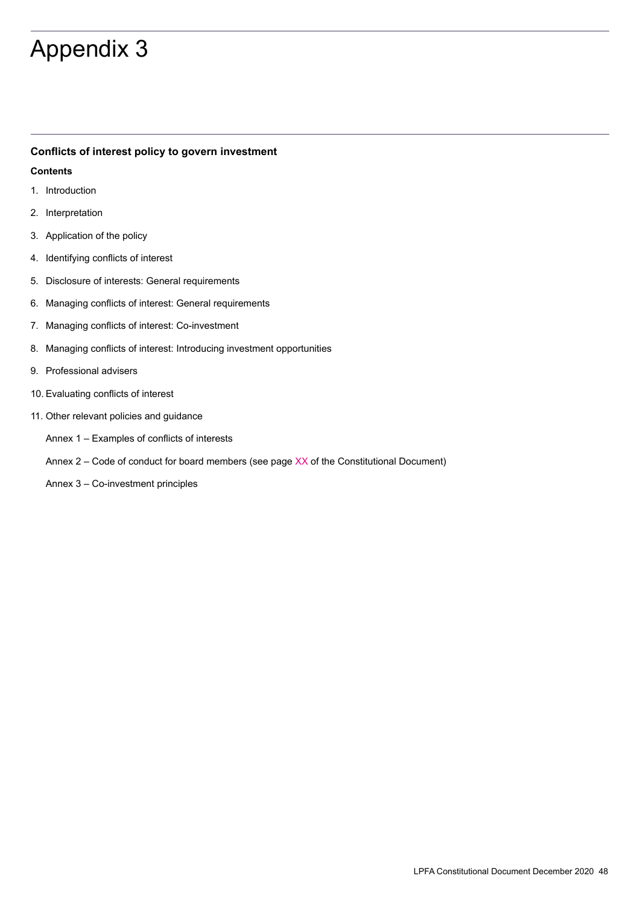# Appendix 3

**Conflicts of interest policy to govern investment**

**Contents**

1. Introduction
2. Interpretation
3. Application of the policy
4. Identifying conflicts of interest
5. Disclosure of interests: General requirements
6. Managing conflicts of interest: General requirements
7. Managing conflicts of interest: Co-investment
8. Managing conflicts of interest: Introducing investment opportunities
9. Professional advisers
10. Evaluating conflicts of interest
11. Other relevant policies and guidance

Annex 1 – Examples of conflicts of interests

Annex 2 – Code of conduct for board members (see page XX of the Constitutional Document)

Annex 3 – Co-investment principles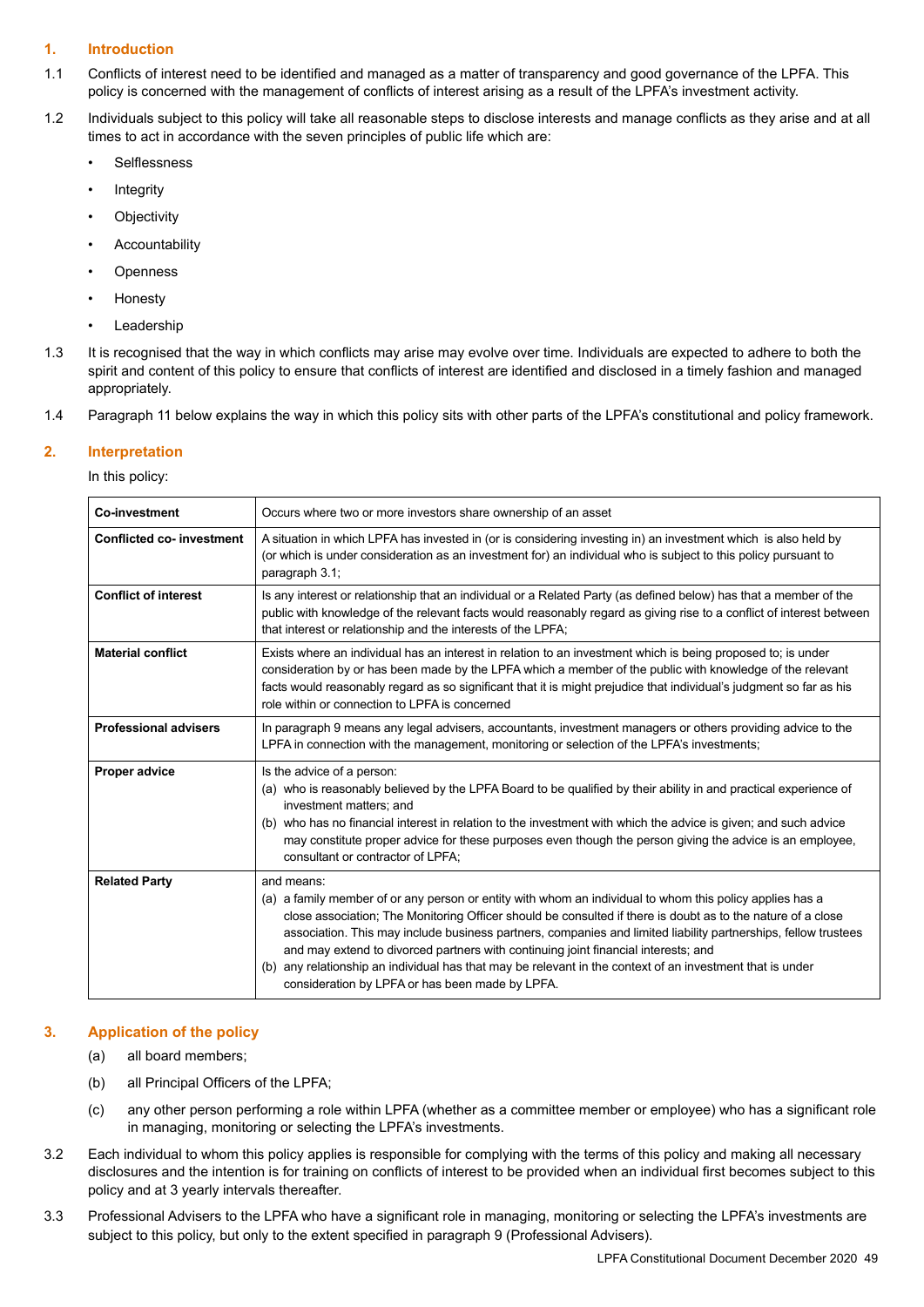## 1. Introduction

1.1 Conflicts of interest need to be identified and managed as a matter of transparency and good governance of the LPFA. This policy is concerned with the management of conflicts of interest arising as a result of the LPFA's investment activity.

1.2 Individuals subject to this policy will take all reasonable steps to disclose interests and manage conflicts as they arise and at all times to act in accordance with the seven principles of public life which are:

- Selflessness
- Integrity
- Objectivity
- Accountability
- Openness
- Honesty
- Leadership

1.3 It is recognised that the way in which conflicts may arise may evolve over time. Individuals are expected to adhere to both the spirit and content of this policy to ensure that conflicts of interest are identified and disclosed in a timely fashion and managed appropriately.

1.4 Paragraph 11 below explains the way in which this policy sits with other parts of the LPFA's constitutional and policy framework.

## 2. Interpretation

In this policy:

| | |
|---|---|
| **Co-investment** | Occurs where two or more investors share ownership of an asset |
| **Conflicted co- investment** | A situation in which LPFA has invested in (or is considering investing in) an investment which is also held by (or which is under consideration as an investment for) an individual who is subject to this policy pursuant to paragraph 3.1; |
| **Conflict of interest** | Is any interest or relationship that an individual or a Related Party (as defined below) has that a member of the public with knowledge of the relevant facts would reasonably regard as giving rise to a conflict of interest between that interest or relationship and the interests of the LPFA; |
| **Material conflict** | Exists where an individual has an interest in relation to an investment which is being proposed to; is under consideration by or has been made by the LPFA which a member of the public with knowledge of the relevant facts would reasonably regard as so significant that it is might prejudice that individual's judgment so far as his role within or connection to LPFA is concerned |
| **Professional advisers** | In paragraph 9 means any legal advisers, accountants, investment managers or others providing advice to the LPFA in connection with the management, monitoring or selection of the LPFA's investments; |
| **Proper advice** | Is the advice of a person: (a) who is reasonably believed by the LPFA Board to be qualified by their ability in and practical experience of investment matters; and (b) who has no financial interest in relation to the investment with which the advice is given; and such advice may constitute proper advice for these purposes even though the person giving the advice is an employee, consultant or contractor of LPFA; |
| **Related Party** | and means: (a) a family member of or any person or entity with whom an individual to whom this policy applies has a close association; The Monitoring Officer should be consulted if there is doubt as to the nature of a close association. This may include business partners, companies and limited liability partnerships, fellow trustees and may extend to divorced partners with continuing joint financial interests; and (b) any relationship an individual has that may be relevant in the context of an investment that is under consideration by LPFA or has been made by LPFA. |

## 3. Application of the policy

(a) all board members;

(b) all Principal Officers of the LPFA;

(c) any other person performing a role within LPFA (whether as a committee member or employee) who has a significant role in managing, monitoring or selecting the LPFA's investments.

3.2 Each individual to whom this policy applies is responsible for complying with the terms of this policy and making all necessary disclosures and the intention is for training on conflicts of interest to be provided when an individual first becomes subject to this policy and at 3 yearly intervals thereafter.

3.3 Professional Advisers to the LPFA who have a significant role in managing, monitoring or selecting the LPFA's investments are subject to this policy, but only to the extent specified in paragraph 9 (Professional Advisers).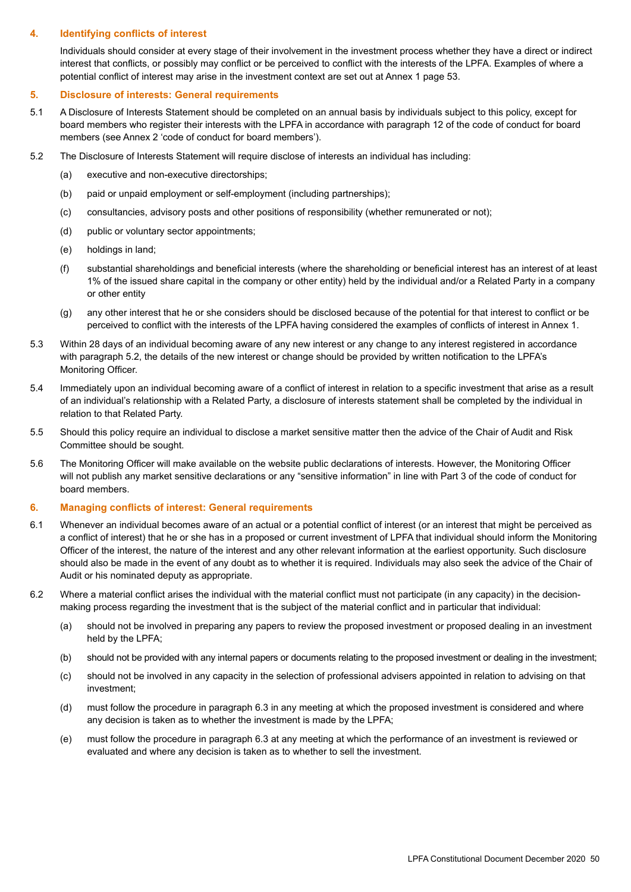## 4. Identifying conflicts of interest

Individuals should consider at every stage of their involvement in the investment process whether they have a direct or indirect interest that conflicts, or possibly may conflict or be perceived to conflict with the interests of the LPFA. Examples of where a potential conflict of interest may arise in the investment context are set out at Annex 1 page 53.

## 5. Disclosure of interests: General requirements

5.1 A Disclosure of Interests Statement should be completed on an annual basis by individuals subject to this policy, except for board members who register their interests with the LPFA in accordance with paragraph 12 of the code of conduct for board members (see Annex 2 'code of conduct for board members').

5.2 The Disclosure of Interests Statement will require disclose of interests an individual has including:

(a) executive and non-executive directorships;

(b) paid or unpaid employment or self-employment (including partnerships);

(c) consultancies, advisory posts and other positions of responsibility (whether remunerated or not);

(d) public or voluntary sector appointments;

(e) holdings in land;

(f) substantial shareholdings and beneficial interests (where the shareholding or beneficial interest has an interest of at least 1% of the issued share capital in the company or other entity) held by the individual and/or a Related Party in a company or other entity

(g) any other interest that he or she considers should be disclosed because of the potential for that interest to conflict or be perceived to conflict with the interests of the LPFA having considered the examples of conflicts of interest in Annex 1.

5.3 Within 28 days of an individual becoming aware of any new interest or any change to any interest registered in accordance with paragraph 5.2, the details of the new interest or change should be provided by written notification to the LPFA's Monitoring Officer.

5.4 Immediately upon an individual becoming aware of a conflict of interest in relation to a specific investment that arise as a result of an individual's relationship with a Related Party, a disclosure of interests statement shall be completed by the individual in relation to that Related Party.

5.5 Should this policy require an individual to disclose a market sensitive matter then the advice of the Chair of Audit and Risk Committee should be sought.

5.6 The Monitoring Officer will make available on the website public declarations of interests. However, the Monitoring Officer will not publish any market sensitive declarations or any "sensitive information" in line with Part 3 of the code of conduct for board members.

## 6. Managing conflicts of interest: General requirements

6.1 Whenever an individual becomes aware of an actual or a potential conflict of interest (or an interest that might be perceived as a conflict of interest) that he or she has in a proposed or current investment of LPFA that individual should inform the Monitoring Officer of the interest, the nature of the interest and any other relevant information at the earliest opportunity. Such disclosure should also be made in the event of any doubt as to whether it is required. Individuals may also seek the advice of the Chair of Audit or his nominated deputy as appropriate.

6.2 Where a material conflict arises the individual with the material conflict must not participate (in any capacity) in the decision-making process regarding the investment that is the subject of the material conflict and in particular that individual:

(a) should not be involved in preparing any papers to review the proposed investment or proposed dealing in an investment held by the LPFA;

(b) should not be provided with any internal papers or documents relating to the proposed investment or dealing in the investment;

(c) should not be involved in any capacity in the selection of professional advisers appointed in relation to advising on that investment;

(d) must follow the procedure in paragraph 6.3 in any meeting at which the proposed investment is considered and where any decision is taken as to whether the investment is made by the LPFA;

(e) must follow the procedure in paragraph 6.3 at any meeting at which the performance of an investment is reviewed or evaluated and where any decision is taken as to whether to sell the investment.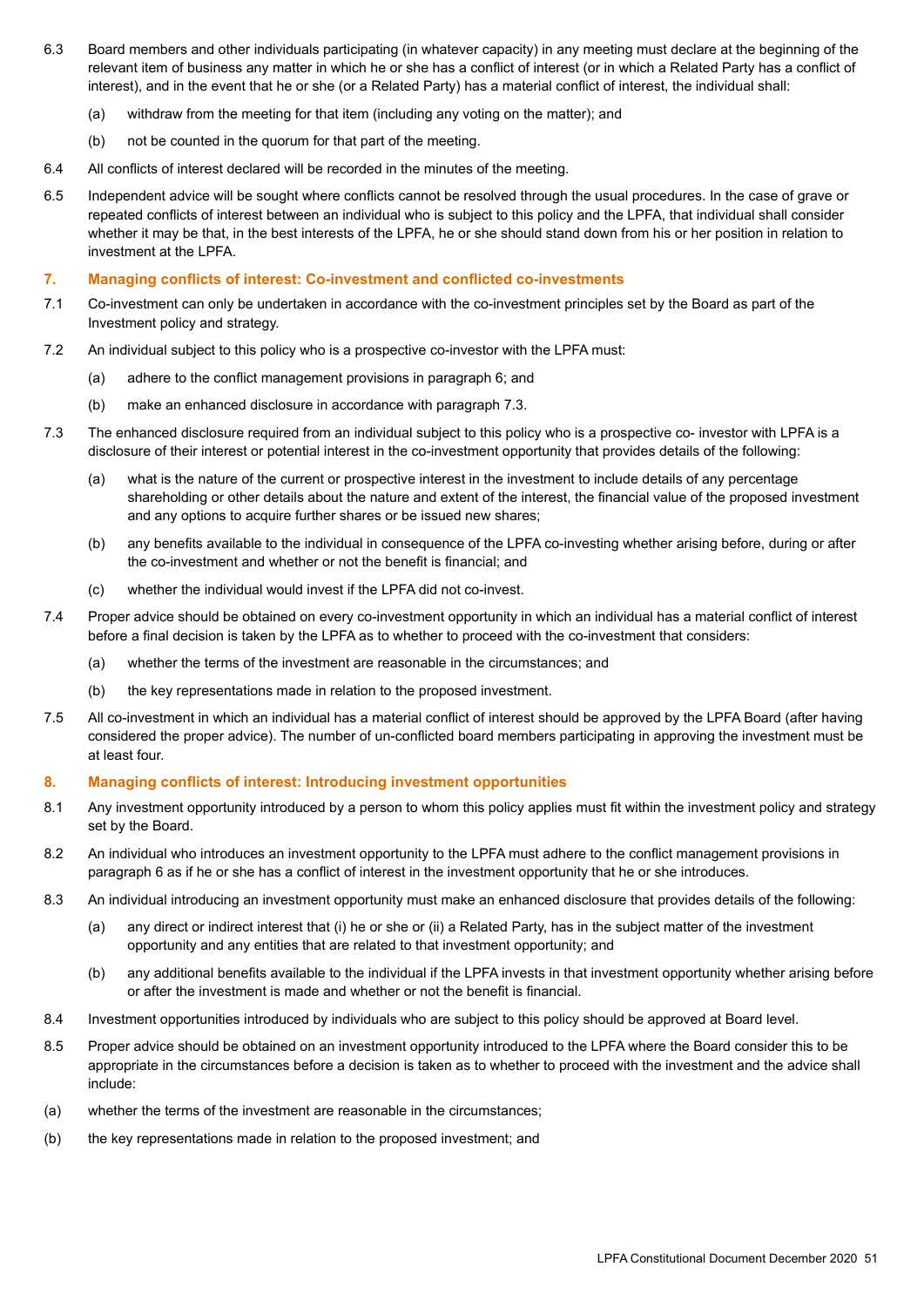6.3 Board members and other individuals participating (in whatever capacity) in any meeting must declare at the beginning of the relevant item of business any matter in which he or she has a conflict of interest (or in which a Related Party has a conflict of interest), and in the event that he or she (or a Related Party) has a material conflict of interest, the individual shall:

   (a) withdraw from the meeting for that item (including any voting on the matter); and

   (b) not be counted in the quorum for that part of the meeting.

6.4 All conflicts of interest declared will be recorded in the minutes of the meeting.

6.5 Independent advice will be sought where conflicts cannot be resolved through the usual procedures. In the case of grave or repeated conflicts of interest between an individual who is subject to this policy and the LPFA, that individual shall consider whether it may be that, in the best interests of the LPFA, he or she should stand down from his or her position in relation to investment at the LPFA.

## 7. Managing conflicts of interest: Co-investment and conflicted co-investments

7.1 Co-investment can only be undertaken in accordance with the co-investment principles set by the Board as part of the Investment policy and strategy.

7.2 An individual subject to this policy who is a prospective co-investor with the LPFA must:

   (a) adhere to the conflict management provisions in paragraph 6; and

   (b) make an enhanced disclosure in accordance with paragraph 7.3.

7.3 The enhanced disclosure required from an individual subject to this policy who is a prospective co- investor with LPFA is a disclosure of their interest or potential interest in the co-investment opportunity that provides details of the following:

   (a) what is the nature of the current or prospective interest in the investment to include details of any percentage shareholding or other details about the nature and extent of the interest, the financial value of the proposed investment and any options to acquire further shares or be issued new shares;

   (b) any benefits available to the individual in consequence of the LPFA co-investing whether arising before, during or after the co-investment and whether or not the benefit is financial; and

   (c) whether the individual would invest if the LPFA did not co-invest.

7.4 Proper advice should be obtained on every co-investment opportunity in which an individual has a material conflict of interest before a final decision is taken by the LPFA as to whether to proceed with the co-investment that considers:

   (a) whether the terms of the investment are reasonable in the circumstances; and

   (b) the key representations made in relation to the proposed investment.

7.5 All co-investment in which an individual has a material conflict of interest should be approved by the LPFA Board (after having considered the proper advice). The number of un-conflicted board members participating in approving the investment must be at least four.

## 8. Managing conflicts of interest: Introducing investment opportunities

8.1 Any investment opportunity introduced by a person to whom this policy applies must fit within the investment policy and strategy set by the Board.

8.2 An individual who introduces an investment opportunity to the LPFA must adhere to the conflict management provisions in paragraph 6 as if he or she has a conflict of interest in the investment opportunity that he or she introduces.

8.3 An individual introducing an investment opportunity must make an enhanced disclosure that provides details of the following:

   (a) any direct or indirect interest that (i) he or she or (ii) a Related Party, has in the subject matter of the investment opportunity and any entities that are related to that investment opportunity; and

   (b) any additional benefits available to the individual if the LPFA invests in that investment opportunity whether arising before or after the investment is made and whether or not the benefit is financial.

8.4 Investment opportunities introduced by individuals who are subject to this policy should be approved at Board level.

8.5 Proper advice should be obtained on an investment opportunity introduced to the LPFA where the Board consider this to be appropriate in the circumstances before a decision is taken as to whether to proceed with the investment and the advice shall include:

(a) whether the terms of the investment are reasonable in the circumstances;

(b) the key representations made in relation to the proposed investment; and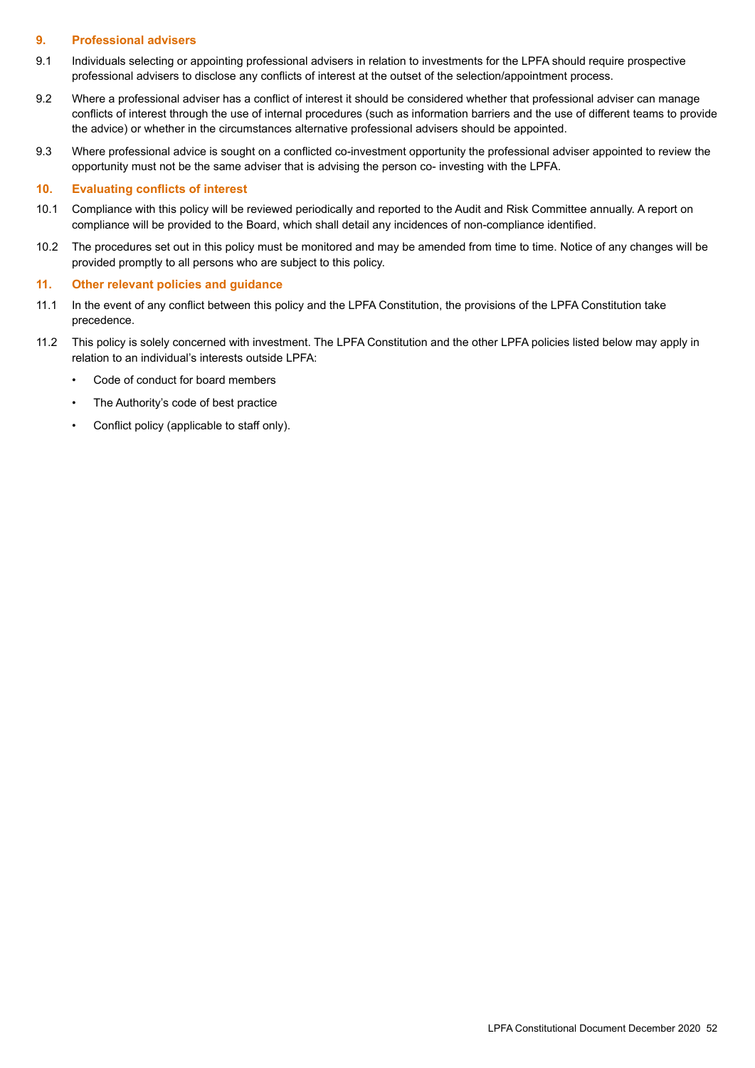## 9. Professional advisers

9.1 Individuals selecting or appointing professional advisers in relation to investments for the LPFA should require prospective professional advisers to disclose any conflicts of interest at the outset of the selection/appointment process.

9.2 Where a professional adviser has a conflict of interest it should be considered whether that professional adviser can manage conflicts of interest through the use of internal procedures (such as information barriers and the use of different teams to provide the advice) or whether in the circumstances alternative professional advisers should be appointed.

9.3 Where professional advice is sought on a conflicted co-investment opportunity the professional adviser appointed to review the opportunity must not be the same adviser that is advising the person co- investing with the LPFA.

## 10. Evaluating conflicts of interest

10.1 Compliance with this policy will be reviewed periodically and reported to the Audit and Risk Committee annually. A report on compliance will be provided to the Board, which shall detail any incidences of non-compliance identified.

10.2 The procedures set out in this policy must be monitored and may be amended from time to time. Notice of any changes will be provided promptly to all persons who are subject to this policy.

## 11. Other relevant policies and guidance

11.1 In the event of any conflict between this policy and the LPFA Constitution, the provisions of the LPFA Constitution take precedence.

11.2 This policy is solely concerned with investment. The LPFA Constitution and the other LPFA policies listed below may apply in relation to an individual's interests outside LPFA:

- Code of conduct for board members
- The Authority's code of best practice
- Conflict policy (applicable to staff only).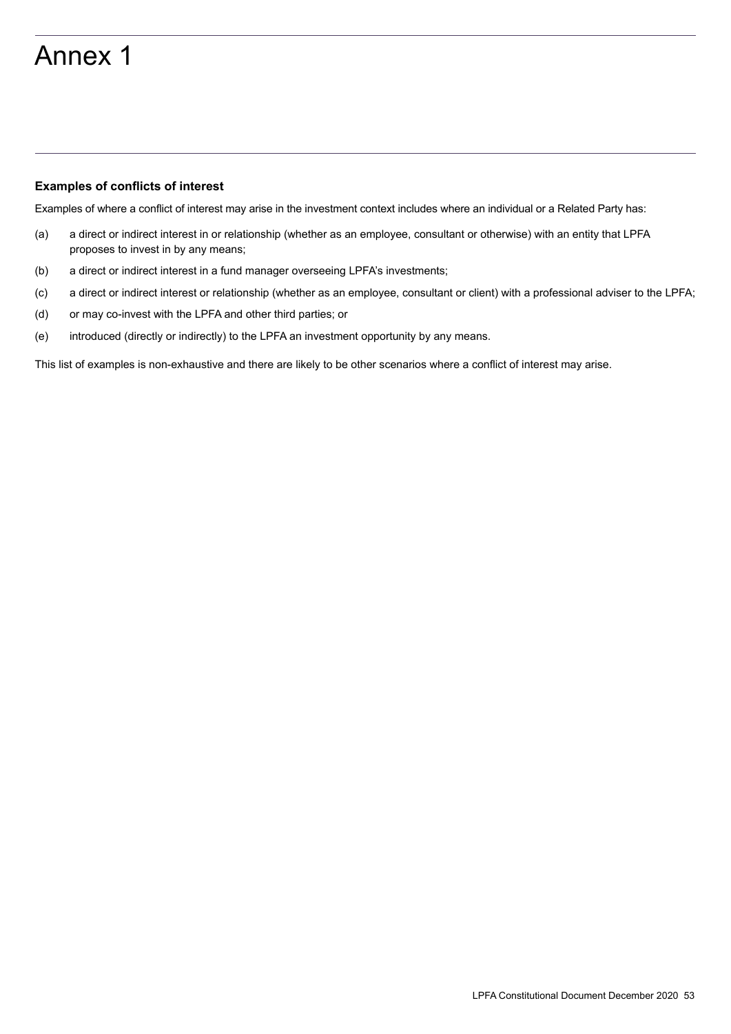# Annex 1

**Examples of conflicts of interest**

Examples of where a conflict of interest may arise in the investment context includes where an individual or a Related Party has:

(a) a direct or indirect interest in or relationship (whether as an employee, consultant or otherwise) with an entity that LPFA proposes to invest in by any means;

(b) a direct or indirect interest in a fund manager overseeing LPFA's investments;

(c) a direct or indirect interest or relationship (whether as an employee, consultant or client) with a professional adviser to the LPFA;

(d) or may co-invest with the LPFA and other third parties; or

(e) introduced (directly or indirectly) to the LPFA an investment opportunity by any means.

This list of examples is non-exhaustive and there are likely to be other scenarios where a conflict of interest may arise.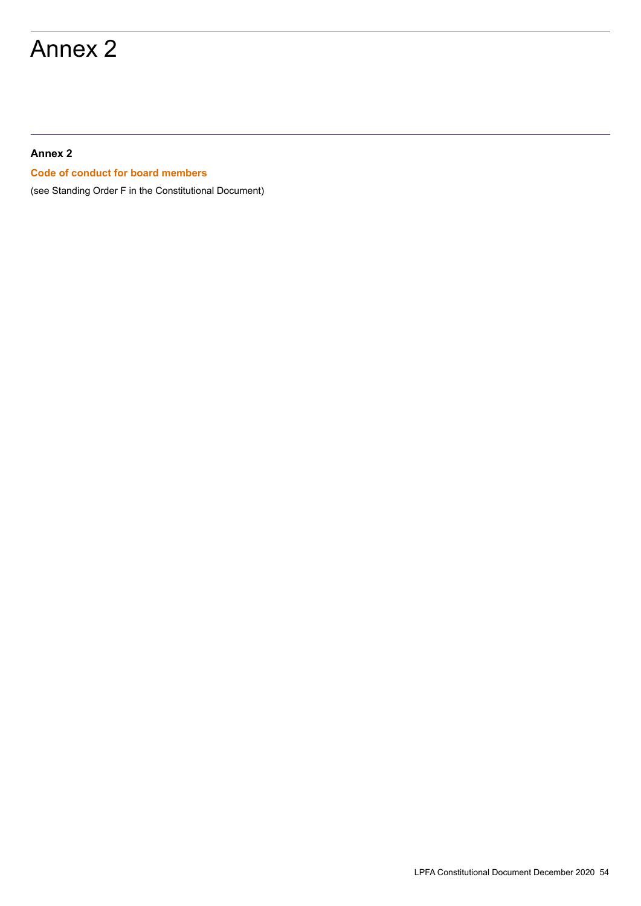# Annex 2

**Annex 2**

**Code of conduct for board members**

(see Standing Order F in the Constitutional Document)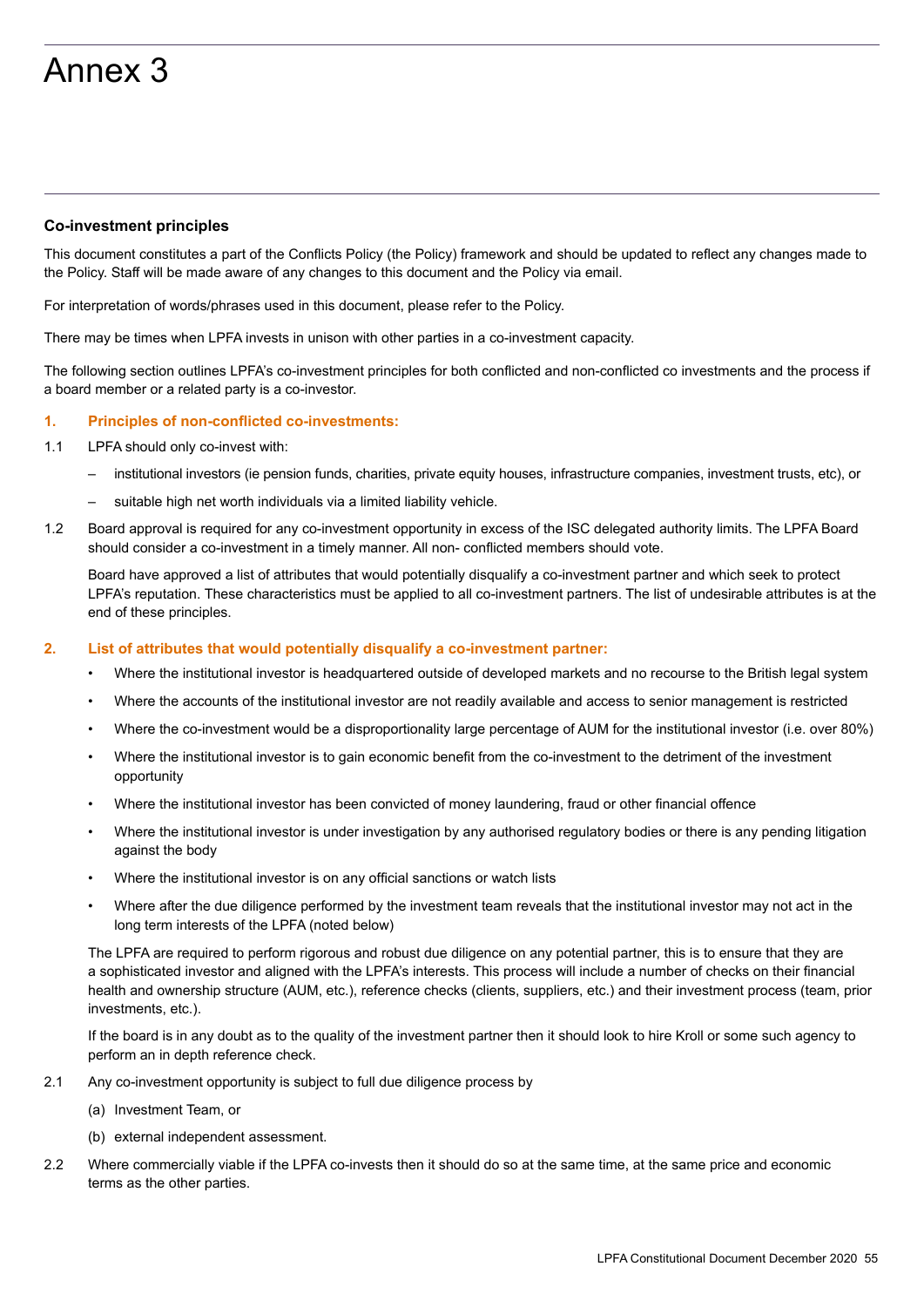# Annex 3

**Co-investment principles**

This document constitutes a part of the Conflicts Policy (the Policy) framework and should be updated to reflect any changes made to the Policy. Staff will be made aware of any changes to this document and the Policy via email.

For interpretation of words/phrases used in this document, please refer to the Policy.

There may be times when LPFA invests in unison with other parties in a co-investment capacity.

The following section outlines LPFA's co-investment principles for both conflicted and non-conflicted co investments and the process if a board member or a related party is a co-investor.

### 1. Principles of non-conflicted co-investments:

1.1 LPFA should only co-invest with:

- institutional investors (ie pension funds, charities, private equity houses, infrastructure companies, investment trusts, etc), or
- suitable high net worth individuals via a limited liability vehicle.

1.2 Board approval is required for any co-investment opportunity in excess of the ISC delegated authority limits. The LPFA Board should consider a co-investment in a timely manner. All non- conflicted members should vote.

Board have approved a list of attributes that would potentially disqualify a co-investment partner and which seek to protect LPFA's reputation. These characteristics must be applied to all co-investment partners. The list of undesirable attributes is at the end of these principles.

### 2. List of attributes that would potentially disqualify a co-investment partner:

- Where the institutional investor is headquartered outside of developed markets and no recourse to the British legal system
- Where the accounts of the institutional investor are not readily available and access to senior management is restricted
- Where the co-investment would be a disproportionality large percentage of AUM for the institutional investor (i.e. over 80%)
- Where the institutional investor is to gain economic benefit from the co-investment to the detriment of the investment opportunity
- Where the institutional investor has been convicted of money laundering, fraud or other financial offence
- Where the institutional investor is under investigation by any authorised regulatory bodies or there is any pending litigation against the body
- Where the institutional investor is on any official sanctions or watch lists
- Where after the due diligence performed by the investment team reveals that the institutional investor may not act in the long term interests of the LPFA (noted below)

The LPFA are required to perform rigorous and robust due diligence on any potential partner, this is to ensure that they are a sophisticated investor and aligned with the LPFA's interests. This process will include a number of checks on their financial health and ownership structure (AUM, etc.), reference checks (clients, suppliers, etc.) and their investment process (team, prior investments, etc.).

If the board is in any doubt as to the quality of the investment partner then it should look to hire Kroll or some such agency to perform an in depth reference check.

2.1 Any co-investment opportunity is subject to full due diligence process by

(a) Investment Team, or

(b) external independent assessment.

2.2 Where commercially viable if the LPFA co-invests then it should do so at the same time, at the same price and economic terms as the other parties.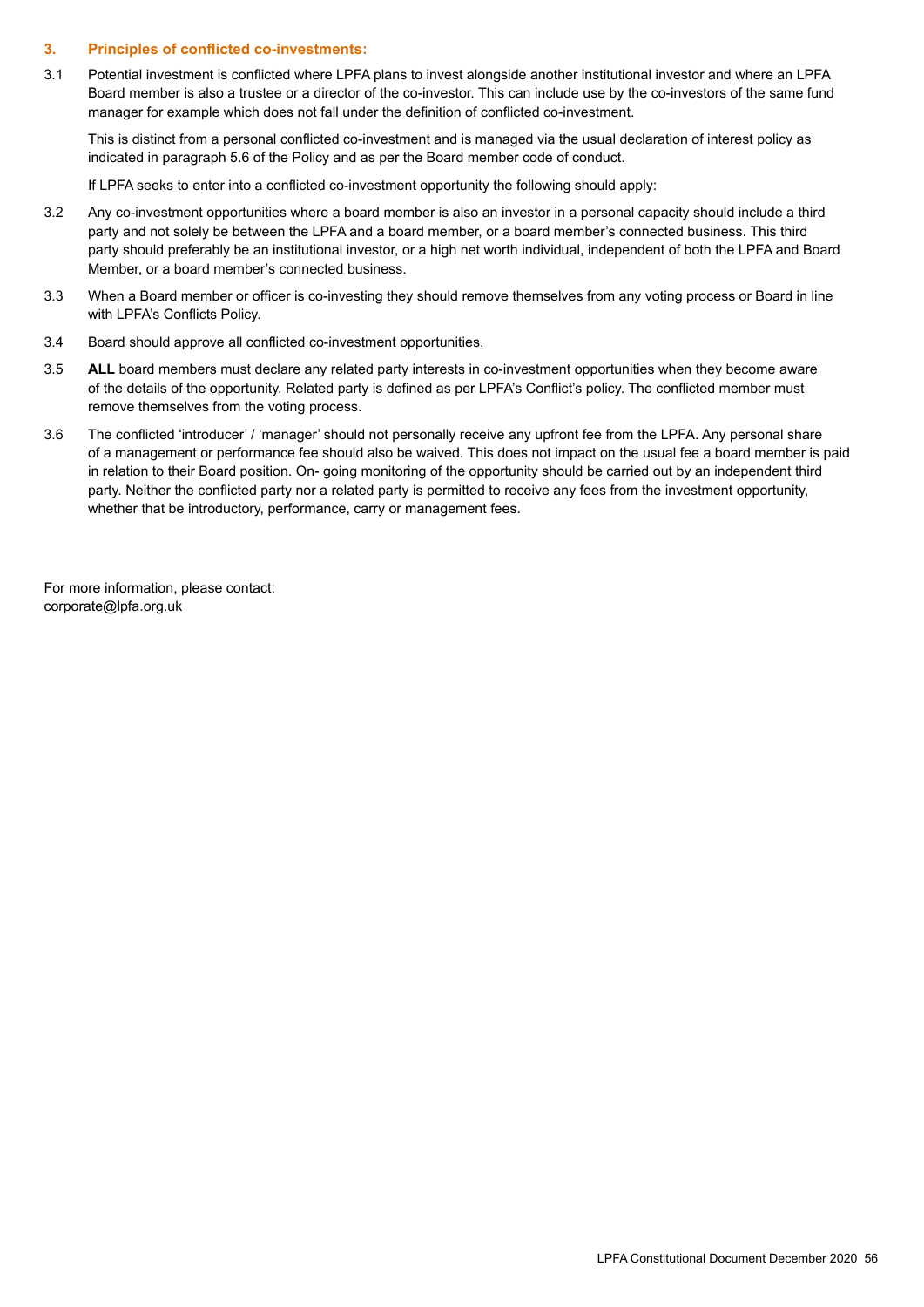## 3. Principles of conflicted co-investments:

3.1 Potential investment is conflicted where LPFA plans to invest alongside another institutional investor and where an LPFA Board member is also a trustee or a director of the co-investor. This can include use by the co-investors of the same fund manager for example which does not fall under the definition of conflicted co-investment.

This is distinct from a personal conflicted co-investment and is managed via the usual declaration of interest policy as indicated in paragraph 5.6 of the Policy and as per the Board member code of conduct.

If LPFA seeks to enter into a conflicted co-investment opportunity the following should apply:

3.2 Any co-investment opportunities where a board member is also an investor in a personal capacity should include a third party and not solely be between the LPFA and a board member, or a board member's connected business. This third party should preferably be an institutional investor, or a high net worth individual, independent of both the LPFA and Board Member, or a board member's connected business.

3.3 When a Board member or officer is co-investing they should remove themselves from any voting process or Board in line with LPFA's Conflicts Policy.

3.4 Board should approve all conflicted co-investment opportunities.

3.5 **ALL** board members must declare any related party interests in co-investment opportunities when they become aware of the details of the opportunity. Related party is defined as per LPFA's Conflict's policy. The conflicted member must remove themselves from the voting process.

3.6 The conflicted 'introducer' / 'manager' should not personally receive any upfront fee from the LPFA. Any personal share of a management or performance fee should also be waived. This does not impact on the usual fee a board member is paid in relation to their Board position. On- going monitoring of the opportunity should be carried out by an independent third party. Neither the conflicted party nor a related party is permitted to receive any fees from the investment opportunity, whether that be introductory, performance, carry or management fees.

For more information, please contact:
corporate@lpfa.org.uk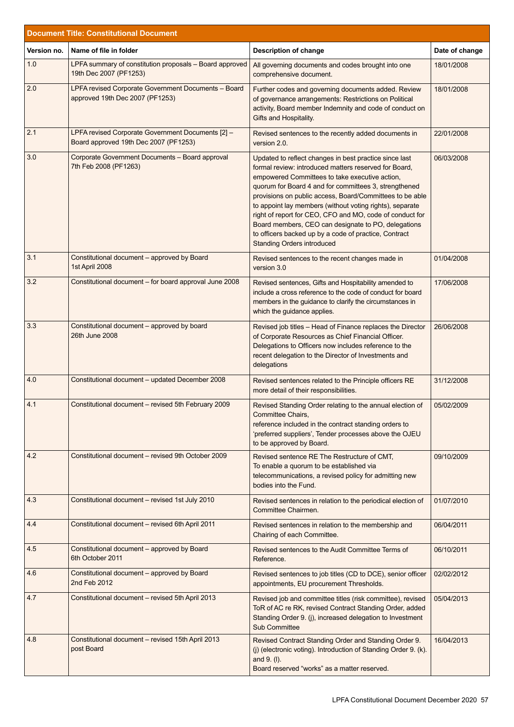| Document Title: Constitutional Document | | | |
|---|---|---|---|
| **Version no.** | **Name of file in folder** | **Description of change** | **Date of change** |
| 1.0 | LPFA summary of constitution proposals – Board approved 19th Dec 2007 (PF1253) | All governing documents and codes brought into one comprehensive document. | 18/01/2008 |
| 2.0 | LPFA revised Corporate Government Documents – Board approved 19th Dec 2007 (PF1253) | Further codes and governing documents added. Review of governance arrangements: Restrictions on Political activity, Board member Indemnity and code of conduct on Gifts and Hospitality. | 18/01/2008 |
| 2.1 | LPFA revised Corporate Government Documents [2] – Board approved 19th Dec 2007 (PF1253) | Revised sentences to the recently added documents in version 2.0. | 22/01/2008 |
| 3.0 | Corporate Government Documents – Board approval 7th Feb 2008 (PF1263) | Updated to reflect changes in best practice since last formal review: introduced matters reserved for Board, empowered Committees to take executive action, quorum for Board 4 and for committees 3, strengthened provisions on public access, Board/Committees to be able to appoint lay members (without voting rights), separate right of report for CEO, CFO and MO, code of conduct for Board members, CEO can designate to PO, delegations to officers backed up by a code of practice, Contract Standing Orders introduced | 06/03/2008 |
| 3.1 | Constitutional document – approved by Board 1st April 2008 | Revised sentences to the recent changes made in version 3.0 | 01/04/2008 |
| 3.2 | Constitutional document – for board approval June 2008 | Revised sentences, Gifts and Hospitability amended to include a cross reference to the code of conduct for board members in the guidance to clarify the circumstances in which the guidance applies. | 17/06/2008 |
| 3.3 | Constitutional document – approved by board 26th June 2008 | Revised job titles – Head of Finance replaces the Director of Corporate Resources as Chief Financial Officer. Delegations to Officers now includes reference to the recent delegation to the Director of Investments and delegations | 26/06/2008 |
| 4.0 | Constitutional document – updated December 2008 | Revised sentences related to the Principle officers RE more detail of their responsibilities. | 31/12/2008 |
| 4.1 | Constitutional document – revised 5th February 2009 | Revised Standing Order relating to the annual election of Committee Chairs, reference included in the contract standing orders to 'preferred suppliers', Tender processes above the OJEU to be approved by Board. | 05/02/2009 |
| 4.2 | Constitutional document – revised 9th October 2009 | Revised sentence RE The Restructure of CMT, To enable a quorum to be established via telecommunications, a revised policy for admitting new bodies into the Fund. | 09/10/2009 |
| 4.3 | Constitutional document – revised 1st July 2010 | Revised sentences in relation to the periodical election of Committee Chairmen. | 01/07/2010 |
| 4.4 | Constitutional document – revised 6th April 2011 | Revised sentences in relation to the membership and Chairing of each Committee. | 06/04/2011 |
| 4.5 | Constitutional document – approved by Board 6th October 2011 | Revised sentences to the Audit Committee Terms of Reference. | 06/10/2011 |
| 4.6 | Constitutional document – approved by Board 2nd Feb 2012 | Revised sentences to job titles (CD to DCE), senior officer appointments, EU procurement Thresholds. | 02/02/2012 |
| 4.7 | Constitutional document – revised 5th April 2013 | Revised job and committee titles (risk committee), revised ToR of AC re RK, revised Contract Standing Order, added Standing Order 9. (j), increased delegation to Investment Sub Committee | 05/04/2013 |
| 4.8 | Constitutional document – revised 15th April 2013 post Board | Revised Contract Standing Order and Standing Order 9. (j) (electronic voting). Introduction of Standing Order 9. (k). and 9. (l). Board reserved "works" as a matter reserved. | 16/04/2013 |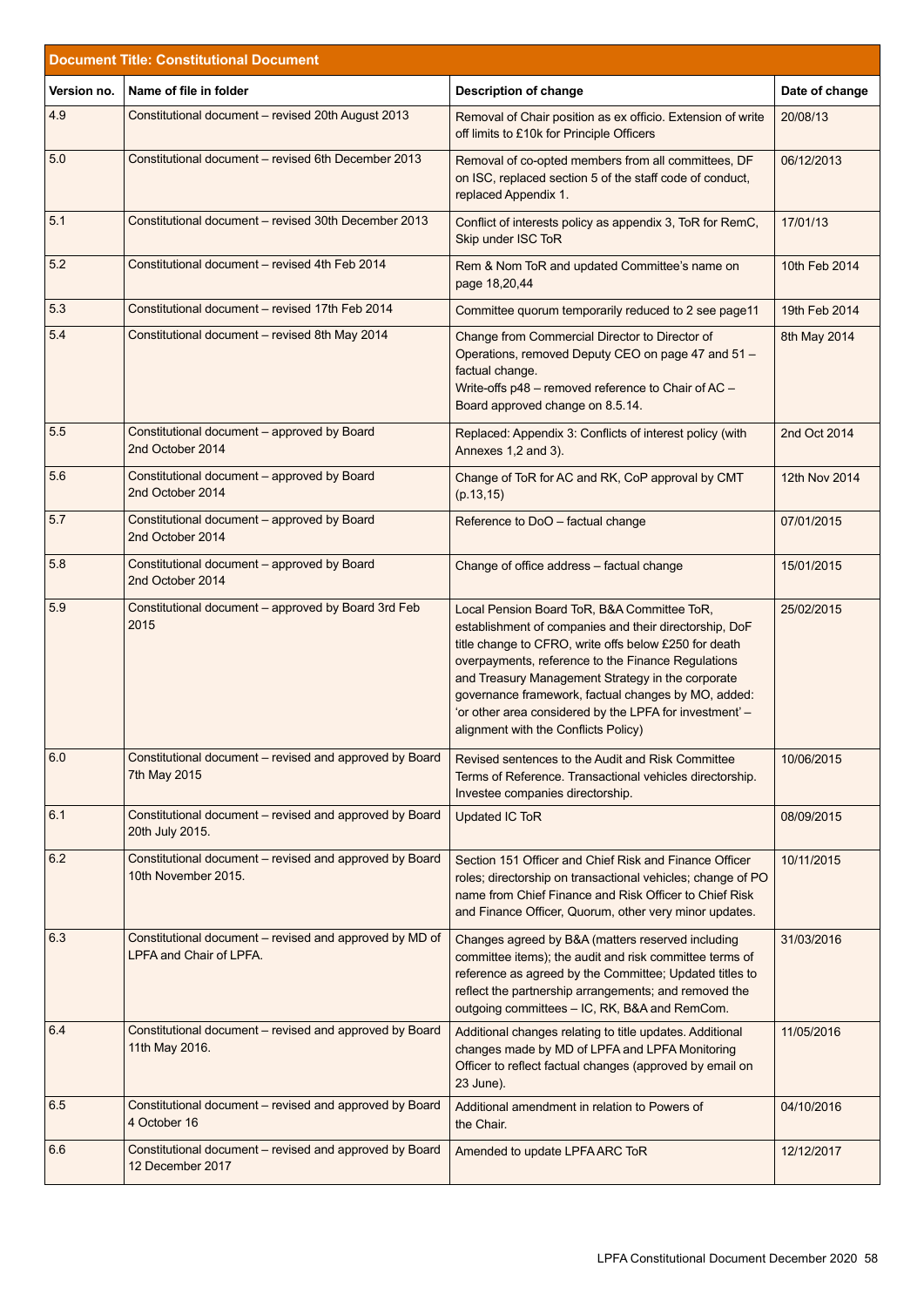| Document Title: Constitutional Document | | | |
|---|---|---|---|
| **Version no.** | **Name of file in folder** | **Description of change** | **Date of change** |
| 4.9 | Constitutional document – revised 20th August 2013 | Removal of Chair position as ex officio. Extension of write off limits to £10k for Principle Officers | 20/08/13 |
| 5.0 | Constitutional document – revised 6th December 2013 | Removal of co-opted members from all committees, DF on ISC, replaced section 5 of the staff code of conduct, replaced Appendix 1. | 06/12/2013 |
| 5.1 | Constitutional document – revised 30th December 2013 | Conflict of interests policy as appendix 3, ToR for RemC, Skip under ISC ToR | 17/01/13 |
| 5.2 | Constitutional document – revised 4th Feb 2014 | Rem & Nom ToR and updated Committee's name on page 18,20,44 | 10th Feb 2014 |
| 5.3 | Constitutional document – revised 17th Feb 2014 | Committee quorum temporarily reduced to 2 see page11 | 19th Feb 2014 |
| 5.4 | Constitutional document – revised 8th May 2014 | Change from Commercial Director to Director of Operations, removed Deputy CEO on page 47 and 51 – factual change.<br>Write-offs p48 – removed reference to Chair of AC – Board approved change on 8.5.14. | 8th May 2014 |
| 5.5 | Constitutional document – approved by Board 2nd October 2014 | Replaced: Appendix 3: Conflicts of interest policy (with Annexes 1,2 and 3). | 2nd Oct 2014 |
| 5.6 | Constitutional document – approved by Board 2nd October 2014 | Change of ToR for AC and RK, CoP approval by CMT (p.13,15) | 12th Nov 2014 |
| 5.7 | Constitutional document – approved by Board 2nd October 2014 | Reference to DoO – factual change | 07/01/2015 |
| 5.8 | Constitutional document – approved by Board 2nd October 2014 | Change of office address – factual change | 15/01/2015 |
| 5.9 | Constitutional document – approved by Board 3rd Feb 2015 | Local Pension Board ToR, B&A Committee ToR, establishment of companies and their directorship, DoF title change to CFRO, write offs below £250 for death overpayments, reference to the Finance Regulations and Treasury Management Strategy in the corporate governance framework, factual changes by MO, added: 'or other area considered by the LPFA for investment' – alignment with the Conflicts Policy) | 25/02/2015 |
| 6.0 | Constitutional document – revised and approved by Board 7th May 2015 | Revised sentences to the Audit and Risk Committee Terms of Reference. Transactional vehicles directorship. Investee companies directorship. | 10/06/2015 |
| 6.1 | Constitutional document – revised and approved by Board 20th July 2015. | Updated IC ToR | 08/09/2015 |
| 6.2 | Constitutional document – revised and approved by Board 10th November 2015. | Section 151 Officer and Chief Risk and Finance Officer roles; directorship on transactional vehicles; change of PO name from Chief Finance and Risk Officer to Chief Risk and Finance Officer, Quorum, other very minor updates. | 10/11/2015 |
| 6.3 | Constitutional document – revised and approved by MD of LPFA and Chair of LPFA. | Changes agreed by B&A (matters reserved including committee items); the audit and risk committee terms of reference as agreed by the Committee; Updated titles to reflect the partnership arrangements; and removed the outgoing committees – IC, RK, B&A and RemCom. | 31/03/2016 |
| 6.4 | Constitutional document – revised and approved by Board 11th May 2016. | Additional changes relating to title updates. Additional changes made by MD of LPFA and LPFA Monitoring Officer to reflect factual changes (approved by email on 23 June). | 11/05/2016 |
| 6.5 | Constitutional document – revised and approved by Board 4 October 16 | Additional amendment in relation to Powers of the Chair. | 04/10/2016 |
| 6.6 | Constitutional document – revised and approved by Board 12 December 2017 | Amended to update LPFA ARC ToR | 12/12/2017 |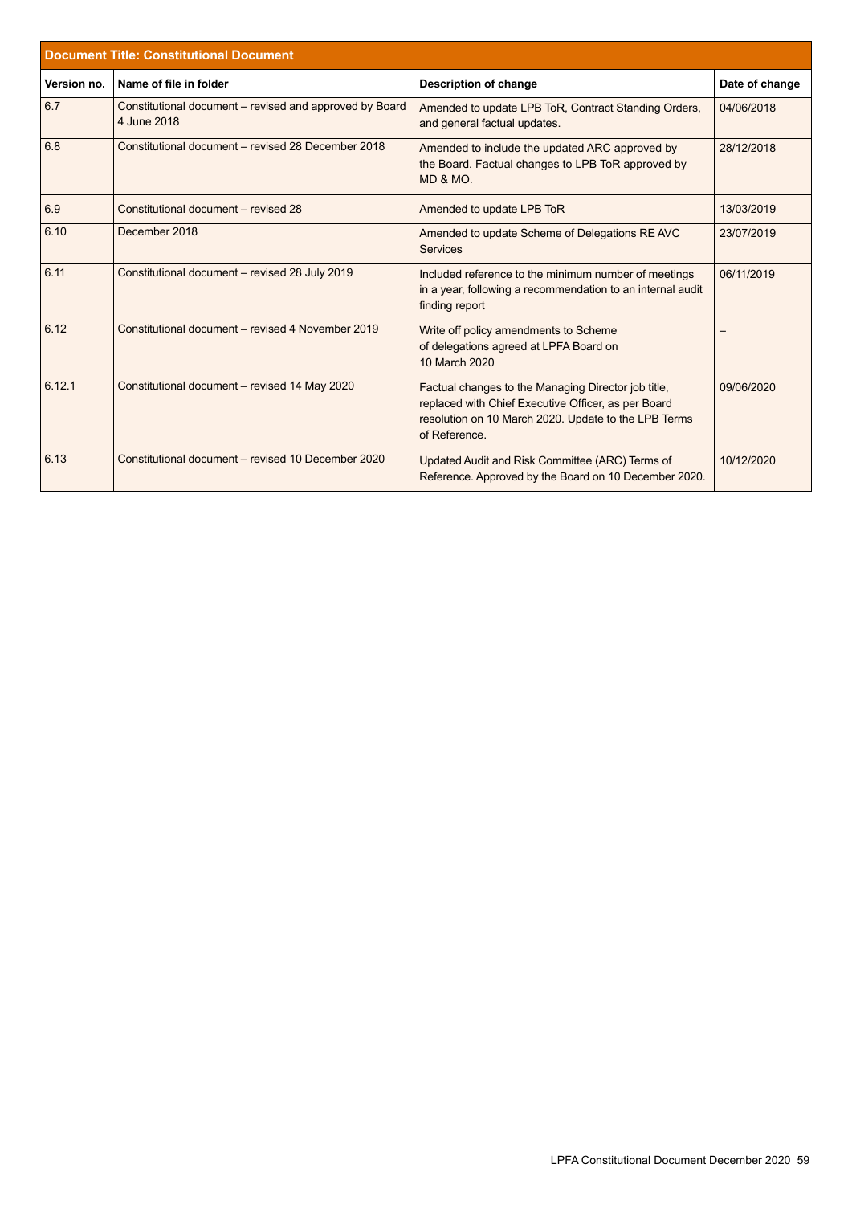| Document Title: Constitutional Document | | | |
|---|---|---|---|
| **Version no.** | **Name of file in folder** | **Description of change** | **Date of change** |
| 6.7 | Constitutional document – revised and approved by Board 4 June 2018 | Amended to update LPB ToR, Contract Standing Orders, and general factual updates. | 04/06/2018 |
| 6.8 | Constitutional document – revised 28 December 2018 | Amended to include the updated ARC approved by the Board. Factual changes to LPB ToR approved by MD & MO. | 28/12/2018 |
| 6.9 | Constitutional document – revised 28 | Amended to update LPB ToR | 13/03/2019 |
| 6.10 | December 2018 | Amended to update Scheme of Delegations RE AVC Services | 23/07/2019 |
| 6.11 | Constitutional document – revised 28 July 2019 | Included reference to the minimum number of meetings in a year, following a recommendation to an internal audit finding report | 06/11/2019 |
| 6.12 | Constitutional document – revised 4 November 2019 | Write off policy amendments to Scheme of delegations agreed at LPFA Board on 10 March 2020 | – |
| 6.12.1 | Constitutional document – revised 14 May 2020 | Factual changes to the Managing Director job title, replaced with Chief Executive Officer, as per Board resolution on 10 March 2020. Update to the LPB Terms of Reference. | 09/06/2020 |
| 6.13 | Constitutional document – revised 10 December 2020 | Updated Audit and Risk Committee (ARC) Terms of Reference. Approved by the Board on 10 December 2020. | 10/12/2020 |